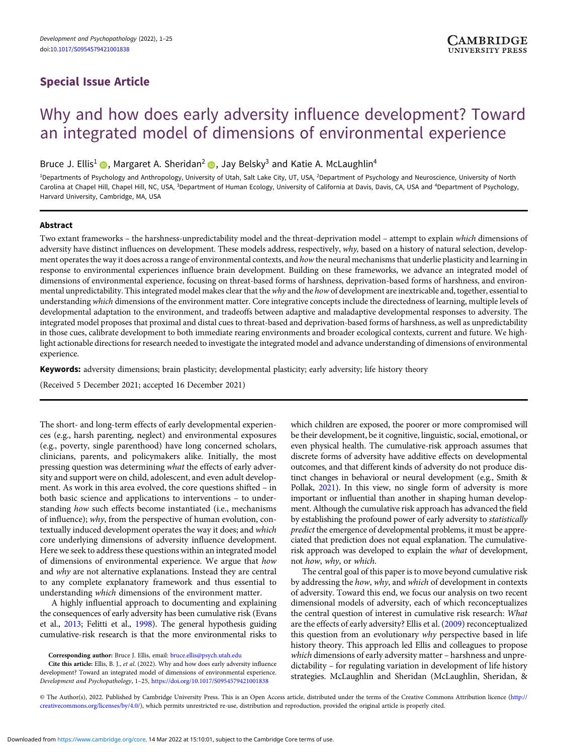**Special Issue Article**

# Why and how does early adversity influence development? Toward an integrated model of dimensions of environmental experience

Bruce J. Ellis[1], Margaret A. Sheridan[2], Jay Belsky[3] and Katie A. McLaughlin[4]

[1]Departments of Psychology and Anthropology, University of Utah, Salt Lake City, UT, USA, [2]Department of Psychology and Neuroscience, University of North Carolina at Chapel Hill, Chapel Hill, NC, USA, [3]Department of Human Ecology, University of California at Davis, Davis, CA, USA and [4]Department of Psychology, Harvard University, Cambridge, MA, USA

## Abstract

Two extant frameworks – the harshness-unpredictability model and the threat-deprivation model – attempt to explain *which* dimensions of adversity have distinct influences on development. These models address, respectively, *why,* based on a history of natural selection, development operates the way it does across a range of environmental contexts, and *how* the neural mechanisms that underlie plasticity and learning in response to environmental experiences influence brain development. Building on these frameworks, we advance an integrated model of dimensions of environmental experience, focusing on threat-based forms of harshness, deprivation-based forms of harshness, and environmental unpredictability. This integrated model makes clear that the *why* and the *how* of development are inextricable and, together, essential to understanding *which* dimensions of the environment matter. Core integrative concepts include the directedness of learning, multiple levels of developmental adaptation to the environment, and tradeoffs between adaptive and maladaptive developmental responses to adversity. The integrated model proposes that proximal and distal cues to threat-based and deprivation-based forms of harshness, as well as unpredictability in those cues, calibrate development to both immediate rearing environments and broader ecological contexts, current and future. We highlight actionable directions for research needed to investigate the integrated model and advance understanding of dimensions of environmental experience.

**Keywords:** adversity dimensions; brain plasticity; developmental plasticity; early adversity; life history theory

(Received 5 December 2021; accepted 16 December 2021)

The short- and long-term effects of early developmental experiences (e.g., harsh parenting, neglect) and environmental exposures (e.g., poverty, single parenthood) have long concerned scholars, clinicians, parents, and policymakers alike. Initially, the most pressing question was determining *what* the effects of early adversity and support were on child, adolescent, and even adult development. As work in this area evolved, the core questions shifted – in both basic science and applications to interventions – to understanding *how* such effects become instantiated (i.e., mechanisms of influence); *why*, from the perspective of human evolution, contextually induced development operates the way it does; and *which* core underlying dimensions of adversity influence development. Here we seek to address these questions within an integrated model of dimensions of environmental experience. We argue that *how* and *why* are not alternative explanations. Instead they are central to any complete explanatory framework and thus essential to understanding *which* dimensions of the environment matter.

A highly influential approach to documenting and explaining the consequences of early adversity has been cumulative risk (Evans et al., 2013; Felitti et al., 1998). The general hypothesis guiding cumulative-risk research is that the more environmental risks to which children are exposed, the poorer or more compromised will be their development, be it cognitive, linguistic, social, emotional, or even physical health. The cumulative-risk approach assumes that discrete forms of adversity have additive effects on developmental outcomes, and that different kinds of adversity do not produce distinct changes in behavioral or neural development (e.g., Smith & Pollak, 2021). In this view, no single form of adversity is more important or influential than another in shaping human development. Although the cumulative risk approach has advanced the field by establishing the profound power of early adversity to *statistically predict* the emergence of developmental problems, it must be appreciated that prediction does not equal explanation. The cumulative-risk approach was developed to explain the *what* of development, not *how*, *why*, or *which*.

The central goal of this paper is to move beyond cumulative risk by addressing the *how*, *why*, and *which* of development in contexts of adversity. Toward this end, we focus our analysis on two recent dimensional models of adversity, each of which reconceptualizes the central question of interest in cumulative risk research: *What* are the effects of early adversity? Ellis et al. (2009) reconceptualized this question from an evolutionary *why* perspective based in life history theory. This approach led Ellis and colleagues to propose *which* dimensions of early adversity matter – harshness and unpredictability – for regulating variation in development of life history strategies. McLaughlin and Sheridan (McLaughlin, Sheridan, &

**Corresponding author:** Bruce J. Ellis, email: bruce.ellis@psych.utah.edu

**Cite this article:** Ellis, B. J., *et al.* (2022). Why and how does early adversity influence development? Toward an integrated model of dimensions of environmental experience. *Development and Psychopathology*, 1–25, https://doi.org/10.1017/S0954579421001838

© The Author(s), 2022. Published by Cambridge University Press. This is an Open Access article, distributed under the terms of the Creative Commons Attribution licence (http://creativecommons.org/licenses/by/4.0/), which permits unrestricted re-use, distribution and reproduction, provided the original article is properly cited.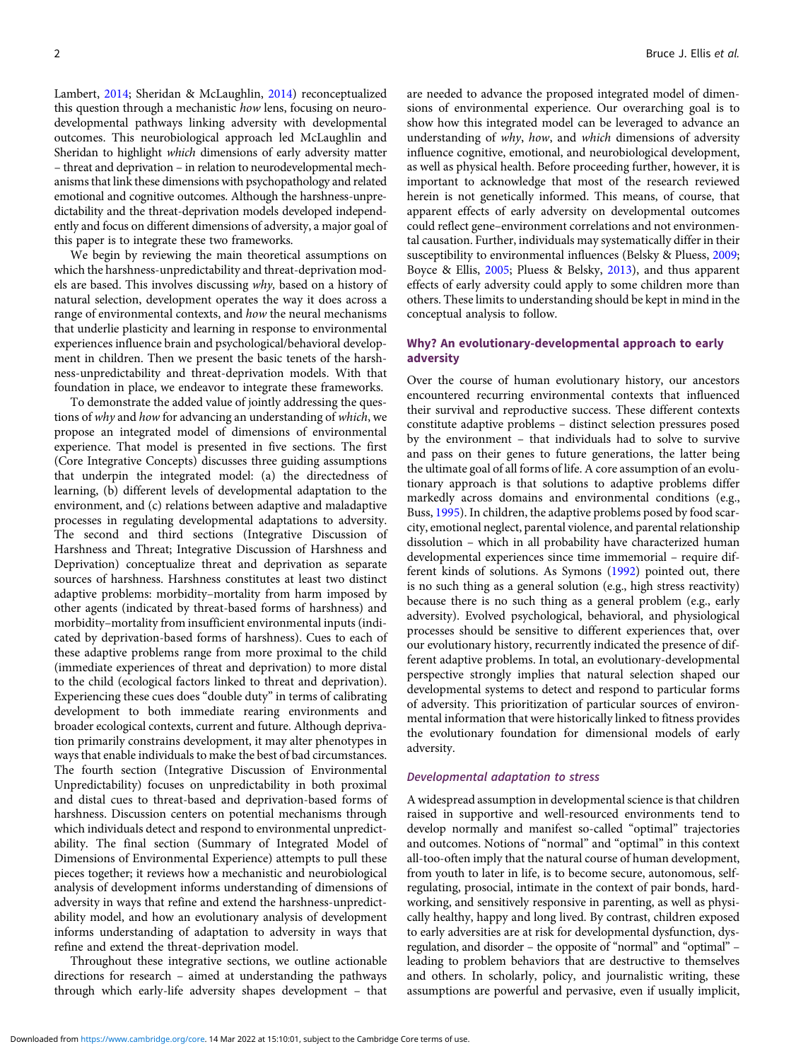Lambert, 2014; Sheridan & McLaughlin, 2014) reconceptualized this question through a mechanistic *how* lens, focusing on neurodevelopmental pathways linking adversity with developmental outcomes. This neurobiological approach led McLaughlin and Sheridan to highlight *which* dimensions of early adversity matter – threat and deprivation – in relation to neurodevelopmental mechanisms that link these dimensions with psychopathology and related emotional and cognitive outcomes. Although the harshness-unpredictability and the threat-deprivation models developed independently and focus on different dimensions of adversity, a major goal of this paper is to integrate these two frameworks.

We begin by reviewing the main theoretical assumptions on which the harshness-unpredictability and threat-deprivation models are based. This involves discussing *why,* based on a history of natural selection, development operates the way it does across a range of environmental contexts, and *how* the neural mechanisms that underlie plasticity and learning in response to environmental experiences influence brain and psychological/behavioral development in children. Then we present the basic tenets of the harshness-unpredictability and threat-deprivation models. With that foundation in place, we endeavor to integrate these frameworks.

To demonstrate the added value of jointly addressing the questions of *why* and *how* for advancing an understanding of *which*, we propose an integrated model of dimensions of environmental experience. That model is presented in five sections. The first (Core Integrative Concepts) discusses three guiding assumptions that underpin the integrated model: (a) the directedness of learning, (b) different levels of developmental adaptation to the environment, and (c) relations between adaptive and maladaptive processes in regulating developmental adaptations to adversity. The second and third sections (Integrative Discussion of Harshness and Threat; Integrative Discussion of Harshness and Deprivation) conceptualize threat and deprivation as separate sources of harshness. Harshness constitutes at least two distinct adaptive problems: morbidity–mortality from harm imposed by other agents (indicated by threat-based forms of harshness) and morbidity–mortality from insufficient environmental inputs (indicated by deprivation-based forms of harshness). Cues to each of these adaptive problems range from more proximal to the child (immediate experiences of threat and deprivation) to more distal to the child (ecological factors linked to threat and deprivation). Experiencing these cues does "double duty" in terms of calibrating development to both immediate rearing environments and broader ecological contexts, current and future. Although deprivation primarily constrains development, it may alter phenotypes in ways that enable individuals to make the best of bad circumstances. The fourth section (Integrative Discussion of Environmental Unpredictability) focuses on unpredictability in both proximal and distal cues to threat-based and deprivation-based forms of harshness. Discussion centers on potential mechanisms through which individuals detect and respond to environmental unpredictability. The final section (Summary of Integrated Model of Dimensions of Environmental Experience) attempts to pull these pieces together; it reviews how a mechanistic and neurobiological analysis of development informs understanding of dimensions of adversity in ways that refine and extend the harshness-unpredictability model, and how an evolutionary analysis of development informs understanding of adaptation to adversity in ways that refine and extend the threat-deprivation model.

Throughout these integrative sections, we outline actionable directions for research – aimed at understanding the pathways through which early-life adversity shapes development – that are needed to advance the proposed integrated model of dimensions of environmental experience. Our overarching goal is to show how this integrated model can be leveraged to advance an understanding of *why*, *how*, and *which* dimensions of adversity influence cognitive, emotional, and neurobiological development, as well as physical health. Before proceeding further, however, it is important to acknowledge that most of the research reviewed herein is not genetically informed. This means, of course, that apparent effects of early adversity on developmental outcomes could reflect gene–environment correlations and not environmental causation. Further, individuals may systematically differ in their susceptibility to environmental influences (Belsky & Pluess, 2009; Boyce & Ellis, 2005; Pluess & Belsky, 2013), and thus apparent effects of early adversity could apply to some children more than others. These limits to understanding should be kept in mind in the conceptual analysis to follow.

## Why? An evolutionary-developmental approach to early adversity

Over the course of human evolutionary history, our ancestors encountered recurring environmental contexts that influenced their survival and reproductive success. These different contexts constitute adaptive problems – distinct selection pressures posed by the environment – that individuals had to solve to survive and pass on their genes to future generations, the latter being the ultimate goal of all forms of life. A core assumption of an evolutionary approach is that solutions to adaptive problems differ markedly across domains and environmental conditions (e.g., Buss, 1995). In children, the adaptive problems posed by food scarcity, emotional neglect, parental violence, and parental relationship dissolution – which in all probability have characterized human developmental experiences since time immemorial – require different kinds of solutions. As Symons (1992) pointed out, there is no such thing as a general solution (e.g., high stress reactivity) because there is no such thing as a general problem (e.g., early adversity). Evolved psychological, behavioral, and physiological processes should be sensitive to different experiences that, over our evolutionary history, recurrently indicated the presence of different adaptive problems. In total, an evolutionary-developmental perspective strongly implies that natural selection shaped our developmental systems to detect and respond to particular forms of adversity. This prioritization of particular sources of environmental information that were historically linked to fitness provides the evolutionary foundation for dimensional models of early adversity.

### Developmental adaptation to stress

A widespread assumption in developmental science is that children raised in supportive and well-resourced environments tend to develop normally and manifest so-called "optimal" trajectories and outcomes. Notions of "normal" and "optimal" in this context all-too-often imply that the natural course of human development, from youth to later in life, is to become secure, autonomous, self-regulating, prosocial, intimate in the context of pair bonds, hardworking, and sensitively responsive in parenting, as well as physically healthy, happy and long lived. By contrast, children exposed to early adversities are at risk for developmental dysfunction, dysregulation, and disorder – the opposite of "normal" and "optimal" – leading to problem behaviors that are destructive to themselves and others. In scholarly, policy, and journalistic writing, these assumptions are powerful and pervasive, even if usually implicit,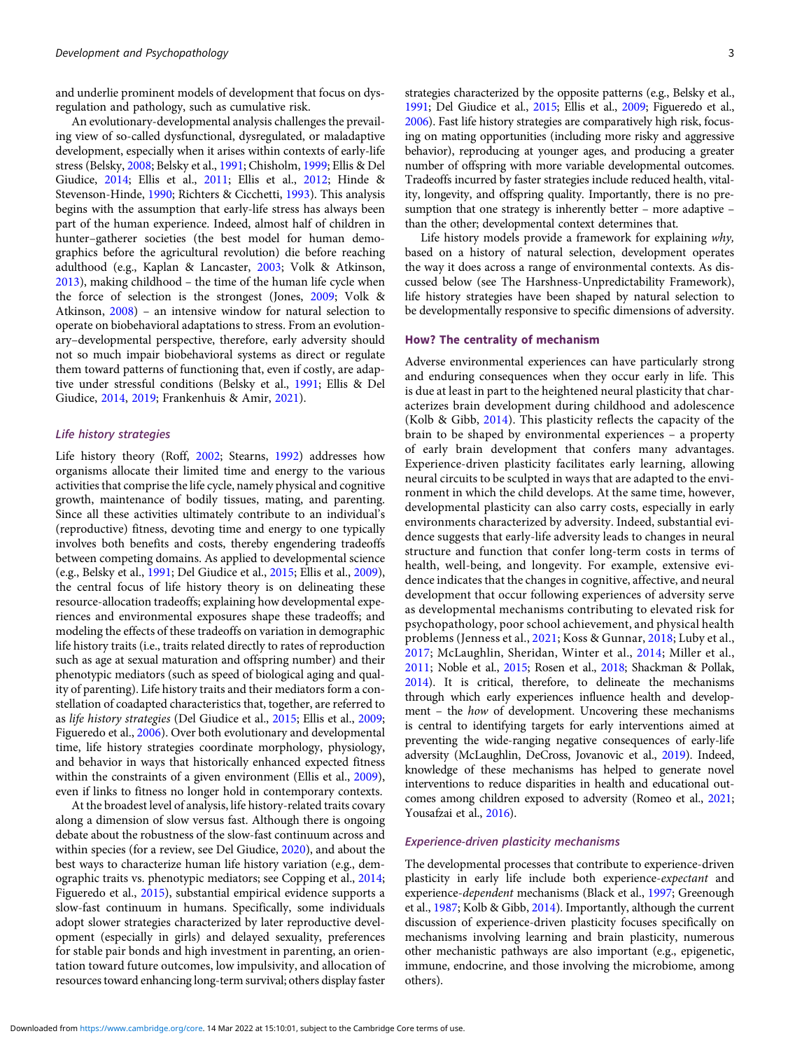and underlie prominent models of development that focus on dysregulation and pathology, such as cumulative risk.

An evolutionary-developmental analysis challenges the prevailing view of so-called dysfunctional, dysregulated, or maladaptive development, especially when it arises within contexts of early-life stress (Belsky, 2008; Belsky et al., 1991; Chisholm, 1999; Ellis & Del Giudice, 2014; Ellis et al., 2011; Ellis et al., 2012; Hinde & Stevenson-Hinde, 1990; Richters & Cicchetti, 1993). This analysis begins with the assumption that early-life stress has always been part of the human experience. Indeed, almost half of children in hunter–gatherer societies (the best model for human demographics before the agricultural revolution) die before reaching adulthood (e.g., Kaplan & Lancaster, 2003; Volk & Atkinson, 2013), making childhood – the time of the human life cycle when the force of selection is the strongest (Jones, 2009; Volk & Atkinson, 2008) – an intensive window for natural selection to operate on biobehavioral adaptations to stress. From an evolutionary–developmental perspective, therefore, early adversity should not so much impair biobehavioral systems as direct or regulate them toward patterns of functioning that, even if costly, are adaptive under stressful conditions (Belsky et al., 1991; Ellis & Del Giudice, 2014, 2019; Frankenhuis & Amir, 2021).

### *Life history strategies*

Life history theory (Roff, 2002; Stearns, 1992) addresses how organisms allocate their limited time and energy to the various activities that comprise the life cycle, namely physical and cognitive growth, maintenance of bodily tissues, mating, and parenting. Since all these activities ultimately contribute to an individual's (reproductive) fitness, devoting time and energy to one typically involves both benefits and costs, thereby engendering tradeoffs between competing domains. As applied to developmental science (e.g., Belsky et al., 1991; Del Giudice et al., 2015; Ellis et al., 2009), the central focus of life history theory is on delineating these resource-allocation tradeoffs; explaining how developmental experiences and environmental exposures shape these tradeoffs; and modeling the effects of these tradeoffs on variation in demographic life history traits (i.e., traits related directly to rates of reproduction such as age at sexual maturation and offspring number) and their phenotypic mediators (such as speed of biological aging and quality of parenting). Life history traits and their mediators form a constellation of coadapted characteristics that, together, are referred to as *life history strategies* (Del Giudice et al., 2015; Ellis et al., 2009; Figueredo et al., 2006). Over both evolutionary and developmental time, life history strategies coordinate morphology, physiology, and behavior in ways that historically enhanced expected fitness within the constraints of a given environment (Ellis et al., 2009), even if links to fitness no longer hold in contemporary contexts.

At the broadest level of analysis, life history-related traits covary along a dimension of slow versus fast. Although there is ongoing debate about the robustness of the slow-fast continuum across and within species (for a review, see Del Giudice, 2020), and about the best ways to characterize human life history variation (e.g., demographic traits vs. phenotypic mediators; see Copping et al., 2014; Figueredo et al., 2015), substantial empirical evidence supports a slow-fast continuum in humans. Specifically, some individuals adopt slower strategies characterized by later reproductive development (especially in girls) and delayed sexuality, preferences for stable pair bonds and high investment in parenting, an orientation toward future outcomes, low impulsivity, and allocation of resources toward enhancing long-term survival; others display faster strategies characterized by the opposite patterns (e.g., Belsky et al., 1991; Del Giudice et al., 2015; Ellis et al., 2009; Figueredo et al., 2006). Fast life history strategies are comparatively high risk, focusing on mating opportunities (including more risky and aggressive behavior), reproducing at younger ages, and producing a greater number of offspring with more variable developmental outcomes. Tradeoffs incurred by faster strategies include reduced health, vitality, longevity, and offspring quality. Importantly, there is no presumption that one strategy is inherently better – more adaptive – than the other; developmental context determines that.

Life history models provide a framework for explaining *why*, based on a history of natural selection, development operates the way it does across a range of environmental contexts. As discussed below (see The Harshness-Unpredictability Framework), life history strategies have been shaped by natural selection to be developmentally responsive to specific dimensions of adversity.

## How? The centrality of mechanism

Adverse environmental experiences can have particularly strong and enduring consequences when they occur early in life. This is due at least in part to the heightened neural plasticity that characterizes brain development during childhood and adolescence (Kolb & Gibb, 2014). This plasticity reflects the capacity of the brain to be shaped by environmental experiences – a property of early brain development that confers many advantages. Experience-driven plasticity facilitates early learning, allowing neural circuits to be sculpted in ways that are adapted to the environment in which the child develops. At the same time, however, developmental plasticity can also carry costs, especially in early environments characterized by adversity. Indeed, substantial evidence suggests that early-life adversity leads to changes in neural structure and function that confer long-term costs in terms of health, well-being, and longevity. For example, extensive evidence indicates that the changes in cognitive, affective, and neural development that occur following experiences of adversity serve as developmental mechanisms contributing to elevated risk for psychopathology, poor school achievement, and physical health problems (Jenness et al., 2021; Koss & Gunnar, 2018; Luby et al., 2017; McLaughlin, Sheridan, Winter et al., 2014; Miller et al., 2011; Noble et al., 2015; Rosen et al., 2018; Shackman & Pollak, 2014). It is critical, therefore, to delineate the mechanisms through which early experiences influence health and development – the *how* of development. Uncovering these mechanisms is central to identifying targets for early interventions aimed at preventing the wide-ranging negative consequences of early-life adversity (McLaughlin, DeCross, Jovanovic et al., 2019). Indeed, knowledge of these mechanisms has helped to generate novel interventions to reduce disparities in health and educational outcomes among children exposed to adversity (Romeo et al., 2021; Yousafzai et al., 2016).

### *Experience-driven plasticity mechanisms*

The developmental processes that contribute to experience-driven plasticity in early life include both experience-*expectant* and experience-*dependent* mechanisms (Black et al., 1997; Greenough et al., 1987; Kolb & Gibb, 2014). Importantly, although the current discussion of experience-driven plasticity focuses specifically on mechanisms involving learning and brain plasticity, numerous other mechanistic pathways are also important (e.g., epigenetic, immune, endocrine, and those involving the microbiome, among others).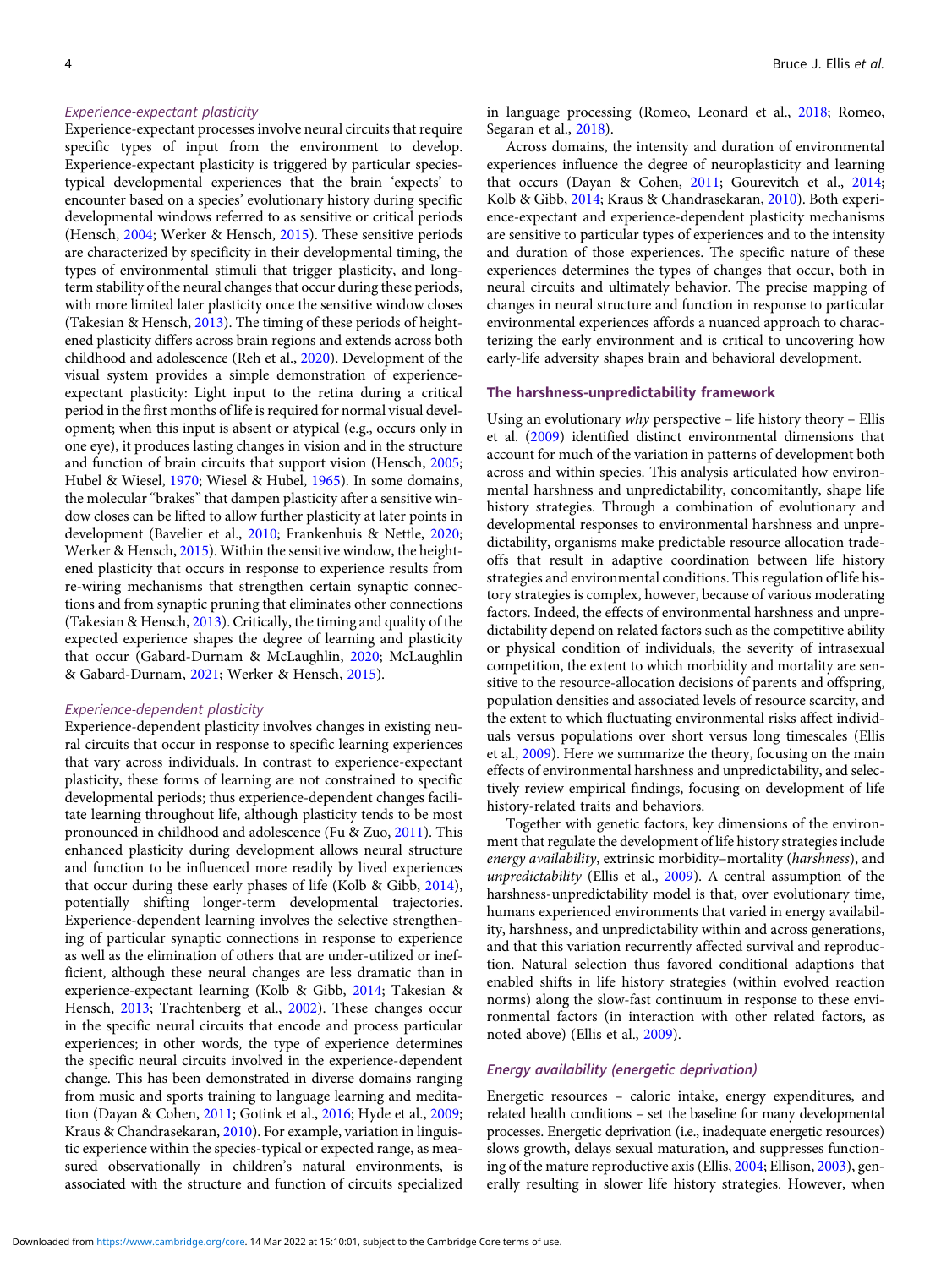### Experience-expectant plasticity

Experience-expectant processes involve neural circuits that require specific types of input from the environment to develop. Experience-expectant plasticity is triggered by particular species-typical developmental experiences that the brain 'expects' to encounter based on a species' evolutionary history during specific developmental windows referred to as sensitive or critical periods (Hensch, 2004; Werker & Hensch, 2015). These sensitive periods are characterized by specificity in their developmental timing, the types of environmental stimuli that trigger plasticity, and long-term stability of the neural changes that occur during these periods, with more limited later plasticity once the sensitive window closes (Takesian & Hensch, 2013). The timing of these periods of heightened plasticity differs across brain regions and extends across both childhood and adolescence (Reh et al., 2020). Development of the visual system provides a simple demonstration of experience-expectant plasticity: Light input to the retina during a critical period in the first months of life is required for normal visual development; when this input is absent or atypical (e.g., occurs only in one eye), it produces lasting changes in vision and in the structure and function of brain circuits that support vision (Hensch, 2005; Hubel & Wiesel, 1970; Wiesel & Hubel, 1965). In some domains, the molecular "brakes" that dampen plasticity after a sensitive window closes can be lifted to allow further plasticity at later points in development (Bavelier et al., 2010; Frankenhuis & Nettle, 2020; Werker & Hensch, 2015). Within the sensitive window, the heightened plasticity that occurs in response to experience results from re-wiring mechanisms that strengthen certain synaptic connections and from synaptic pruning that eliminates other connections (Takesian & Hensch, 2013). Critically, the timing and quality of the expected experience shapes the degree of learning and plasticity that occur (Gabard-Durnam & McLaughlin, 2020; McLaughlin & Gabard-Durnam, 2021; Werker & Hensch, 2015).

### Experience-dependent plasticity

Experience-dependent plasticity involves changes in existing neural circuits that occur in response to specific learning experiences that vary across individuals. In contrast to experience-expectant plasticity, these forms of learning are not constrained to specific developmental periods; thus experience-dependent changes facilitate learning throughout life, although plasticity tends to be most pronounced in childhood and adolescence (Fu & Zuo, 2011). This enhanced plasticity during development allows neural structure and function to be influenced more readily by lived experiences that occur during these early phases of life (Kolb & Gibb, 2014), potentially shifting longer-term developmental trajectories. Experience-dependent learning involves the selective strengthening of particular synaptic connections in response to experience as well as the elimination of others that are under-utilized or inefficient, although these neural changes are less dramatic than in experience-expectant learning (Kolb & Gibb, 2014; Takesian & Hensch, 2013; Trachtenberg et al., 2002). These changes occur in the specific neural circuits that encode and process particular experiences; in other words, the type of experience determines the specific neural circuits involved in the experience-dependent change. This has been demonstrated in diverse domains ranging from music and sports training to language learning and meditation (Dayan & Cohen, 2011; Gotink et al., 2016; Hyde et al., 2009; Kraus & Chandrasekaran, 2010). For example, variation in linguistic experience within the species-typical or expected range, as measured observationally in children's natural environments, is associated with the structure and function of circuits specialized in language processing (Romeo, Leonard et al., 2018; Romeo, Segaran et al., 2018).

Across domains, the intensity and duration of environmental experiences influence the degree of neuroplasticity and learning that occurs (Dayan & Cohen, 2011; Gourevitch et al., 2014; Kolb & Gibb, 2014; Kraus & Chandrasekaran, 2010). Both experience-expectant and experience-dependent plasticity mechanisms are sensitive to particular types of experiences and to the intensity and duration of those experiences. The specific nature of these experiences determines the types of changes that occur, both in neural circuits and ultimately behavior. The precise mapping of changes in neural structure and function in response to particular environmental experiences affords a nuanced approach to characterizing the early environment and is critical to uncovering how early-life adversity shapes brain and behavioral development.

## The harshness-unpredictability framework

Using an evolutionary *why* perspective – life history theory – Ellis et al. (2009) identified distinct environmental dimensions that account for much of the variation in patterns of development both across and within species. This analysis articulated how environmental harshness and unpredictability, concomitantly, shape life history strategies. Through a combination of evolutionary and developmental responses to environmental harshness and unpredictability, organisms make predictable resource allocation trade-offs that result in adaptive coordination between life history strategies and environmental conditions. This regulation of life history strategies is complex, however, because of various moderating factors. Indeed, the effects of environmental harshness and unpredictability depend on related factors such as the competitive ability or physical condition of individuals, the severity of intrasexual competition, the extent to which morbidity and mortality are sensitive to the resource-allocation decisions of parents and offspring, population densities and associated levels of resource scarcity, and the extent to which fluctuating environmental risks affect individuals versus populations over short versus long timescales (Ellis et al., 2009). Here we summarize the theory, focusing on the main effects of environmental harshness and unpredictability, and selectively review empirical findings, focusing on development of life history-related traits and behaviors.

Together with genetic factors, key dimensions of the environment that regulate the development of life history strategies include *energy availability*, extrinsic morbidity–mortality (*harshness*), and *unpredictability* (Ellis et al., 2009). A central assumption of the harshness-unpredictability model is that, over evolutionary time, humans experienced environments that varied in energy availability, harshness, and unpredictability within and across generations, and that this variation recurrently affected survival and reproduction. Natural selection thus favored conditional adaptions that enabled shifts in life history strategies (within evolved reaction norms) along the slow-fast continuum in response to these environmental factors (in interaction with other related factors, as noted above) (Ellis et al., 2009).

### Energy availability (energetic deprivation)

Energetic resources – caloric intake, energy expenditures, and related health conditions – set the baseline for many developmental processes. Energetic deprivation (i.e., inadequate energetic resources) slows growth, delays sexual maturation, and suppresses functioning of the mature reproductive axis (Ellis, 2004; Ellison, 2003), generally resulting in slower life history strategies. However, when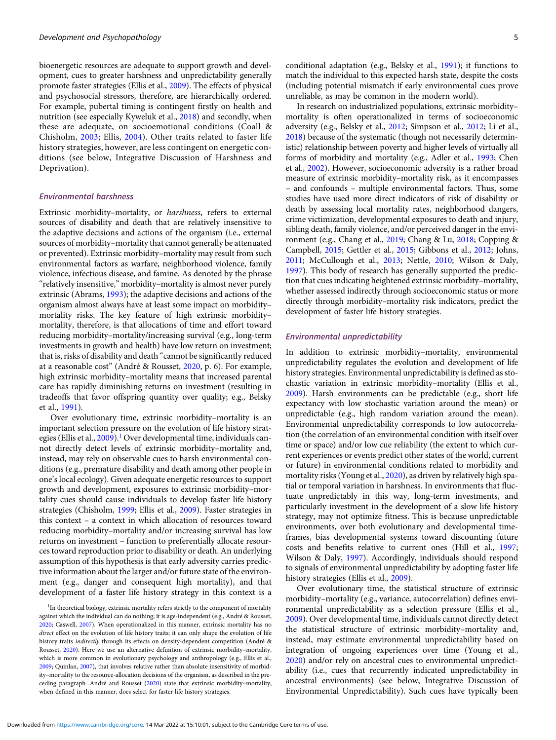bioenergetic resources are adequate to support growth and development, cues to greater harshness and unpredictability generally promote faster strategies (Ellis et al., 2009). The effects of physical and psychosocial stressors, therefore, are hierarchically ordered. For example, pubertal timing is contingent firstly on health and nutrition (see especially Kyweluk et al., 2018) and secondly, when these are adequate, on socioemotional conditions (Coall & Chisholm, 2003; Ellis, 2004). Other traits related to faster life history strategies, however, are less contingent on energetic conditions (see below, Integrative Discussion of Harshness and Deprivation).

### Environmental harshness

Extrinsic morbidity–mortality, or *harshness*, refers to external sources of disability and death that are relatively insensitive to the adaptive decisions and actions of the organism (i.e., external sources of morbidity–mortality that cannot generally be attenuated or prevented). Extrinsic morbidity–mortality may result from such environmental factors as warfare, neighborhood violence, family violence, infectious disease, and famine. As denoted by the phrase "relatively insensitive," morbidity–mortality is almost never purely extrinsic (Abrams, 1993); the adaptive decisions and actions of the organism almost always have at least some impact on morbidity–mortality risks. The key feature of high extrinsic morbidity–mortality, therefore, is that allocations of time and effort toward reducing morbidity–mortality/increasing survival (e.g., long-term investments in growth and health) have low return on investment; that is, risks of disability and death "cannot be significantly reduced at a reasonable cost" (André & Rousset, 2020, p. 6). For example, high extrinsic morbidity–mortality means that increased parental care has rapidly diminishing returns on investment (resulting in tradeoffs that favor offspring quantity over quality; e.g., Belsky et al., 1991).

Over evolutionary time, extrinsic morbidity–mortality is an important selection pressure on the evolution of life history strategies (Ellis et al., 2009).[1] Over developmental time, individuals cannot directly detect levels of extrinsic morbidity–mortality and, instead, may rely on observable cues to harsh environmental conditions (e.g., premature disability and death among other people in one's local ecology). Given adequate energetic resources to support growth and development, exposures to extrinsic morbidity–mortality cues should cause individuals to develop faster life history strategies (Chisholm, 1999; Ellis et al., 2009). Faster strategies in this context – a context in which allocation of resources toward reducing morbidity–mortality and/or increasing survival has low returns on investment – function to preferentially allocate resources toward reproduction prior to disability or death. An underlying assumption of this hypothesis is that early adversity carries predictive information about the larger and/or future state of the environment (e.g., danger and consequent high mortality), and that development of a faster life history strategy in this context is a conditional adaptation (e.g., Belsky et al., 1991); it functions to match the individual to this expected harsh state, despite the costs (including potential mismatch if early environmental cues prove unreliable, as may be common in the modern world).

In research on industrialized populations, extrinsic morbidity–mortality is often operationalized in terms of socioeconomic adversity (e.g., Belsky et al., 2012; Simpson et al., 2012; Li et al., 2018) because of the systematic (though not necessarily deterministic) relationship between poverty and higher levels of virtually all forms of morbidity and mortality (e.g., Adler et al., 1993; Chen et al., 2002). However, socioeconomic adversity is a rather broad measure of extrinsic morbidity–mortality risk, as it encompasses – and confounds – multiple environmental factors. Thus, some studies have used more direct indicators of risk of disability or death by assessing local mortality rates, neighborhood dangers, crime victimization, developmental exposures to death and injury, sibling death, family violence, and/or perceived danger in the environment (e.g., Chang et al., 2019; Chang & Lu, 2018; Copping & Campbell, 2015; Gettler et al., 2015; Gibbons et al., 2012; Johns, 2011; McCullough et al., 2013; Nettle, 2010; Wilson & Daly, 1997). This body of research has generally supported the prediction that cues indicating heightened extrinsic morbidity–mortality, whether assessed indirectly through socioeconomic status or more directly through morbidity–mortality risk indicators, predict the development of faster life history strategies.

### Environmental unpredictability

In addition to extrinsic morbidity–mortality, environmental unpredictability regulates the evolution and development of life history strategies. Environmental unpredictability is defined as stochastic variation in extrinsic morbidity–mortality (Ellis et al., 2009). Harsh environments can be predictable (e.g., short life expectancy with low stochastic variation around the mean) or unpredictable (e.g., high random variation around the mean). Environmental unpredictability corresponds to low autocorrelation (the correlation of an environmental condition with itself over time or space) and/or low cue reliability (the extent to which current experiences or events predict other states of the world, current or future) in environmental conditions related to morbidity and mortality risks (Young et al., 2020), as driven by relatively high spatial or temporal variation in harshness. In environments that fluctuate unpredictably in this way, long-term investments, and particularly investment in the development of a slow life history strategy, may not optimize fitness. This is because unpredictable environments, over both evolutionary and developmental timeframes, bias developmental systems toward discounting future costs and benefits relative to current ones (Hill et al., 1997; Wilson & Daly, 1997). Accordingly, individuals should respond to signals of environmental unpredictability by adopting faster life history strategies (Ellis et al., 2009).

Over evolutionary time, the statistical structure of extrinsic morbidity–mortality (e.g., variance, autocorrelation) defines environmental unpredictability as a selection pressure (Ellis et al., 2009). Over developmental time, individuals cannot directly detect the statistical structure of extrinsic morbidity–mortality and, instead, may estimate environmental unpredictability based on integration of ongoing experiences over time (Young et al., 2020) and/or rely on ancestral cues to environmental unpredictability (i.e., cues that recurrently indicated unpredictability in ancestral environments) (see below, Integrative Discussion of Environmental Unpredictability). Such cues have typically been

[1]In theoretical biology, extrinsic mortality refers strictly to the component of mortality against which the individual can do nothing; it is age-independent (e.g., André & Rousset, 2020; Caswell, 2007). When operationalized in this manner, extrinsic mortality has no *direct* effect on the evolution of life history traits; it can only shape the evolution of life history traits *indirectly* through its effects on density-dependent competition (André & Rousset, 2020). Here we use an alternative definition of extrinsic morbidity–mortality, which is more common in evolutionary psychology and anthropology (e.g., Ellis et al., 2009; Quinlan, 2007), that involves relative rather than absolute insensitivity of morbidity–mortality to the resource-allocation decisions of the organism, as described in the preceding paragraph. André and Rousset (2020) state that extrinsic morbidity–mortality, when defined in this manner, does select for faster life history strategies.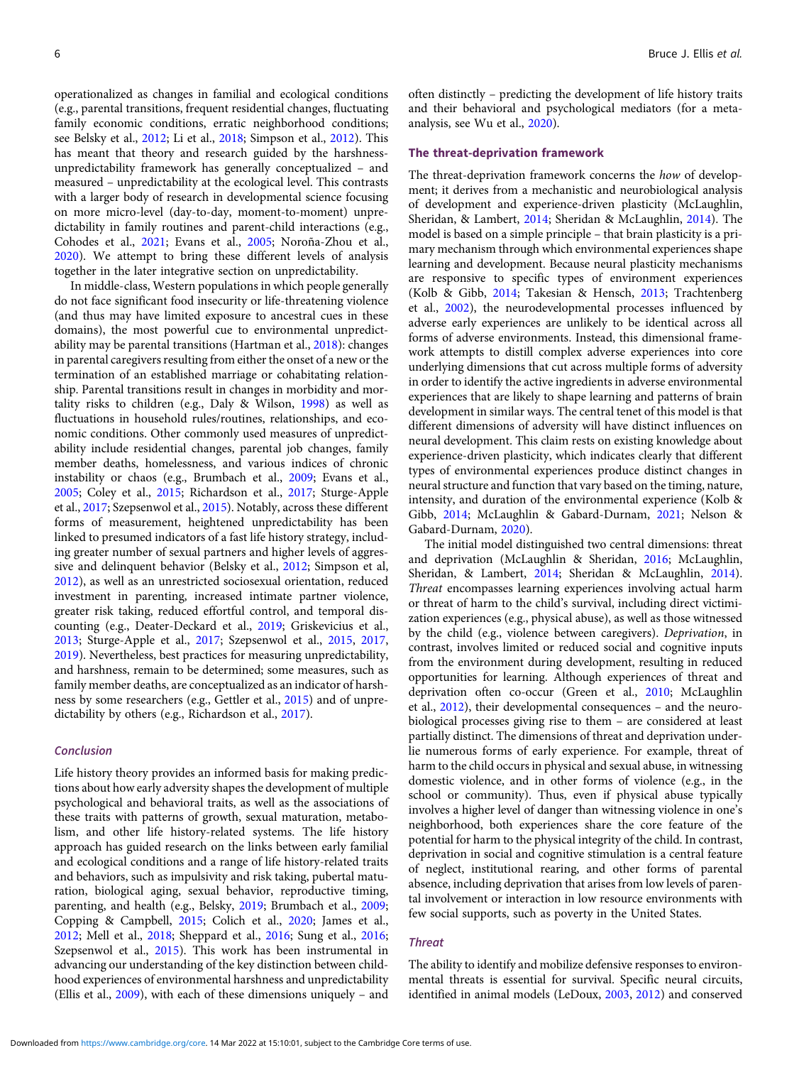operationalized as changes in familial and ecological conditions (e.g., parental transitions, frequent residential changes, fluctuating family economic conditions, erratic neighborhood conditions; see Belsky et al., 2012; Li et al., 2018; Simpson et al., 2012). This has meant that theory and research guided by the harshness-unpredictability framework has generally conceptualized – and measured – unpredictability at the ecological level. This contrasts with a larger body of research in developmental science focusing on more micro-level (day-to-day, moment-to-moment) unpredictability in family routines and parent-child interactions (e.g., Cohodes et al., 2021; Evans et al., 2005; Noroña-Zhou et al., 2020). We attempt to bring these different levels of analysis together in the later integrative section on unpredictability.

In middle-class, Western populations in which people generally do not face significant food insecurity or life-threatening violence (and thus may have limited exposure to ancestral cues in these domains), the most powerful cue to environmental unpredictability may be parental transitions (Hartman et al., 2018): changes in parental caregivers resulting from either the onset of a new or the termination of an established marriage or cohabitating relationship. Parental transitions result in changes in morbidity and mortality risks to children (e.g., Daly & Wilson, 1998) as well as fluctuations in household rules/routines, relationships, and economic conditions. Other commonly used measures of unpredictability include residential changes, parental job changes, family member deaths, homelessness, and various indices of chronic instability or chaos (e.g., Brumbach et al., 2009; Evans et al., 2005; Coley et al., 2015; Richardson et al., 2017; Sturge-Apple et al., 2017; Szepsenwol et al., 2015). Notably, across these different forms of measurement, heightened unpredictability has been linked to presumed indicators of a fast life history strategy, including greater number of sexual partners and higher levels of aggressive and delinquent behavior (Belsky et al., 2012; Simpson et al, 2012), as well as an unrestricted sociosexual orientation, reduced investment in parenting, increased intimate partner violence, greater risk taking, reduced effortful control, and temporal discounting (e.g., Deater-Deckard et al., 2019; Griskevicius et al., 2013; Sturge-Apple et al., 2017; Szepsenwol et al., 2015, 2017, 2019). Nevertheless, best practices for measuring unpredictability, and harshness, remain to be determined; some measures, such as family member deaths, are conceptualized as an indicator of harshness by some researchers (e.g., Gettler et al., 2015) and of unpredictability by others (e.g., Richardson et al., 2017).

### *Conclusion*

Life history theory provides an informed basis for making predictions about how early adversity shapes the development of multiple psychological and behavioral traits, as well as the associations of these traits with patterns of growth, sexual maturation, metabolism, and other life history-related systems. The life history approach has guided research on the links between early familial and ecological conditions and a range of life history-related traits and behaviors, such as impulsivity and risk taking, pubertal maturation, biological aging, sexual behavior, reproductive timing, parenting, and health (e.g., Belsky, 2019; Brumbach et al., 2009; Copping & Campbell, 2015; Colich et al., 2020; James et al., 2012; Mell et al., 2018; Sheppard et al., 2016; Sung et al., 2016; Szepsenwol et al., 2015). This work has been instrumental in advancing our understanding of the key distinction between childhood experiences of environmental harshness and unpredictability (Ellis et al., 2009), with each of these dimensions uniquely – and often distinctly – predicting the development of life history traits and their behavioral and psychological mediators (for a meta-analysis, see Wu et al., 2020).

## The threat-deprivation framework

The threat-deprivation framework concerns the *how* of development; it derives from a mechanistic and neurobiological analysis of development and experience-driven plasticity (McLaughlin, Sheridan, & Lambert, 2014; Sheridan & McLaughlin, 2014). The model is based on a simple principle – that brain plasticity is a primary mechanism through which environmental experiences shape learning and development. Because neural plasticity mechanisms are responsive to specific types of environment experiences (Kolb & Gibb, 2014; Takesian & Hensch, 2013; Trachtenberg et al., 2002), the neurodevelopmental processes influenced by adverse early experiences are unlikely to be identical across all forms of adverse environments. Instead, this dimensional framework attempts to distill complex adverse experiences into core underlying dimensions that cut across multiple forms of adversity in order to identify the active ingredients in adverse environmental experiences that are likely to shape learning and patterns of brain development in similar ways. The central tenet of this model is that different dimensions of adversity will have distinct influences on neural development. This claim rests on existing knowledge about experience-driven plasticity, which indicates clearly that different types of environmental experiences produce distinct changes in neural structure and function that vary based on the timing, nature, intensity, and duration of the environmental experience (Kolb & Gibb, 2014; McLaughlin & Gabard-Durnam, 2021; Nelson & Gabard-Durnam, 2020).

The initial model distinguished two central dimensions: threat and deprivation (McLaughlin & Sheridan, 2016; McLaughlin, Sheridan, & Lambert, 2014; Sheridan & McLaughlin, 2014). *Threat* encompasses learning experiences involving actual harm or threat of harm to the child's survival, including direct victimization experiences (e.g., physical abuse), as well as those witnessed by the child (e.g., violence between caregivers). *Deprivation*, in contrast, involves limited or reduced social and cognitive inputs from the environment during development, resulting in reduced opportunities for learning. Although experiences of threat and deprivation often co-occur (Green et al., 2010; McLaughlin et al., 2012), their developmental consequences – and the neurobiological processes giving rise to them – are considered at least partially distinct. The dimensions of threat and deprivation underlie numerous forms of early experience. For example, threat of harm to the child occurs in physical and sexual abuse, in witnessing domestic violence, and in other forms of violence (e.g., in the school or community). Thus, even if physical abuse typically involves a higher level of danger than witnessing violence in one's neighborhood, both experiences share the core feature of the potential for harm to the physical integrity of the child. In contrast, deprivation in social and cognitive stimulation is a central feature of neglect, institutional rearing, and other forms of parental absence, including deprivation that arises from low levels of parental involvement or interaction in low resource environments with few social supports, such as poverty in the United States.

### *Threat*

The ability to identify and mobilize defensive responses to environmental threats is essential for survival. Specific neural circuits, identified in animal models (LeDoux, 2003, 2012) and conserved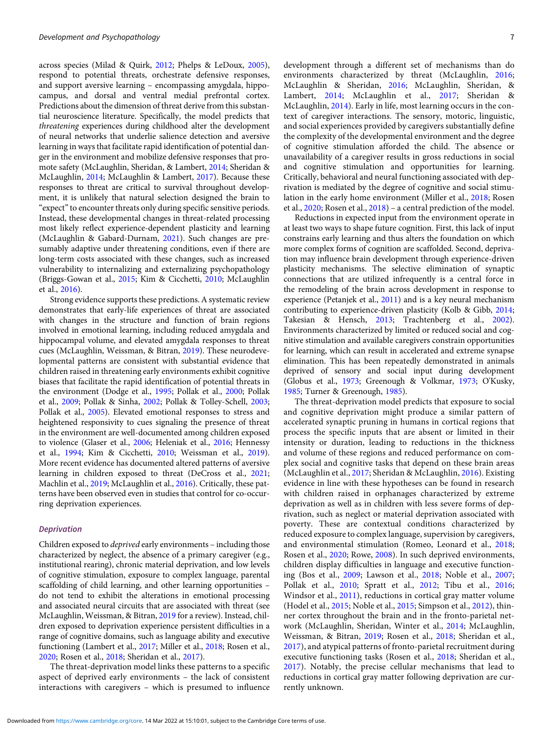across species (Milad & Quirk, 2012; Phelps & LeDoux, 2005), respond to potential threats, orchestrate defensive responses, and support aversive learning – encompassing amygdala, hippocampus, and dorsal and ventral medial prefrontal cortex. Predictions about the dimension of threat derive from this substantial neuroscience literature. Specifically, the model predicts that *threatening* experiences during childhood alter the development of neural networks that underlie salience detection and aversive learning in ways that facilitate rapid identification of potential danger in the environment and mobilize defensive responses that promote safety (McLaughlin, Sheridan, & Lambert, 2014; Sheridan & McLaughlin, 2014; McLaughlin & Lambert, 2017). Because these responses to threat are critical to survival throughout development, it is unlikely that natural selection designed the brain to "expect" to encounter threats only during specific sensitive periods. Instead, these developmental changes in threat-related processing most likely reflect experience-dependent plasticity and learning (McLaughlin & Gabard-Durnam, 2021). Such changes are presumably adaptive under threatening conditions, even if there are long-term costs associated with these changes, such as increased vulnerability to internalizing and externalizing psychopathology (Briggs-Gowan et al., 2015; Kim & Cicchetti, 2010; McLaughlin et al., 2016).

Strong evidence supports these predictions. A systematic review demonstrates that early-life experiences of threat are associated with changes in the structure and function of brain regions involved in emotional learning, including reduced amygdala and hippocampal volume, and elevated amygdala responses to threat cues (McLaughlin, Weissman, & Bitran, 2019). These neurodevelopmental patterns are consistent with substantial evidence that children raised in threatening early environments exhibit cognitive biases that facilitate the rapid identification of potential threats in the environment (Dodge et al., 1995; Pollak et al., 2000; Pollak et al., 2009; Pollak & Sinha, 2002; Pollak & Tolley-Schell, 2003; Pollak et al., 2005). Elevated emotional responses to stress and heightened responsivity to cues signaling the presence of threat in the environment are well-documented among children exposed to violence (Glaser et al., 2006; Heleniak et al., 2016; Hennessy et al., 1994; Kim & Cicchetti, 2010; Weissman et al., 2019). More recent evidence has documented altered patterns of aversive learning in children exposed to threat (DeCross et al., 2021; Machlin et al., 2019; McLaughlin et al., 2016). Critically, these patterns have been observed even in studies that control for co-occurring deprivation experiences.

### *Deprivation*

Children exposed to *deprived* early environments – including those characterized by neglect, the absence of a primary caregiver (e.g., institutional rearing), chronic material deprivation, and low levels of cognitive stimulation, exposure to complex language, parental scaffolding of child learning, and other learning opportunities – do not tend to exhibit the alterations in emotional processing and associated neural circuits that are associated with threat (see McLaughlin, Weissman, & Bitran, 2019 for a review). Instead, children exposed to deprivation experience persistent difficulties in a range of cognitive domains, such as language ability and executive functioning (Lambert et al., 2017; Miller et al., 2018; Rosen et al., 2020; Rosen et al., 2018; Sheridan et al., 2017).

The threat-deprivation model links these patterns to a specific aspect of deprived early environments – the lack of consistent interactions with caregivers – which is presumed to influence development through a different set of mechanisms than do environments characterized by threat (McLaughlin, 2016; McLaughlin & Sheridan, 2016; McLaughlin, Sheridan, & Lambert, 2014; McLaughlin et al., 2017; Sheridan & McLaughlin, 2014). Early in life, most learning occurs in the context of caregiver interactions. The sensory, motoric, linguistic, and social experiences provided by caregivers substantially define the complexity of the developmental environment and the degree of cognitive stimulation afforded the child. The absence or unavailability of a caregiver results in gross reductions in social and cognitive stimulation and opportunities for learning. Critically, behavioral and neural functioning associated with deprivation is mediated by the degree of cognitive and social stimulation in the early home environment (Miller et al., 2018; Rosen et al., 2020; Rosen et al., 2018) – a central prediction of the model.

Reductions in expected input from the environment operate in at least two ways to shape future cognition. First, this lack of input constrains early learning and thus alters the foundation on which more complex forms of cognition are scaffolded. Second, deprivation may influence brain development through experience-driven plasticity mechanisms. The selective elimination of synaptic connections that are utilized infrequently is a central force in the remodeling of the brain across development in response to experience (Petanjek et al., 2011) and is a key neural mechanism contributing to experience-driven plasticity (Kolb & Gibb, 2014; Takesian & Hensch, 2013; Trachtenberg et al., 2002). Environments characterized by limited or reduced social and cognitive stimulation and available caregivers constrain opportunities for learning, which can result in accelerated and extreme synapse elimination. This has been repeatedly demonstrated in animals deprived of sensory and social input during development (Globus et al., 1973; Greenough & Volkmar, 1973; O'Kusky, 1985; Turner & Greenough, 1985).

The threat-deprivation model predicts that exposure to social and cognitive deprivation might produce a similar pattern of accelerated synaptic pruning in humans in cortical regions that process the specific inputs that are absent or limited in their intensity or duration, leading to reductions in the thickness and volume of these regions and reduced performance on complex social and cognitive tasks that depend on these brain areas (McLaughlin et al., 2017; Sheridan & McLaughlin, 2016). Existing evidence in line with these hypotheses can be found in research with children raised in orphanages characterized by extreme deprivation as well as in children with less severe forms of deprivation, such as neglect or material deprivation associated with poverty. These are contextual conditions characterized by reduced exposure to complex language, supervision by caregivers, and environmental stimulation (Romeo, Leonard et al., 2018; Rosen et al., 2020; Rowe, 2008). In such deprived environments, children display difficulties in language and executive functioning (Bos et al., 2009; Lawson et al., 2018; Noble et al., 2007; Pollak et al., 2010; Spratt et al., 2012; Tibu et al., 2016; Windsor et al., 2011), reductions in cortical gray matter volume (Hodel et al., 2015; Noble et al., 2015; Simpson et al., 2012), thinner cortex throughout the brain and in the fronto-parietal network (McLaughlin, Sheridan, Winter et al., 2014; McLaughlin, Weissman, & Bitran, 2019; Rosen et al., 2018; Sheridan et al., 2017), and atypical patterns of fronto-parietal recruitment during executive functioning tasks (Rosen et al., 2018; Sheridan et al., 2017). Notably, the precise cellular mechanisms that lead to reductions in cortical gray matter following deprivation are currently unknown.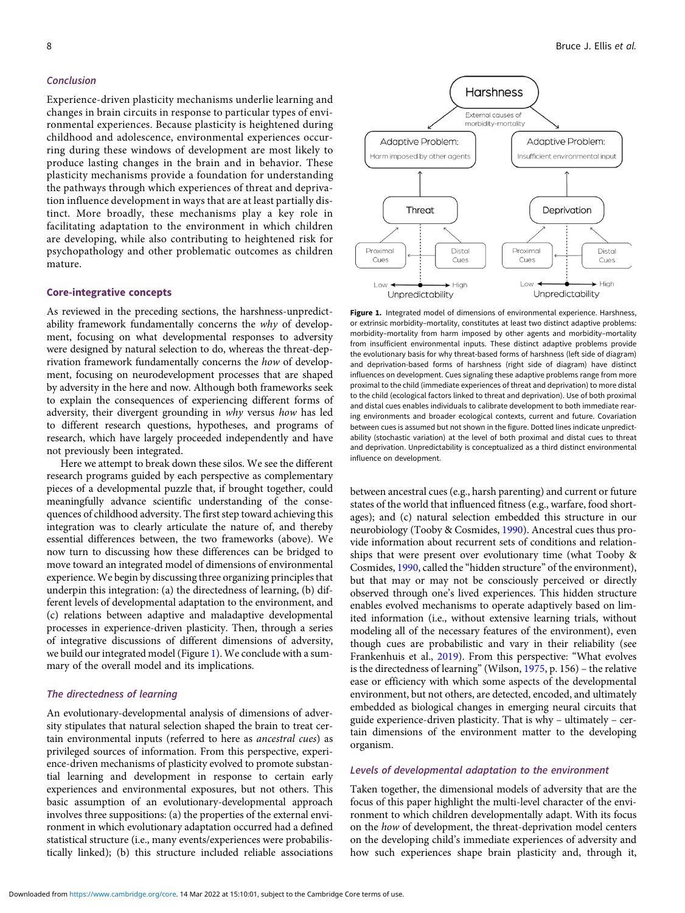### Conclusion

Experience-driven plasticity mechanisms underlie learning and changes in brain circuits in response to particular types of environmental experiences. Because plasticity is heightened during childhood and adolescence, environmental experiences occurring during these windows of development are most likely to produce lasting changes in the brain and in behavior. These plasticity mechanisms provide a foundation for understanding the pathways through which experiences of threat and deprivation influence development in ways that are at least partially distinct. More broadly, these mechanisms play a key role in facilitating adaptation to the environment in which children are developing, while also contributing to heightened risk for psychopathology and other problematic outcomes as children mature.

## Core-integrative concepts

As reviewed in the preceding sections, the harshness-unpredictability framework fundamentally concerns the *why* of development, focusing on what developmental responses to adversity were designed by natural selection to do, whereas the threat-deprivation framework fundamentally concerns the *how* of development, focusing on neurodevelopment processes that are shaped by adversity in the here and now. Although both frameworks seek to explain the consequences of experiencing different forms of adversity, their divergent grounding in *why* versus *how* has led to different research questions, hypotheses, and programs of research, which have largely proceeded independently and have not previously been integrated.

Here we attempt to break down these silos. We see the different research programs guided by each perspective as complementary pieces of a developmental puzzle that, if brought together, could meaningfully advance scientific understanding of the consequences of childhood adversity. The first step toward achieving this integration was to clearly articulate the nature of, and thereby essential differences between, the two frameworks (above). We now turn to discussing how these differences can be bridged to move toward an integrated model of dimensions of environmental experience. We begin by discussing three organizing principles that underpin this integration: (a) the directedness of learning, (b) different levels of developmental adaptation to the environment, and (c) relations between adaptive and maladaptive developmental processes in experience-driven plasticity. Then, through a series of integrative discussions of different dimensions of adversity, we build our integrated model (Figure 1). We conclude with a summary of the overall model and its implications.

### The directedness of learning

An evolutionary-developmental analysis of dimensions of adversity stipulates that natural selection shaped the brain to treat certain environmental inputs (referred to here as *ancestral cues*) as privileged sources of information. From this perspective, experience-driven mechanisms of plasticity evolved to promote substantial learning and development in response to certain early experiences and environmental exposures, but not others. This basic assumption of an evolutionary-developmental approach involves three suppositions: (a) the properties of the external environment in which evolutionary adaptation occurred had a defined statistical structure (i.e., many events/experiences were probabilistically linked); (b) this structure included reliable associations between ancestral cues (e.g., harsh parenting) and current or future states of the world that influenced fitness (e.g., warfare, food shortages); and (c) natural selection embedded this structure in our neurobiology (Tooby & Cosmides, 1990). Ancestral cues thus provide information about recurrent sets of conditions and relationships that were present over evolutionary time (what Tooby & Cosmides, 1990, called the "hidden structure" of the environment), but that may or may not be consciously perceived or directly observed through one's lived experiences. This hidden structure enables evolved mechanisms to operate adaptively based on limited information (i.e., without extensive learning trials, without modeling all of the necessary features of the environment), even though cues are probabilistic and vary in their reliability (see Frankenhuis et al., 2019). From this perspective: "What evolves is the directedness of learning" (Wilson, 1975, p. 156) – the relative ease or efficiency with which some aspects of the developmental environment, but not others, are detected, encoded, and ultimately embedded as biological changes in emerging neural circuits that guide experience-driven plasticity. That is why – ultimately – certain dimensions of the environment matter to the developing organism.

**Figure 1.** Integrated model of dimensions of environmental experience. Harshness, or extrinsic morbidity–mortality, constitutes at least two distinct adaptive problems: morbidity–mortality from harm imposed by other agents and morbidity–mortality from insufficient environmental inputs. These distinct adaptive problems provide the evolutionary basis for why threat-based forms of harshness (left side of diagram) and deprivation-based forms of harshness (right side of diagram) have distinct influences on development. Cues signaling these adaptive problems range from more proximal to the child (immediate experiences of threat and deprivation) to more distal to the child (ecological factors linked to threat and deprivation). Use of both proximal and distal cues enables individuals to calibrate development to both immediate rearing environments and broader ecological contexts, current and future. Covariation between cues is assumed but not shown in the figure. Dotted lines indicate unpredictability (stochastic variation) at the level of both proximal and distal cues to threat and deprivation. Unpredictability is conceptualized as a third distinct environmental influence on development.

### Levels of developmental adaptation to the environment

Taken together, the dimensional models of adversity that are the focus of this paper highlight the multi-level character of the environment to which children developmentally adapt. With its focus on the *how* of development, the threat-deprivation model centers on the developing child's immediate experiences of adversity and how such experiences shape brain plasticity and, through it,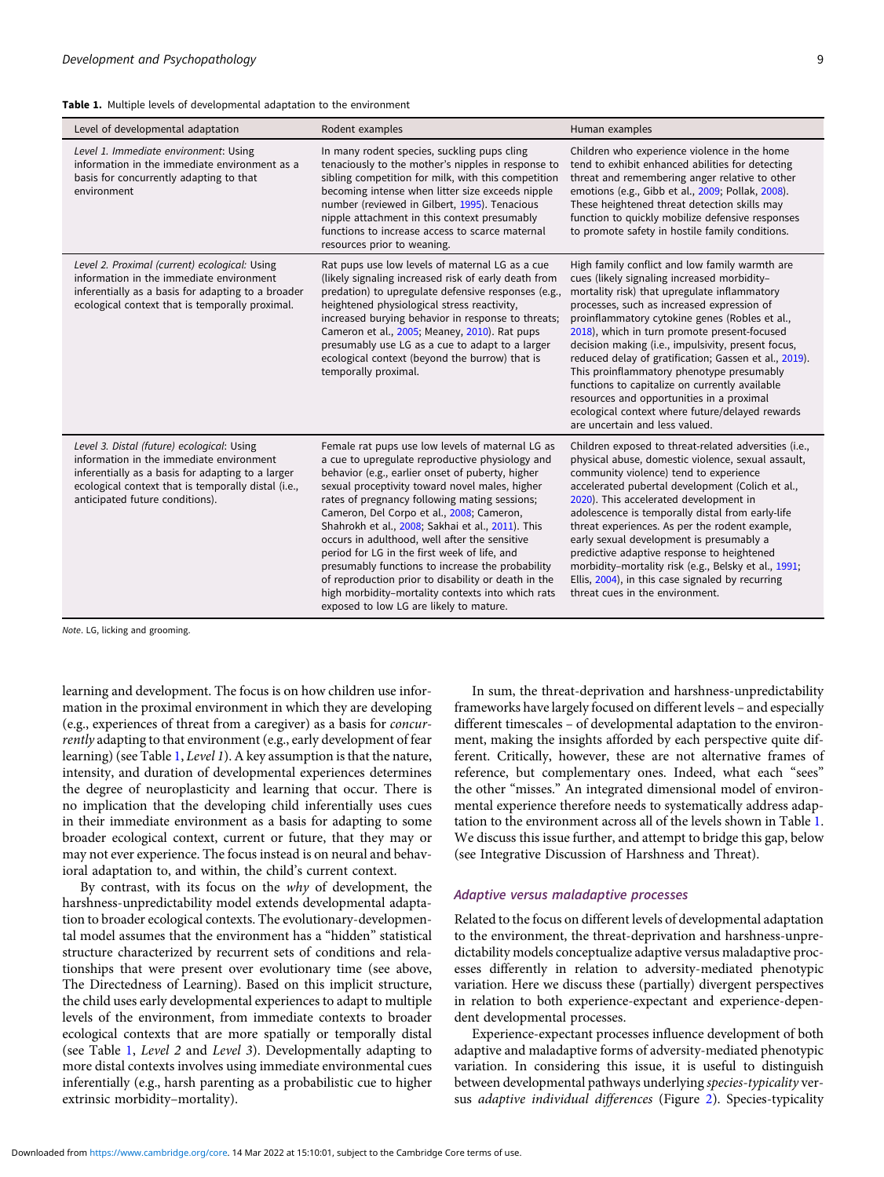**Table 1.** Multiple levels of developmental adaptation to the environment

| Level of developmental adaptation | Rodent examples | Human examples |
|---|---|---|
| *Level 1. Immediate environment*: Using information in the immediate environment as a basis for concurrently adapting to that environment | In many rodent species, suckling pups cling tenaciously to the mother's nipples in response to sibling competition for milk, with this competition becoming intense when litter size exceeds nipple number (reviewed in Gilbert, 1995). Tenacious nipple attachment in this context presumably functions to increase access to scarce maternal resources prior to weaning. | Children who experience violence in the home tend to exhibit enhanced abilities for detecting threat and remembering anger relative to other emotions (e.g., Gibb et al., 2009; Pollak, 2008). These heightened threat detection skills may function to quickly mobilize defensive responses to promote safety in hostile family conditions. |
| *Level 2. Proximal (current) ecological*: Using information in the immediate environment inferentially as a basis for adapting to a broader ecological context that is temporally proximal. | Rat pups use low levels of maternal LG as a cue (likely signaling increased risk of early death from predation) to upregulate defensive responses (e.g., heightened physiological stress reactivity, increased burying behavior in response to threats; Cameron et al., 2005; Meaney, 2010). Rat pups presumably use LG as a cue to adapt to a larger ecological context (beyond the burrow) that is temporally proximal. | High family conflict and low family warmth are cues (likely signaling increased morbidity–mortality risk) that upregulate inflammatory processes, such as increased expression of proinflammatory cytokine genes (Robles et al., 2018), which in turn promote present-focused decision making (i.e., impulsivity, present focus, reduced delay of gratification; Gassen et al., 2019). This proinflammatory phenotype presumably functions to capitalize on currently available resources and opportunities in a proximal ecological context where future/delayed rewards are uncertain and less valued. |
| *Level 3. Distal (future) ecological*: Using information in the immediate environment inferentially as a basis for adapting to a larger ecological context that is temporally distal (i.e., anticipated future conditions). | Female rat pups use low levels of maternal LG as a cue to upregulate reproductive physiology and behavior (e.g., earlier onset of puberty, higher sexual proceptivity toward novel males, higher rates of pregnancy following mating sessions; Cameron, Del Corpo et al., 2008; Cameron, Shahrokh et al., 2008; Sakhai et al., 2011). This occurs in adulthood, well after the sensitive period for LG in the first week of life, and presumably functions to increase the probability of reproduction prior to disability or death in the high morbidity–mortality contexts into which rats exposed to low LG are likely to mature. | Children exposed to threat-related adversities (i.e., physical abuse, domestic violence, sexual assault, community violence) tend to experience accelerated pubertal development (Colich et al., 2020). This accelerated development in adolescence is temporally distal from early-life threat experiences. As per the rodent example, early sexual development is presumably a predictive adaptive response to heightened morbidity–mortality risk (e.g., Belsky et al., 1991; Ellis, 2004), in this case signaled by recurring threat cues in the environment. |

*Note*. LG, licking and grooming.

learning and development. The focus is on how children use information in the proximal environment in which they are developing (e.g., experiences of threat from a caregiver) as a basis for *concurrently* adapting to that environment (e.g., early development of fear learning) (see Table 1, *Level 1*). A key assumption is that the nature, intensity, and duration of developmental experiences determines the degree of neuroplasticity and learning that occur. There is no implication that the developing child inferentially uses cues in their immediate environment as a basis for adapting to some broader ecological context, current or future, that they may or may not ever experience. The focus instead is on neural and behavioral adaptation to, and within, the child's current context.

By contrast, with its focus on the *why* of development, the harshness-unpredictability model extends developmental adaptation to broader ecological contexts. The evolutionary-developmental model assumes that the environment has a "hidden" statistical structure characterized by recurrent sets of conditions and relationships that were present over evolutionary time (see above, The Directedness of Learning). Based on this implicit structure, the child uses early developmental experiences to adapt to multiple levels of the environment, from immediate contexts to broader ecological contexts that are more spatially or temporally distal (see Table 1, *Level 2* and *Level 3*). Developmentally adapting to more distal contexts involves using immediate environmental cues inferentially (e.g., harsh parenting as a probabilistic cue to higher extrinsic morbidity–mortality).

In sum, the threat-deprivation and harshness-unpredictability frameworks have largely focused on different levels – and especially different timescales – of developmental adaptation to the environment, making the insights afforded by each perspective quite different. Critically, however, these are not alternative frames of reference, but complementary ones. Indeed, what each "sees" the other "misses." An integrated dimensional model of environmental experience therefore needs to systematically address adaptation to the environment across all of the levels shown in Table 1. We discuss this issue further, and attempt to bridge this gap, below (see Integrative Discussion of Harshness and Threat).

### Adaptive versus maladaptive processes

Related to the focus on different levels of developmental adaptation to the environment, the threat-deprivation and harshness-unpredictability models conceptualize adaptive versus maladaptive processes differently in relation to adversity-mediated phenotypic variation. Here we discuss these (partially) divergent perspectives in relation to both experience-expectant and experience-dependent developmental processes.

Experience-expectant processes influence development of both adaptive and maladaptive forms of adversity-mediated phenotypic variation. In considering this issue, it is useful to distinguish between developmental pathways underlying *species-typicality* versus *adaptive individual differences* (Figure 2). Species-typicality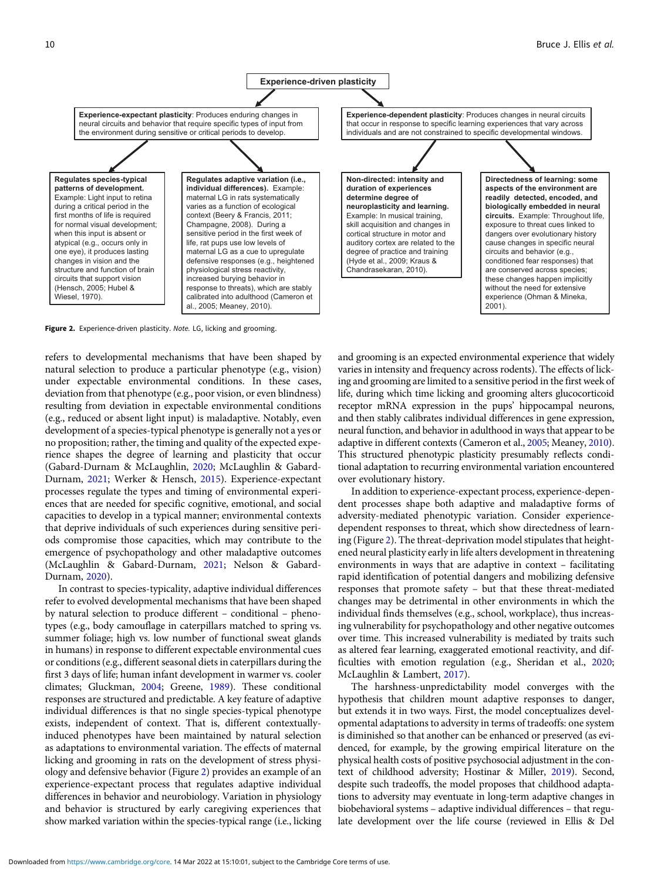**Experience-driven plasticity**

**Experience-expectant plasticity**: Produces enduring changes in neural circuits and behavior that require specific types of input from the environment during sensitive or critical periods to develop.

- **Regulates species-typical patterns of development.** Example: Light input to retina during a critical period in the first months of life is required for normal visual development; when this input is absent or atypical (e.g., occurs only in one eye), it produces lasting changes in vision and the structure and function of brain circuits that support vision (Hensch, 2005; Hubel & Wiesel, 1970).
- **Regulates adaptive variation (i.e., individual differences).** Example: maternal LG in rats systematically varies as a function of ecological context (Beery & Francis, 2011; Champagne, 2008). During a sensitive period in the first week of life, rat pups use low levels of maternal LG as a cue to upregulate defensive responses (e.g., heightened physiological stress reactivity, increased burying behavior in response to threats), which are stably calibrated into adulthood (Cameron et al., 2005; Meaney, 2010).

**Experience-dependent plasticity**: Produces changes in neural circuits that occur in response to specific learning experiences that vary across individuals and are not constrained to specific developmental windows.

- **Non-directed: intensity and duration of experiences determine degree of neuroplasticity and learning.** Example: In musical training, skill acquisition and changes in cortical structure in motor and auditory cortex are related to the degree of practice and training (Hyde et al., 2009; Kraus & Chandrasekaran, 2010).
- **Directedness of learning: some aspects of the environment are readily detected, encoded, and biologically embedded in neural circuits.** Example: Throughout life, exposure to threat cues linked to dangers over evolutionary history cause changes in specific neural circuits and behavior (e.g., conditioned fear responses) that are conserved across species; these changes happen implicitly without the need for extensive experience (Ohman & Mineka, 2001).

**Figure 2.** Experience-driven plasticity. *Note.* LG, licking and grooming.

refers to developmental mechanisms that have been shaped by natural selection to produce a particular phenotype (e.g., vision) under expectable environmental conditions. In these cases, deviation from that phenotype (e.g., poor vision, or even blindness) resulting from deviation in expectable environmental conditions (e.g., reduced or absent light input) is maladaptive. Notably, even development of a species-typical phenotype is generally not a yes or no proposition; rather, the timing and quality of the expected experience shapes the degree of learning and plasticity that occur (Gabard-Durnam & McLaughlin, 2020; McLaughlin & Gabard-Durnam, 2021; Werker & Hensch, 2015). Experience-expectant processes regulate the types and timing of developmental experiences that are needed for specific cognitive, emotional, and social capacities to develop in a typical manner; environmental contexts that deprive individuals of such experiences during sensitive periods compromise those capacities, which may contribute to the emergence of psychopathology and other maladaptive outcomes (McLaughlin & Gabard-Durnam, 2021; Nelson & Gabard-Durnam, 2020).

In contrast to species-typicality, adaptive individual differences refer to evolved developmental mechanisms that have been shaped by natural selection to produce different – conditional – phenotypes (e.g., body camouflage in caterpillars matched to spring vs. summer foliage; high vs. low number of functional sweat glands in humans) in response to different expectable environmental cues or conditions (e.g., different seasonal diets in caterpillars during the first 3 days of life; human infant development in warmer vs. cooler climates; Gluckman, 2004; Greene, 1989). These conditional responses are structured and predictable. A key feature of adaptive individual differences is that no single species-typical phenotype exists, independent of context. That is, different contextually-induced phenotypes have been maintained by natural selection as adaptations to environmental variation. The effects of maternal licking and grooming in rats on the development of stress physiology and defensive behavior (Figure 2) provides an example of an experience-expectant process that regulates adaptive individual differences in behavior and neurobiology. Variation in physiology and behavior is structured by early caregiving experiences that show marked variation within the species-typical range (i.e., licking and grooming is an expected environmental experience that widely varies in intensity and frequency across rodents). The effects of licking and grooming are limited to a sensitive period in the first week of life, during which time licking and grooming alters glucocorticoid receptor mRNA expression in the pups' hippocampal neurons, and then stably calibrates individual differences in gene expression, neural function, and behavior in adulthood in ways that appear to be adaptive in different contexts (Cameron et al., 2005; Meaney, 2010). This structured phenotypic plasticity presumably reflects conditional adaptation to recurring environmental variation encountered over evolutionary history.

In addition to experience-expectant process, experience-dependent processes shape both adaptive and maladaptive forms of adversity-mediated phenotypic variation. Consider experience-dependent responses to threat, which show directedness of learning (Figure 2). The threat-deprivation model stipulates that heightened neural plasticity early in life alters development in threatening environments in ways that are adaptive in context – facilitating rapid identification of potential dangers and mobilizing defensive responses that promote safety – but that these threat-mediated changes may be detrimental in other environments in which the individual finds themselves (e.g., school, workplace), thus increasing vulnerability for psychopathology and other negative outcomes over time. This increased vulnerability is mediated by traits such as altered fear learning, exaggerated emotional reactivity, and difficulties with emotion regulation (e.g., Sheridan et al., 2020; McLaughlin & Lambert, 2017).

The harshness-unpredictability model converges with the hypothesis that children mount adaptive responses to danger, but extends it in two ways. First, the model conceptualizes developmental adaptations to adversity in terms of tradeoffs: one system is diminished so that another can be enhanced or preserved (as evidenced, for example, by the growing empirical literature on the physical health costs of positive psychosocial adjustment in the context of childhood adversity; Hostinar & Miller, 2019). Second, despite such tradeoffs, the model proposes that childhood adaptations to adversity may eventuate in long-term adaptive changes in biobehavioral systems – adaptive individual differences – that regulate development over the life course (reviewed in Ellis & Del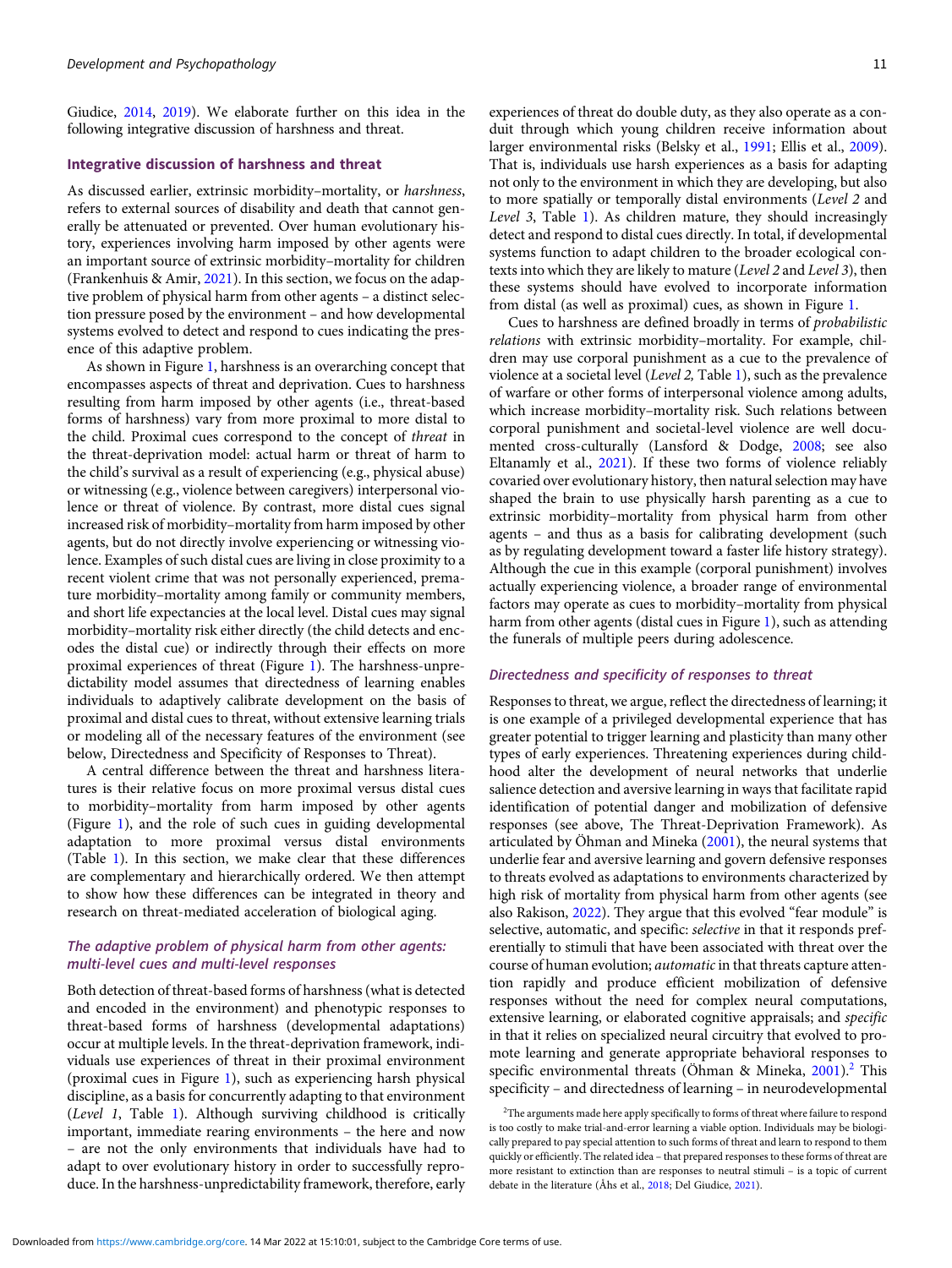Giudice, 2014, 2019). We elaborate further on this idea in the following integrative discussion of harshness and threat.

## Integrative discussion of harshness and threat

As discussed earlier, extrinsic morbidity–mortality, or *harshness*, refers to external sources of disability and death that cannot generally be attenuated or prevented. Over human evolutionary history, experiences involving harm imposed by other agents were an important source of extrinsic morbidity–mortality for children (Frankenhuis & Amir, 2021). In this section, we focus on the adaptive problem of physical harm from other agents – a distinct selection pressure posed by the environment – and how developmental systems evolved to detect and respond to cues indicating the presence of this adaptive problem.

As shown in Figure 1, harshness is an overarching concept that encompasses aspects of threat and deprivation. Cues to harshness resulting from harm imposed by other agents (i.e., threat-based forms of harshness) vary from more proximal to more distal to the child. Proximal cues correspond to the concept of *threat* in the threat-deprivation model: actual harm or threat of harm to the child's survival as a result of experiencing (e.g., physical abuse) or witnessing (e.g., violence between caregivers) interpersonal violence or threat of violence. By contrast, more distal cues signal increased risk of morbidity–mortality from harm imposed by other agents, but do not directly involve experiencing or witnessing violence. Examples of such distal cues are living in close proximity to a recent violent crime that was not personally experienced, premature morbidity–mortality among family or community members, and short life expectancies at the local level. Distal cues may signal morbidity–mortality risk either directly (the child detects and encodes the distal cue) or indirectly through their effects on more proximal experiences of threat (Figure 1). The harshness-unpredictability model assumes that directedness of learning enables individuals to adaptively calibrate development on the basis of proximal and distal cues to threat, without extensive learning trials or modeling all of the necessary features of the environment (see below, Directedness and Specificity of Responses to Threat).

A central difference between the threat and harshness literatures is their relative focus on more proximal versus distal cues to morbidity–mortality from harm imposed by other agents (Figure 1), and the role of such cues in guiding developmental adaptation to more proximal versus distal environments (Table 1). In this section, we make clear that these differences are complementary and hierarchically ordered. We then attempt to show how these differences can be integrated in theory and research on threat-mediated acceleration of biological aging.

### *The adaptive problem of physical harm from other agents: multi-level cues and multi-level responses*

Both detection of threat-based forms of harshness (what is detected and encoded in the environment) and phenotypic responses to threat-based forms of harshness (developmental adaptations) occur at multiple levels. In the threat-deprivation framework, individuals use experiences of threat in their proximal environment (proximal cues in Figure 1), such as experiencing harsh physical discipline, as a basis for concurrently adapting to that environment (*Level 1*, Table 1). Although surviving childhood is critically important, immediate rearing environments – the here and now – are not the only environments that individuals have had to adapt to over evolutionary history in order to successfully reproduce. In the harshness-unpredictability framework, therefore, early experiences of threat do double duty, as they also operate as a conduit through which young children receive information about larger environmental risks (Belsky et al., 1991; Ellis et al., 2009). That is, individuals use harsh experiences as a basis for adapting not only to the environment in which they are developing, but also to more spatially or temporally distal environments (*Level 2* and *Level 3*, Table 1). As children mature, they should increasingly detect and respond to distal cues directly. In total, if developmental systems function to adapt children to the broader ecological contexts into which they are likely to mature (*Level 2* and *Level 3*), then these systems should have evolved to incorporate information from distal (as well as proximal) cues, as shown in Figure 1.

Cues to harshness are defined broadly in terms of *probabilistic relations* with extrinsic morbidity–mortality. For example, children may use corporal punishment as a cue to the prevalence of violence at a societal level (*Level 2,* Table 1), such as the prevalence of warfare or other forms of interpersonal violence among adults, which increase morbidity–mortality risk. Such relations between corporal punishment and societal-level violence are well documented cross-culturally (Lansford & Dodge, 2008; see also Eltanamly et al., 2021). If these two forms of violence reliably covaried over evolutionary history, then natural selection may have shaped the brain to use physically harsh parenting as a cue to extrinsic morbidity–mortality from physical harm from other agents – and thus as a basis for calibrating development (such as by regulating development toward a faster life history strategy). Although the cue in this example (corporal punishment) involves actually experiencing violence, a broader range of environmental factors may operate as cues to morbidity–mortality from physical harm from other agents (distal cues in Figure 1), such as attending the funerals of multiple peers during adolescence.

### *Directedness and specificity of responses to threat*

Responses to threat, we argue, reflect the directedness of learning; it is one example of a privileged developmental experience that has greater potential to trigger learning and plasticity than many other types of early experiences. Threatening experiences during childhood alter the development of neural networks that underlie salience detection and aversive learning in ways that facilitate rapid identification of potential danger and mobilization of defensive responses (see above, The Threat-Deprivation Framework). As articulated by Öhman and Mineka (2001), the neural systems that underlie fear and aversive learning and govern defensive responses to threats evolved as adaptations to environments characterized by high risk of mortality from physical harm from other agents (see also Rakison, 2022). They argue that this evolved "fear module" is selective, automatic, and specific: *selective* in that it responds preferentially to stimuli that have been associated with threat over the course of human evolution; *automatic* in that threats capture attention rapidly and produce efficient mobilization of defensive responses without the need for complex neural computations, extensive learning, or elaborated cognitive appraisals; and *specific* in that it relies on specialized neural circuitry that evolved to promote learning and generate appropriate behavioral responses to specific environmental threats (Öhman & Mineka, 2001).[2] This specificity – and directedness of learning – in neurodevelopmental

[2]The arguments made here apply specifically to forms of threat where failure to respond is too costly to make trial-and-error learning a viable option. Individuals may be biologically prepared to pay special attention to such forms of threat and learn to respond to them quickly or efficiently. The related idea – that prepared responses to these forms of threat are more resistant to extinction than are responses to neutral stimuli – is a topic of current debate in the literature (Åhs et al., 2018; Del Giudice, 2021).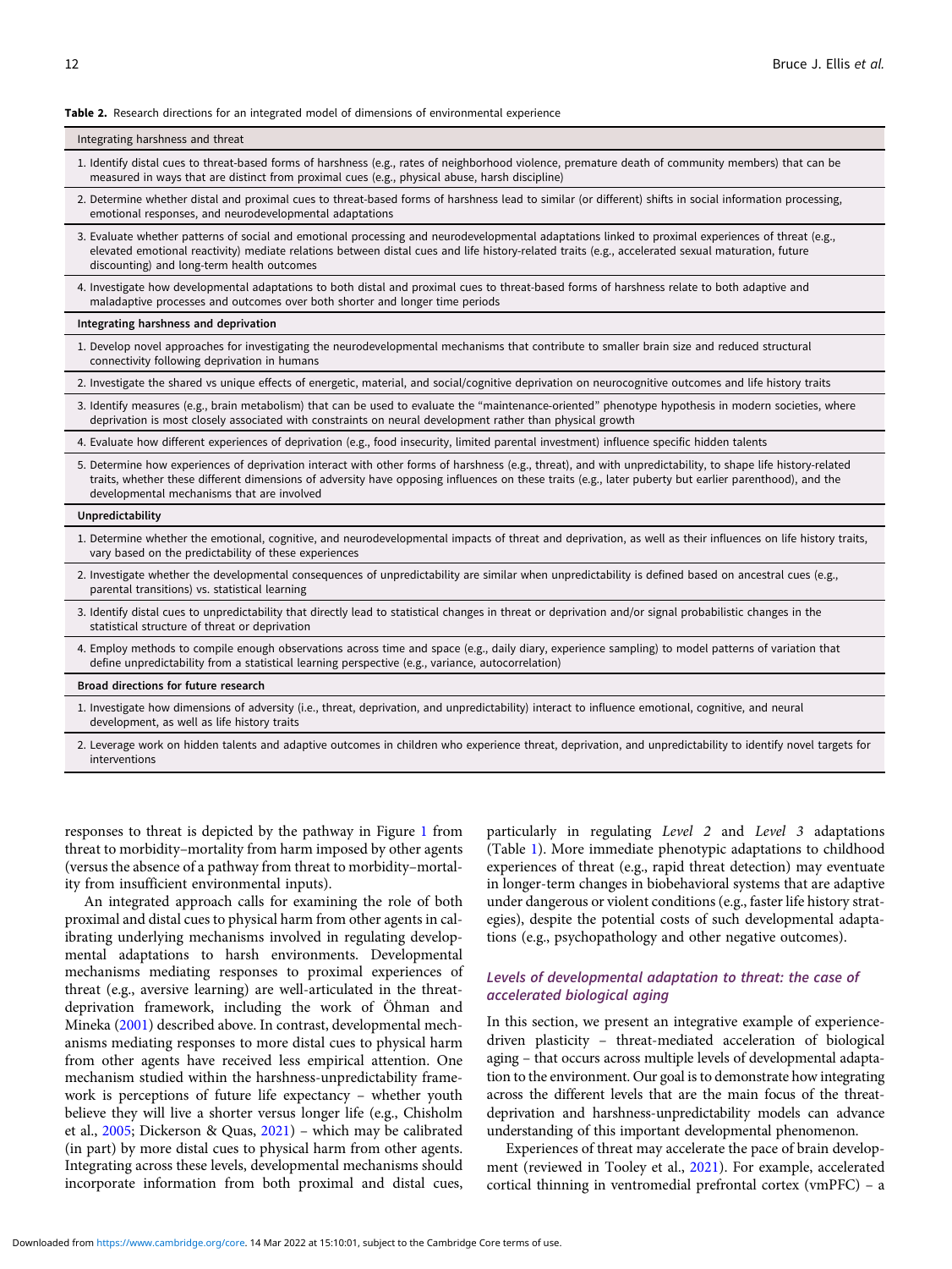**Table 2.** Research directions for an integrated model of dimensions of environmental experience

| Integrating harshness and threat |
|---|
| 1. Identify distal cues to threat-based forms of harshness (e.g., rates of neighborhood violence, premature death of community members) that can be measured in ways that are distinct from proximal cues (e.g., physical abuse, harsh discipline) |
| 2. Determine whether distal and proximal cues to threat-based forms of harshness lead to similar (or different) shifts in social information processing, emotional responses, and neurodevelopmental adaptations |
| 3. Evaluate whether patterns of social and emotional processing and neurodevelopmental adaptations linked to proximal experiences of threat (e.g., elevated emotional reactivity) mediate relations between distal cues and life history-related traits (e.g., accelerated sexual maturation, future discounting) and long-term health outcomes |
| 4. Investigate how developmental adaptations to both distal and proximal cues to threat-based forms of harshness relate to both adaptive and maladaptive processes and outcomes over both shorter and longer time periods |
| **Integrating harshness and deprivation** |
| 1. Develop novel approaches for investigating the neurodevelopmental mechanisms that contribute to smaller brain size and reduced structural connectivity following deprivation in humans |
| 2. Investigate the shared vs unique effects of energetic, material, and social/cognitive deprivation on neurocognitive outcomes and life history traits |
| 3. Identify measures (e.g., brain metabolism) that can be used to evaluate the "maintenance-oriented" phenotype hypothesis in modern societies, where deprivation is most closely associated with constraints on neural development rather than physical growth |
| 4. Evaluate how different experiences of deprivation (e.g., food insecurity, limited parental investment) influence specific hidden talents |
| 5. Determine how experiences of deprivation interact with other forms of harshness (e.g., threat), and with unpredictability, to shape life history-related traits, whether these different dimensions of adversity have opposing influences on these traits (e.g., later puberty but earlier parenthood), and the developmental mechanisms that are involved |
| **Unpredictability** |
| 1. Determine whether the emotional, cognitive, and neurodevelopmental impacts of threat and deprivation, as well as their influences on life history traits, vary based on the predictability of these experiences |
| 2. Investigate whether the developmental consequences of unpredictability are similar when unpredictability is defined based on ancestral cues (e.g., parental transitions) vs. statistical learning |
| 3. Identify distal cues to unpredictability that directly lead to statistical changes in threat or deprivation and/or signal probabilistic changes in the statistical structure of threat or deprivation |
| 4. Employ methods to compile enough observations across time and space (e.g., daily diary, experience sampling) to model patterns of variation that define unpredictability from a statistical learning perspective (e.g., variance, autocorrelation) |
| **Broad directions for future research** |
| 1. Investigate how dimensions of adversity (i.e., threat, deprivation, and unpredictability) interact to influence emotional, cognitive, and neural development, as well as life history traits |
| 2. Leverage work on hidden talents and adaptive outcomes in children who experience threat, deprivation, and unpredictability to identify novel targets for interventions |

responses to threat is depicted by the pathway in Figure 1 from threat to morbidity–mortality from harm imposed by other agents (versus the absence of a pathway from threat to morbidity–mortality from insufficient environmental inputs).

An integrated approach calls for examining the role of both proximal and distal cues to physical harm from other agents in calibrating underlying mechanisms involved in regulating developmental adaptations to harsh environments. Developmental mechanisms mediating responses to proximal experiences of threat (e.g., aversive learning) are well-articulated in the threat-deprivation framework, including the work of Öhman and Mineka (2001) described above. In contrast, developmental mechanisms mediating responses to more distal cues to physical harm from other agents have received less empirical attention. One mechanism studied within the harshness-unpredictability framework is perceptions of future life expectancy – whether youth believe they will live a shorter versus longer life (e.g., Chisholm et al., 2005; Dickerson & Quas, 2021) – which may be calibrated (in part) by more distal cues to physical harm from other agents. Integrating across these levels, developmental mechanisms should incorporate information from both proximal and distal cues, particularly in regulating *Level 2* and *Level 3* adaptations (Table 1). More immediate phenotypic adaptations to childhood experiences of threat (e.g., rapid threat detection) may eventuate in longer-term changes in biobehavioral systems that are adaptive under dangerous or violent conditions (e.g., faster life history strategies), despite the potential costs of such developmental adaptations (e.g., psychopathology and other negative outcomes).

### *Levels of developmental adaptation to threat: the case of accelerated biological aging*

In this section, we present an integrative example of experience-driven plasticity – threat-mediated acceleration of biological aging – that occurs across multiple levels of developmental adaptation to the environment. Our goal is to demonstrate how integrating across the different levels that are the main focus of the threat-deprivation and harshness-unpredictability models can advance understanding of this important developmental phenomenon.

Experiences of threat may accelerate the pace of brain development (reviewed in Tooley et al., 2021). For example, accelerated cortical thinning in ventromedial prefrontal cortex (vmPFC) – a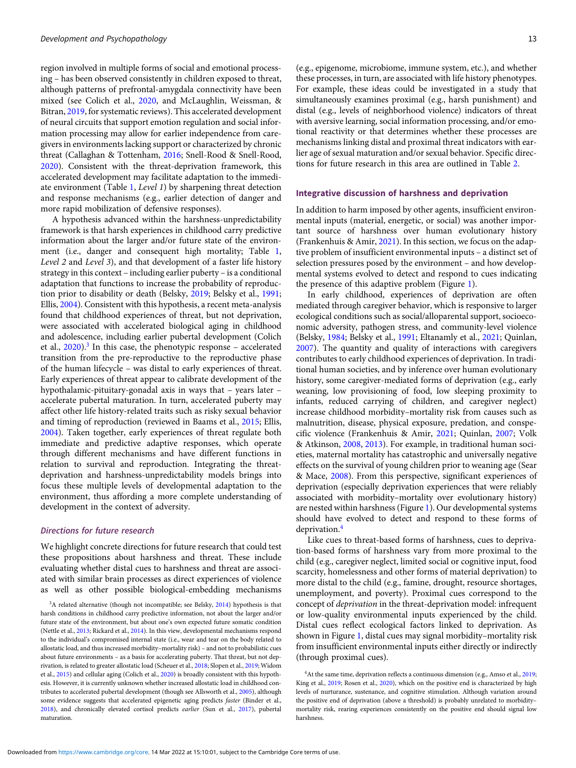region involved in multiple forms of social and emotional processing – has been observed consistently in children exposed to threat, although patterns of prefrontal-amygdala connectivity have been mixed (see Colich et al., 2020, and McLaughlin, Weissman, & Bitran, 2019, for systematic reviews). This accelerated development of neural circuits that support emotion regulation and social information processing may allow for earlier independence from caregivers in environments lacking support or characterized by chronic threat (Callaghan & Tottenham, 2016; Snell-Rood & Snell-Rood, 2020). Consistent with the threat-deprivation framework, this accelerated development may facilitate adaptation to the immediate environment (Table 1, *Level 1*) by sharpening threat detection and response mechanisms (e.g., earlier detection of danger and more rapid mobilization of defensive responses).

A hypothesis advanced within the harshness-unpredictability framework is that harsh experiences in childhood carry predictive information about the larger and/or future state of the environment (i.e., danger and consequent high mortality; Table 1, *Level 2* and *Level 3*), and that development of a faster life history strategy in this context – including earlier puberty – is a conditional adaptation that functions to increase the probability of reproduction prior to disability or death (Belsky, 2019; Belsky et al., 1991; Ellis, 2004). Consistent with this hypothesis, a recent meta-analysis found that childhood experiences of threat, but not deprivation, were associated with accelerated biological aging in childhood and adolescence, including earlier pubertal development (Colich et al., 2020).[3] In this case, the phenotypic response – accelerated transition from the pre-reproductive to the reproductive phase of the human lifecycle – was distal to early experiences of threat. Early experiences of threat appear to calibrate development of the hypothalamic-pituitary-gonadal axis in ways that – years later – accelerate pubertal maturation. In turn, accelerated puberty may affect other life history-related traits such as risky sexual behavior and timing of reproduction (reviewed in Baams et al., 2015; Ellis, 2004). Taken together, early experiences of threat regulate both immediate and predictive adaptive responses, which operate through different mechanisms and have different functions in relation to survival and reproduction. Integrating the threat-deprivation and harshness-unpredictability models brings into focus these multiple levels of developmental adaptation to the environment, thus affording a more complete understanding of development in the context of adversity.

### *Directions for future research*

We highlight concrete directions for future research that could test these propositions about harshness and threat. These include evaluating whether distal cues to harshness and threat are associated with similar brain processes as direct experiences of violence as well as other possible biological-embedding mechanisms (e.g., epigenome, microbiome, immune system, etc.), and whether these processes, in turn, are associated with life history phenotypes. For example, these ideas could be investigated in a study that simultaneously examines proximal (e.g., harsh punishment) and distal (e.g., levels of neighborhood violence) indicators of threat with aversive learning, social information processing, and/or emotional reactivity or that determines whether these processes are mechanisms linking distal and proximal threat indicators with earlier age of sexual maturation and/or sexual behavior. Specific directions for future research in this area are outlined in Table 2.

## Integrative discussion of harshness and deprivation

In addition to harm imposed by other agents, insufficient environmental inputs (material, energetic, or social) was another important source of harshness over human evolutionary history (Frankenhuis & Amir, 2021). In this section, we focus on the adaptive problem of insufficient environmental inputs – a distinct set of selection pressures posed by the environment – and how developmental systems evolved to detect and respond to cues indicating the presence of this adaptive problem (Figure 1).

In early childhood, experiences of deprivation are often mediated through caregiver behavior, which is responsive to larger ecological conditions such as social/alloparental support, socioeconomic adversity, pathogen stress, and community-level violence (Belsky, 1984; Belsky et al., 1991; Eltanamly et al., 2021; Quinlan, 2007). The quantity and quality of interactions with caregivers contributes to early childhood experiences of deprivation. In traditional human societies, and by inference over human evolutionary history, some caregiver-mediated forms of deprivation (e.g., early weaning, low provisioning of food, low sleeping proximity to infants, reduced carrying of children, and caregiver neglect) increase childhood morbidity–mortality risk from causes such as malnutrition, disease, physical exposure, predation, and conspecific violence (Frankenhuis & Amir, 2021; Quinlan, 2007; Volk & Atkinson, 2008, 2013). For example, in traditional human societies, maternal mortality has catastrophic and universally negative effects on the survival of young children prior to weaning age (Sear & Mace, 2008). From this perspective, significant experiences of deprivation (especially deprivation experiences that were reliably associated with morbidity–mortality over evolutionary history) are nested within harshness (Figure 1). Our developmental systems should have evolved to detect and respond to these forms of deprivation.[4]

Like cues to threat-based forms of harshness, cues to deprivation-based forms of harshness vary from more proximal to the child (e.g., caregiver neglect, limited social or cognitive input, food scarcity, homelessness and other forms of material deprivation) to more distal to the child (e.g., famine, drought, resource shortages, unemployment, and poverty). Proximal cues correspond to the concept of *deprivation* in the threat-deprivation model: infrequent or low-quality environmental inputs experienced by the child. Distal cues reflect ecological factors linked to deprivation. As shown in Figure 1, distal cues may signal morbidity–mortality risk from insufficient environmental inputs either directly or indirectly (through proximal cues).

[3] A related alternative (though not incompatible; see Belsky, 2014) hypothesis is that harsh conditions in childhood carry predictive information, not about the larger and/or future state of the environment, but about one's own expected future somatic condition (Nettle et al., 2013; Rickard et al., 2014). In this view, developmental mechanisms respond to the individual's compromised internal state (i.e., wear and tear on the body related to allostatic load, and thus increased morbidity–mortality risk) – and not to probabilistic cues about future environments – as a basis for accelerating puberty. That threat, but not deprivation, is related to greater allostatic load (Scheuer et al., 2018; Slopen et al., 2019; Widom et al., 2015) and cellular aging (Colich et al., 2020) is broadly consistent with this hypothesis. However, it is currently unknown whether increased allostatic load in childhood contributes to accelerated pubertal development (though see Allsworth et al., 2005), although some evidence suggests that accelerated epigenetic aging predicts *faster* (Binder et al., 2018), and chronically elevated cortisol predicts *earlier* (Sun et al., 2017), pubertal maturation.

[4] At the same time, deprivation reflects a continuous dimension (e.g., Amso et al., 2019; King et al., 2019; Rosen et al., 2020), which on the positive end is characterized by high levels of nurturance, sustenance, and cognitive stimulation. Although variation around the positive end of deprivation (above a threshold) is probably unrelated to morbidity–mortality risk, rearing experiences consistently on the positive end should signal low harshness.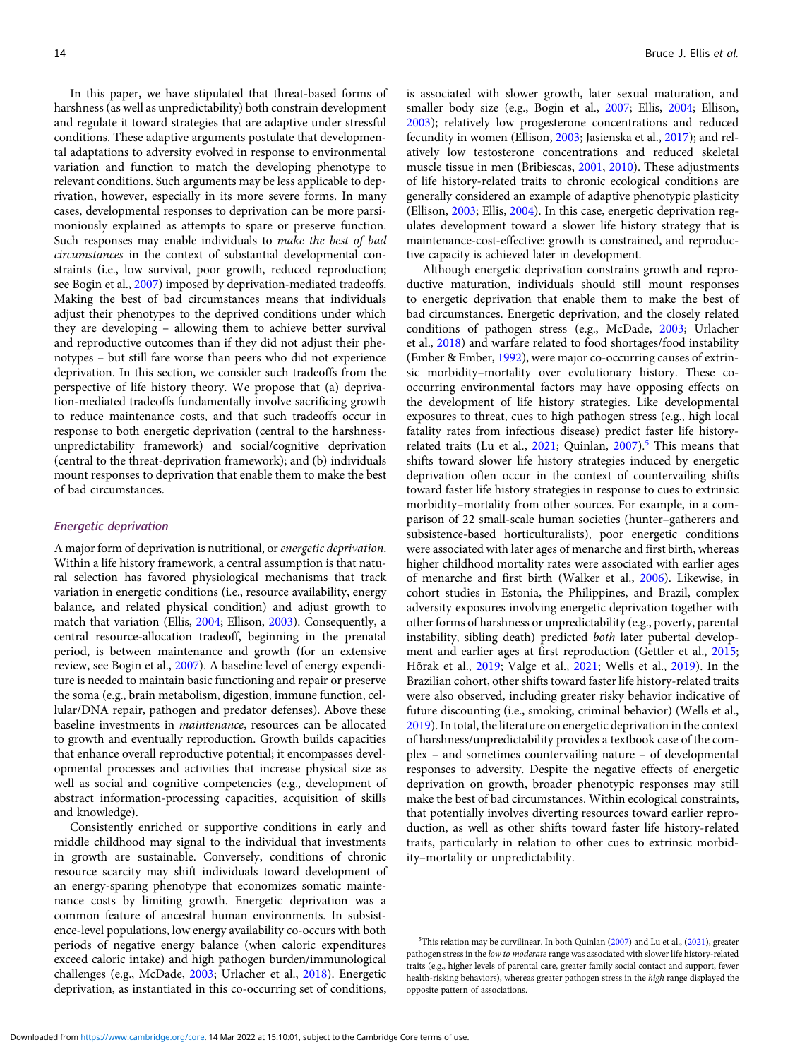In this paper, we have stipulated that threat-based forms of harshness (as well as unpredictability) both constrain development and regulate it toward strategies that are adaptive under stressful conditions. These adaptive arguments postulate that developmental adaptations to adversity evolved in response to environmental variation and function to match the developing phenotype to relevant conditions. Such arguments may be less applicable to deprivation, however, especially in its more severe forms. In many cases, developmental responses to deprivation can be more parsimoniously explained as attempts to spare or preserve function. Such responses may enable individuals to *make the best of bad circumstances* in the context of substantial developmental constraints (i.e., low survival, poor growth, reduced reproduction; see Bogin et al., 2007) imposed by deprivation-mediated tradeoffs. Making the best of bad circumstances means that individuals adjust their phenotypes to the deprived conditions under which they are developing – allowing them to achieve better survival and reproductive outcomes than if they did not adjust their phenotypes – but still fare worse than peers who did not experience deprivation. In this section, we consider such tradeoffs from the perspective of life history theory. We propose that (a) deprivation-mediated tradeoffs fundamentally involve sacrificing growth to reduce maintenance costs, and that such tradeoffs occur in response to both energetic deprivation (central to the harshness-unpredictability framework) and social/cognitive deprivation (central to the threat-deprivation framework); and (b) individuals mount responses to deprivation that enable them to make the best of bad circumstances.

### *Energetic deprivation*

A major form of deprivation is nutritional, or *energetic deprivation*. Within a life history framework, a central assumption is that natural selection has favored physiological mechanisms that track variation in energetic conditions (i.e., resource availability, energy balance, and related physical condition) and adjust growth to match that variation (Ellis, 2004; Ellison, 2003). Consequently, a central resource-allocation tradeoff, beginning in the prenatal period, is between maintenance and growth (for an extensive review, see Bogin et al., 2007). A baseline level of energy expenditure is needed to maintain basic functioning and repair or preserve the soma (e.g., brain metabolism, digestion, immune function, cellular/DNA repair, pathogen and predator defenses). Above these baseline investments in *maintenance*, resources can be allocated to growth and eventually reproduction. Growth builds capacities that enhance overall reproductive potential; it encompasses developmental processes and activities that increase physical size as well as social and cognitive competencies (e.g., development of abstract information-processing capacities, acquisition of skills and knowledge).

Consistently enriched or supportive conditions in early and middle childhood may signal to the individual that investments in growth are sustainable. Conversely, conditions of chronic resource scarcity may shift individuals toward development of an energy-sparing phenotype that economizes somatic maintenance costs by limiting growth. Energetic deprivation was a common feature of ancestral human environments. In subsistence-level populations, low energy availability co-occurs with both periods of negative energy balance (when caloric expenditures exceed caloric intake) and high pathogen burden/immunological challenges (e.g., McDade, 2003; Urlacher et al., 2018). Energetic deprivation, as instantiated in this co-occurring set of conditions, is associated with slower growth, later sexual maturation, and smaller body size (e.g., Bogin et al., 2007; Ellis, 2004; Ellison, 2003); relatively low progesterone concentrations and reduced fecundity in women (Ellison, 2003; Jasienska et al., 2017); and relatively low testosterone concentrations and reduced skeletal muscle tissue in men (Bribiescas, 2001, 2010). These adjustments of life history-related traits to chronic ecological conditions are generally considered an example of adaptive phenotypic plasticity (Ellison, 2003; Ellis, 2004). In this case, energetic deprivation regulates development toward a slower life history strategy that is maintenance-cost-effective: growth is constrained, and reproductive capacity is achieved later in development.

Although energetic deprivation constrains growth and reproductive maturation, individuals should still mount responses to energetic deprivation that enable them to make the best of bad circumstances. Energetic deprivation, and the closely related conditions of pathogen stress (e.g., McDade, 2003; Urlacher et al., 2018) and warfare related to food shortages/food instability (Ember & Ember, 1992), were major co-occurring causes of extrinsic morbidity–mortality over evolutionary history. These co-occurring environmental factors may have opposing effects on the development of life history strategies. Like developmental exposures to threat, cues to high pathogen stress (e.g., high local fatality rates from infectious disease) predict faster life history-related traits (Lu et al., 2021; Quinlan, 2007).[5] This means that shifts toward slower life history strategies induced by energetic deprivation often occur in the context of countervailing shifts toward faster life history strategies in response to cues to extrinsic morbidity–mortality from other sources. For example, in a comparison of 22 small-scale human societies (hunter–gatherers and subsistence-based horticulturalists), poor energetic conditions were associated with later ages of menarche and first birth, whereas higher childhood mortality rates were associated with earlier ages of menarche and first birth (Walker et al., 2006). Likewise, in cohort studies in Estonia, the Philippines, and Brazil, complex adversity exposures involving energetic deprivation together with other forms of harshness or unpredictability (e.g., poverty, parental instability, sibling death) predicted *both* later pubertal development and earlier ages at first reproduction (Gettler et al., 2015; Hõrak et al., 2019; Valge et al., 2021; Wells et al., 2019). In the Brazilian cohort, other shifts toward faster life history-related traits were also observed, including greater risky behavior indicative of future discounting (i.e., smoking, criminal behavior) (Wells et al., 2019). In total, the literature on energetic deprivation in the context of harshness/unpredictability provides a textbook case of the complex – and sometimes countervailing nature – of developmental responses to adversity. Despite the negative effects of energetic deprivation on growth, broader phenotypic responses may still make the best of bad circumstances. Within ecological constraints, that potentially involves diverting resources toward earlier reproduction, as well as other shifts toward faster life history-related traits, particularly in relation to other cues to extrinsic morbidity–mortality or unpredictability.

[5]This relation may be curvilinear. In both Quinlan (2007) and Lu et al., (2021), greater pathogen stress in the *low to moderate* range was associated with slower life history-related traits (e.g., higher levels of parental care, greater family social contact and support, fewer health-risking behaviors), whereas greater pathogen stress in the *high* range displayed the opposite pattern of associations.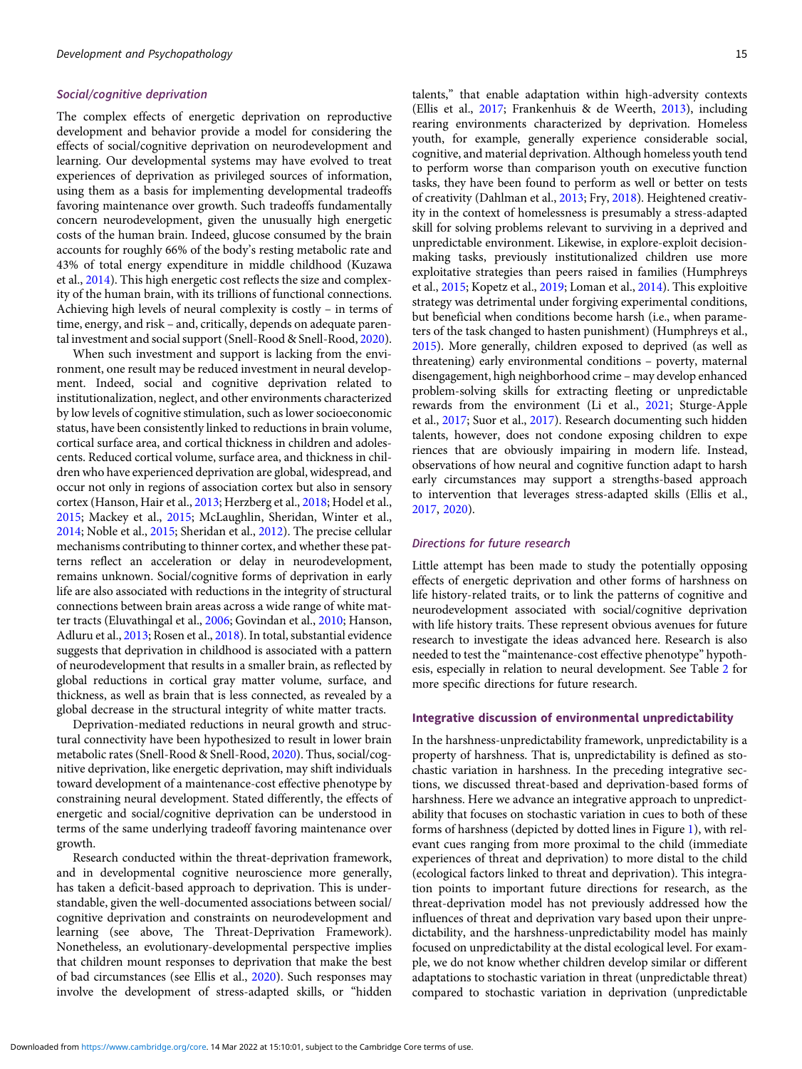### *Social/cognitive deprivation*

The complex effects of energetic deprivation on reproductive development and behavior provide a model for considering the effects of social/cognitive deprivation on neurodevelopment and learning. Our developmental systems may have evolved to treat experiences of deprivation as privileged sources of information, using them as a basis for implementing developmental tradeoffs favoring maintenance over growth. Such tradeoffs fundamentally concern neurodevelopment, given the unusually high energetic costs of the human brain. Indeed, glucose consumed by the brain accounts for roughly 66% of the body's resting metabolic rate and 43% of total energy expenditure in middle childhood (Kuzawa et al., 2014). This high energetic cost reflects the size and complexity of the human brain, with its trillions of functional connections. Achieving high levels of neural complexity is costly – in terms of time, energy, and risk – and, critically, depends on adequate parental investment and social support (Snell-Rood & Snell-Rood, 2020).

When such investment and support is lacking from the environment, one result may be reduced investment in neural development. Indeed, social and cognitive deprivation related to institutionalization, neglect, and other environments characterized by low levels of cognitive stimulation, such as lower socioeconomic status, have been consistently linked to reductions in brain volume, cortical surface area, and cortical thickness in children and adolescents. Reduced cortical volume, surface area, and thickness in children who have experienced deprivation are global, widespread, and occur not only in regions of association cortex but also in sensory cortex (Hanson, Hair et al., 2013; Herzberg et al., 2018; Hodel et al., 2015; Mackey et al., 2015; McLaughlin, Sheridan, Winter et al., 2014; Noble et al., 2015; Sheridan et al., 2012). The precise cellular mechanisms contributing to thinner cortex, and whether these patterns reflect an acceleration or delay in neurodevelopment, remains unknown. Social/cognitive forms of deprivation in early life are also associated with reductions in the integrity of structural connections between brain areas across a wide range of white matter tracts (Eluvathingal et al., 2006; Govindan et al., 2010; Hanson, Adluru et al., 2013; Rosen et al., 2018). In total, substantial evidence suggests that deprivation in childhood is associated with a pattern of neurodevelopment that results in a smaller brain, as reflected by global reductions in cortical gray matter volume, surface, and thickness, as well as brain that is less connected, as revealed by a global decrease in the structural integrity of white matter tracts.

Deprivation-mediated reductions in neural growth and structural connectivity have been hypothesized to result in lower brain metabolic rates (Snell-Rood & Snell-Rood, 2020). Thus, social/cognitive deprivation, like energetic deprivation, may shift individuals toward development of a maintenance-cost effective phenotype by constraining neural development. Stated differently, the effects of energetic and social/cognitive deprivation can be understood in terms of the same underlying tradeoff favoring maintenance over growth.

Research conducted within the threat-deprivation framework, and in developmental cognitive neuroscience more generally, has taken a deficit-based approach to deprivation. This is understandable, given the well-documented associations between social/cognitive deprivation and constraints on neurodevelopment and learning (see above, The Threat-Deprivation Framework). Nonetheless, an evolutionary-developmental perspective implies that children mount responses to deprivation that make the best of bad circumstances (see Ellis et al., 2020). Such responses may involve the development of stress-adapted skills, or "hidden talents," that enable adaptation within high-adversity contexts (Ellis et al., 2017; Frankenhuis & de Weerth, 2013), including rearing environments characterized by deprivation. Homeless youth, for example, generally experience considerable social, cognitive, and material deprivation. Although homeless youth tend to perform worse than comparison youth on executive function tasks, they have been found to perform as well or better on tests of creativity (Dahlman et al., 2013; Fry, 2018). Heightened creativity in the context of homelessness is presumably a stress-adapted skill for solving problems relevant to surviving in a deprived and unpredictable environment. Likewise, in explore-exploit decision-making tasks, previously institutionalized children use more exploitative strategies than peers raised in families (Humphreys et al., 2015; Kopetz et al., 2019; Loman et al., 2014). This exploitive strategy was detrimental under forgiving experimental conditions, but beneficial when conditions become harsh (i.e., when parameters of the task changed to hasten punishment) (Humphreys et al., 2015). More generally, children exposed to deprived (as well as threatening) early environmental conditions – poverty, maternal disengagement, high neighborhood crime – may develop enhanced problem-solving skills for extracting fleeting or unpredictable rewards from the environment (Li et al., 2021; Sturge-Apple et al., 2017; Suor et al., 2017). Research documenting such hidden talents, however, does not condone exposing children to experiences that are obviously impairing in modern life. Instead, observations of how neural and cognitive function adapt to harsh early circumstances may support a strengths-based approach to intervention that leverages stress-adapted skills (Ellis et al., 2017, 2020).

### *Directions for future research*

Little attempt has been made to study the potentially opposing effects of energetic deprivation and other forms of harshness on life history-related traits, or to link the patterns of cognitive and neurodevelopment associated with social/cognitive deprivation with life history traits. These represent obvious avenues for future research to investigate the ideas advanced here. Research is also needed to test the "maintenance-cost effective phenotype" hypothesis, especially in relation to neural development. See Table 2 for more specific directions for future research.

## Integrative discussion of environmental unpredictability

In the harshness-unpredictability framework, unpredictability is a property of harshness. That is, unpredictability is defined as stochastic variation in harshness. In the preceding integrative sections, we discussed threat-based and deprivation-based forms of harshness. Here we advance an integrative approach to unpredictability that focuses on stochastic variation in cues to both of these forms of harshness (depicted by dotted lines in Figure 1), with relevant cues ranging from more proximal to the child (immediate experiences of threat and deprivation) to more distal to the child (ecological factors linked to threat and deprivation). This integration points to important future directions for research, as the threat-deprivation model has not previously addressed how the influences of threat and deprivation vary based upon their unpredictability, and the harshness-unpredictability model has mainly focused on unpredictability at the distal ecological level. For example, we do not know whether children develop similar or different adaptations to stochastic variation in threat (unpredictable threat) compared to stochastic variation in deprivation (unpredictable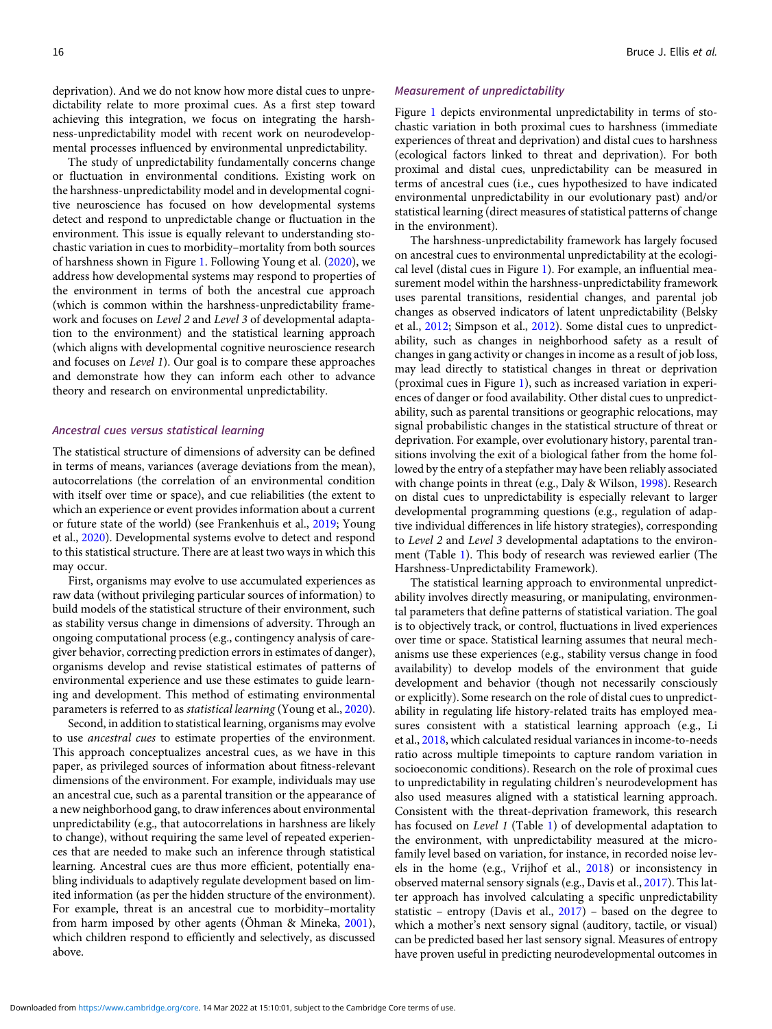deprivation). And we do not know how more distal cues to unpredictability relate to more proximal cues. As a first step toward achieving this integration, we focus on integrating the harshness-unpredictability model with recent work on neurodevelopmental processes influenced by environmental unpredictability.

The study of unpredictability fundamentally concerns change or fluctuation in environmental conditions. Existing work on the harshness-unpredictability model and in developmental cognitive neuroscience has focused on how developmental systems detect and respond to unpredictable change or fluctuation in the environment. This issue is equally relevant to understanding stochastic variation in cues to morbidity–mortality from both sources of harshness shown in Figure 1. Following Young et al. (2020), we address how developmental systems may respond to properties of the environment in terms of both the ancestral cue approach (which is common within the harshness-unpredictability framework and focuses on *Level 2* and *Level 3* of developmental adaptation to the environment) and the statistical learning approach (which aligns with developmental cognitive neuroscience research and focuses on *Level 1*). Our goal is to compare these approaches and demonstrate how they can inform each other to advance theory and research on environmental unpredictability.

### *Ancestral cues versus statistical learning*

The statistical structure of dimensions of adversity can be defined in terms of means, variances (average deviations from the mean), autocorrelations (the correlation of an environmental condition with itself over time or space), and cue reliabilities (the extent to which an experience or event provides information about a current or future state of the world) (see Frankenhuis et al., 2019; Young et al., 2020). Developmental systems evolve to detect and respond to this statistical structure. There are at least two ways in which this may occur.

First, organisms may evolve to use accumulated experiences as raw data (without privileging particular sources of information) to build models of the statistical structure of their environment, such as stability versus change in dimensions of adversity. Through an ongoing computational process (e.g., contingency analysis of caregiver behavior, correcting prediction errors in estimates of danger), organisms develop and revise statistical estimates of patterns of environmental experience and use these estimates to guide learning and development. This method of estimating environmental parameters is referred to as *statistical learning* (Young et al., 2020).

Second, in addition to statistical learning, organisms may evolve to use *ancestral cues* to estimate properties of the environment. This approach conceptualizes ancestral cues, as we have in this paper, as privileged sources of information about fitness-relevant dimensions of the environment. For example, individuals may use an ancestral cue, such as a parental transition or the appearance of a new neighborhood gang, to draw inferences about environmental unpredictability (e.g., that autocorrelations in harshness are likely to change), without requiring the same level of repeated experiences that are needed to make such an inference through statistical learning. Ancestral cues are thus more efficient, potentially enabling individuals to adaptively regulate development based on limited information (as per the hidden structure of the environment). For example, threat is an ancestral cue to morbidity–mortality from harm imposed by other agents (Öhman & Mineka, 2001), which children respond to efficiently and selectively, as discussed above.

### *Measurement of unpredictability*

Figure 1 depicts environmental unpredictability in terms of stochastic variation in both proximal cues to harshness (immediate experiences of threat and deprivation) and distal cues to harshness (ecological factors linked to threat and deprivation). For both proximal and distal cues, unpredictability can be measured in terms of ancestral cues (i.e., cues hypothesized to have indicated environmental unpredictability in our evolutionary past) and/or statistical learning (direct measures of statistical patterns of change in the environment).

The harshness-unpredictability framework has largely focused on ancestral cues to environmental unpredictability at the ecological level (distal cues in Figure 1). For example, an influential measurement model within the harshness-unpredictability framework uses parental transitions, residential changes, and parental job changes as observed indicators of latent unpredictability (Belsky et al., 2012; Simpson et al., 2012). Some distal cues to unpredictability, such as changes in neighborhood safety as a result of changes in gang activity or changes in income as a result of job loss, may lead directly to statistical changes in threat or deprivation (proximal cues in Figure 1), such as increased variation in experiences of danger or food availability. Other distal cues to unpredictability, such as parental transitions or geographic relocations, may signal probabilistic changes in the statistical structure of threat or deprivation. For example, over evolutionary history, parental transitions involving the exit of a biological father from the home followed by the entry of a stepfather may have been reliably associated with change points in threat (e.g., Daly & Wilson, 1998). Research on distal cues to unpredictability is especially relevant to larger developmental programming questions (e.g., regulation of adaptive individual differences in life history strategies), corresponding to *Level 2* and *Level 3* developmental adaptations to the environment (Table 1). This body of research was reviewed earlier (The Harshness-Unpredictability Framework).

The statistical learning approach to environmental unpredictability involves directly measuring, or manipulating, environmental parameters that define patterns of statistical variation. The goal is to objectively track, or control, fluctuations in lived experiences over time or space. Statistical learning assumes that neural mechanisms use these experiences (e.g., stability versus change in food availability) to develop models of the environment that guide development and behavior (though not necessarily consciously or explicitly). Some research on the role of distal cues to unpredictability in regulating life history-related traits has employed measures consistent with a statistical learning approach (e.g., Li et al., 2018, which calculated residual variances in income-to-needs ratio across multiple timepoints to capture random variation in socioeconomic conditions). Research on the role of proximal cues to unpredictability in regulating children's neurodevelopment has also used measures aligned with a statistical learning approach. Consistent with the threat-deprivation framework, this research has focused on *Level 1* (Table 1) of developmental adaptation to the environment, with unpredictability measured at the micro-family level based on variation, for instance, in recorded noise levels in the home (e.g., Vrijhof et al., 2018) or inconsistency in observed maternal sensory signals (e.g., Davis et al., 2017). This latter approach has involved calculating a specific unpredictability statistic – entropy (Davis et al., 2017) – based on the degree to which a mother's next sensory signal (auditory, tactile, or visual) can be predicted based her last sensory signal. Measures of entropy have proven useful in predicting neurodevelopmental outcomes in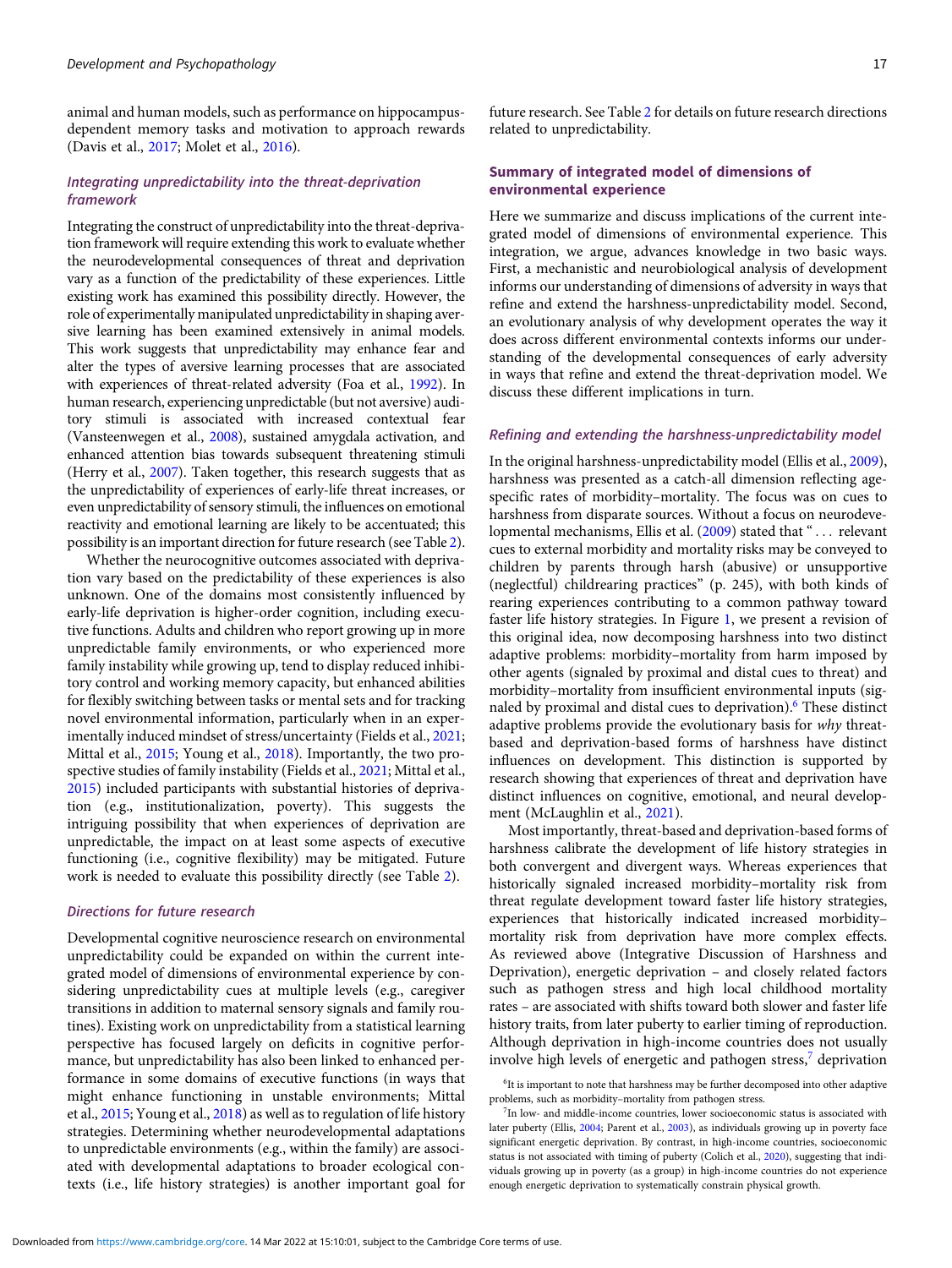animal and human models, such as performance on hippocampus-dependent memory tasks and motivation to approach rewards (Davis et al., 2017; Molet et al., 2016).

### *Integrating unpredictability into the threat-deprivation framework*

Integrating the construct of unpredictability into the threat-deprivation framework will require extending this work to evaluate whether the neurodevelopmental consequences of threat and deprivation vary as a function of the predictability of these experiences. Little existing work has examined this possibility directly. However, the role of experimentally manipulated unpredictability in shaping aversive learning has been examined extensively in animal models. This work suggests that unpredictability may enhance fear and alter the types of aversive learning processes that are associated with experiences of threat-related adversity (Foa et al., 1992). In human research, experiencing unpredictable (but not aversive) auditory stimuli is associated with increased contextual fear (Vansteenwegen et al., 2008), sustained amygdala activation, and enhanced attention bias towards subsequent threatening stimuli (Herry et al., 2007). Taken together, this research suggests that as the unpredictability of experiences of early-life threat increases, or even unpredictability of sensory stimuli, the influences on emotional reactivity and emotional learning are likely to be accentuated; this possibility is an important direction for future research (see Table 2).

Whether the neurocognitive outcomes associated with deprivation vary based on the predictability of these experiences is also unknown. One of the domains most consistently influenced by early-life deprivation is higher-order cognition, including executive functions. Adults and children who report growing up in more unpredictable family environments, or who experienced more family instability while growing up, tend to display reduced inhibitory control and working memory capacity, but enhanced abilities for flexibly switching between tasks or mental sets and for tracking novel environmental information, particularly when in an experimentally induced mindset of stress/uncertainty (Fields et al., 2021; Mittal et al., 2015; Young et al., 2018). Importantly, the two prospective studies of family instability (Fields et al., 2021; Mittal et al., 2015) included participants with substantial histories of deprivation (e.g., institutionalization, poverty). This suggests the intriguing possibility that when experiences of deprivation are unpredictable, the impact on at least some aspects of executive functioning (i.e., cognitive flexibility) may be mitigated. Future work is needed to evaluate this possibility directly (see Table 2).

### *Directions for future research*

Developmental cognitive neuroscience research on environmental unpredictability could be expanded on within the current integrated model of dimensions of environmental experience by considering unpredictability cues at multiple levels (e.g., caregiver transitions in addition to maternal sensory signals and family routines). Existing work on unpredictability from a statistical learning perspective has focused largely on deficits in cognitive performance, but unpredictability has also been linked to enhanced performance in some domains of executive functions (in ways that might enhance functioning in unstable environments; Mittal et al., 2015; Young et al., 2018) as well as to regulation of life history strategies. Determining whether neurodevelopmental adaptations to unpredictable environments (e.g., within the family) are associated with developmental adaptations to broader ecological contexts (i.e., life history strategies) is another important goal for future research. See Table 2 for details on future research directions related to unpredictability.

## Summary of integrated model of dimensions of environmental experience

Here we summarize and discuss implications of the current integrated model of dimensions of environmental experience. This integration, we argue, advances knowledge in two basic ways. First, a mechanistic and neurobiological analysis of development informs our understanding of dimensions of adversity in ways that refine and extend the harshness-unpredictability model. Second, an evolutionary analysis of why development operates the way it does across different environmental contexts informs our understanding of the developmental consequences of early adversity in ways that refine and extend the threat-deprivation model. We discuss these different implications in turn.

### *Refining and extending the harshness-unpredictability model*

In the original harshness-unpredictability model (Ellis et al., 2009), harshness was presented as a catch-all dimension reflecting age-specific rates of morbidity–mortality. The focus was on cues to harshness from disparate sources. Without a focus on neurodevelopmental mechanisms, Ellis et al. (2009) stated that "... relevant cues to external morbidity and mortality risks may be conveyed to children by parents through harsh (abusive) or unsupportive (neglectful) childrearing practices" (p. 245), with both kinds of rearing experiences contributing to a common pathway toward faster life history strategies. In Figure 1, we present a revision of this original idea, now decomposing harshness into two distinct adaptive problems: morbidity–mortality from harm imposed by other agents (signaled by proximal and distal cues to threat) and morbidity–mortality from insufficient environmental inputs (signaled by proximal and distal cues to deprivation).[6] These distinct adaptive problems provide the evolutionary basis for *why* threat-based and deprivation-based forms of harshness have distinct influences on development. This distinction is supported by research showing that experiences of threat and deprivation have distinct influences on cognitive, emotional, and neural development (McLaughlin et al., 2021).

Most importantly, threat-based and deprivation-based forms of harshness calibrate the development of life history strategies in both convergent and divergent ways. Whereas experiences that historically signaled increased morbidity–mortality risk from threat regulate development toward faster life history strategies, experiences that historically indicated increased morbidity–mortality risk from deprivation have more complex effects. As reviewed above (Integrative Discussion of Harshness and Deprivation), energetic deprivation – and closely related factors such as pathogen stress and high local childhood mortality rates – are associated with shifts toward both slower and faster life history traits, from later puberty to earlier timing of reproduction. Although deprivation in high-income countries does not usually involve high levels of energetic and pathogen stress,[7] deprivation

[6]It is important to note that harshness may be further decomposed into other adaptive problems, such as morbidity–mortality from pathogen stress.

[7]In low- and middle-income countries, lower socioeconomic status is associated with later puberty (Ellis, 2004; Parent et al., 2003), as individuals growing up in poverty face significant energetic deprivation. By contrast, in high-income countries, socioeconomic status is not associated with timing of puberty (Colich et al., 2020), suggesting that individuals growing up in poverty (as a group) in high-income countries do not experience enough energetic deprivation to systematically constrain physical growth.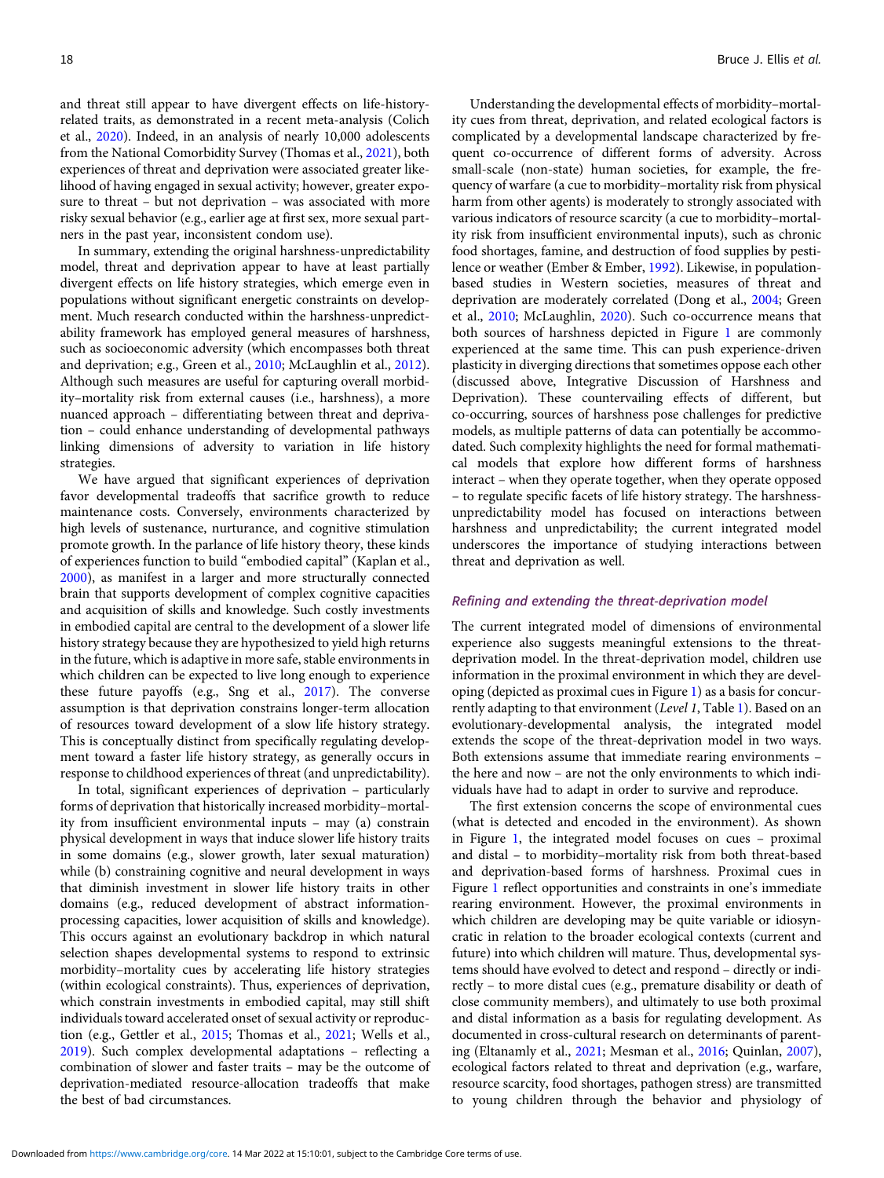and threat still appear to have divergent effects on life-history-related traits, as demonstrated in a recent meta-analysis (Colich et al., 2020). Indeed, in an analysis of nearly 10,000 adolescents from the National Comorbidity Survey (Thomas et al., 2021), both experiences of threat and deprivation were associated greater likelihood of having engaged in sexual activity; however, greater exposure to threat – but not deprivation – was associated with more risky sexual behavior (e.g., earlier age at first sex, more sexual partners in the past year, inconsistent condom use).

In summary, extending the original harshness-unpredictability model, threat and deprivation appear to have at least partially divergent effects on life history strategies, which emerge even in populations without significant energetic constraints on development. Much research conducted within the harshness-unpredictability framework has employed general measures of harshness, such as socioeconomic adversity (which encompasses both threat and deprivation; e.g., Green et al., 2010; McLaughlin et al., 2012). Although such measures are useful for capturing overall morbidity–mortality risk from external causes (i.e., harshness), a more nuanced approach – differentiating between threat and deprivation – could enhance understanding of developmental pathways linking dimensions of adversity to variation in life history strategies.

We have argued that significant experiences of deprivation favor developmental tradeoffs that sacrifice growth to reduce maintenance costs. Conversely, environments characterized by high levels of sustenance, nurturance, and cognitive stimulation promote growth. In the parlance of life history theory, these kinds of experiences function to build "embodied capital" (Kaplan et al., 2000), as manifest in a larger and more structurally connected brain that supports development of complex cognitive capacities and acquisition of skills and knowledge. Such costly investments in embodied capital are central to the development of a slower life history strategy because they are hypothesized to yield high returns in the future, which is adaptive in more safe, stable environments in which children can be expected to live long enough to experience these future payoffs (e.g., Sng et al., 2017). The converse assumption is that deprivation constrains longer-term allocation of resources toward development of a slow life history strategy. This is conceptually distinct from specifically regulating development toward a faster life history strategy, as generally occurs in response to childhood experiences of threat (and unpredictability).

In total, significant experiences of deprivation – particularly forms of deprivation that historically increased morbidity–mortality from insufficient environmental inputs – may (a) constrain physical development in ways that induce slower life history traits in some domains (e.g., slower growth, later sexual maturation) while (b) constraining cognitive and neural development in ways that diminish investment in slower life history traits in other domains (e.g., reduced development of abstract information-processing capacities, lower acquisition of skills and knowledge). This occurs against an evolutionary backdrop in which natural selection shapes developmental systems to respond to extrinsic morbidity–mortality cues by accelerating life history strategies (within ecological constraints). Thus, experiences of deprivation, which constrain investments in embodied capital, may still shift individuals toward accelerated onset of sexual activity or reproduction (e.g., Gettler et al., 2015; Thomas et al., 2021; Wells et al., 2019). Such complex developmental adaptations – reflecting a combination of slower and faster traits – may be the outcome of deprivation-mediated resource-allocation tradeoffs that make the best of bad circumstances.

Understanding the developmental effects of morbidity–mortality cues from threat, deprivation, and related ecological factors is complicated by a developmental landscape characterized by frequent co-occurrence of different forms of adversity. Across small-scale (non-state) human societies, for example, the frequency of warfare (a cue to morbidity–mortality risk from physical harm from other agents) is moderately to strongly associated with various indicators of resource scarcity (a cue to morbidity–mortality risk from insufficient environmental inputs), such as chronic food shortages, famine, and destruction of food supplies by pestilence or weather (Ember & Ember, 1992). Likewise, in population-based studies in Western societies, measures of threat and deprivation are moderately correlated (Dong et al., 2004; Green et al., 2010; McLaughlin, 2020). Such co-occurrence means that both sources of harshness depicted in Figure 1 are commonly experienced at the same time. This can push experience-driven plasticity in diverging directions that sometimes oppose each other (discussed above, Integrative Discussion of Harshness and Deprivation). These countervailing effects of different, but co-occurring, sources of harshness pose challenges for predictive models, as multiple patterns of data can potentially be accommodated. Such complexity highlights the need for formal mathematical models that explore how different forms of harshness interact – when they operate together, when they operate opposed – to regulate specific facets of life history strategy. The harshness-unpredictability model has focused on interactions between harshness and unpredictability; the current integrated model underscores the importance of studying interactions between threat and deprivation as well.

### *Refining and extending the threat-deprivation model*

The current integrated model of dimensions of environmental experience also suggests meaningful extensions to the threat-deprivation model. In the threat-deprivation model, children use information in the proximal environment in which they are developing (depicted as proximal cues in Figure 1) as a basis for concurrently adapting to that environment (*Level 1*, Table 1). Based on an evolutionary-developmental analysis, the integrated model extends the scope of the threat-deprivation model in two ways. Both extensions assume that immediate rearing environments – the here and now – are not the only environments to which individuals have had to adapt in order to survive and reproduce.

The first extension concerns the scope of environmental cues (what is detected and encoded in the environment). As shown in Figure 1, the integrated model focuses on cues – proximal and distal – to morbidity–mortality risk from both threat-based and deprivation-based forms of harshness. Proximal cues in Figure 1 reflect opportunities and constraints in one's immediate rearing environment. However, the proximal environments in which children are developing may be quite variable or idiosyncratic in relation to the broader ecological contexts (current and future) into which children will mature. Thus, developmental systems should have evolved to detect and respond – directly or indirectly – to more distal cues (e.g., premature disability or death of close community members), and ultimately to use both proximal and distal information as a basis for regulating development. As documented in cross-cultural research on determinants of parenting (Eltanamly et al., 2021; Mesman et al., 2016; Quinlan, 2007), ecological factors related to threat and deprivation (e.g., warfare, resource scarcity, food shortages, pathogen stress) are transmitted to young children through the behavior and physiology of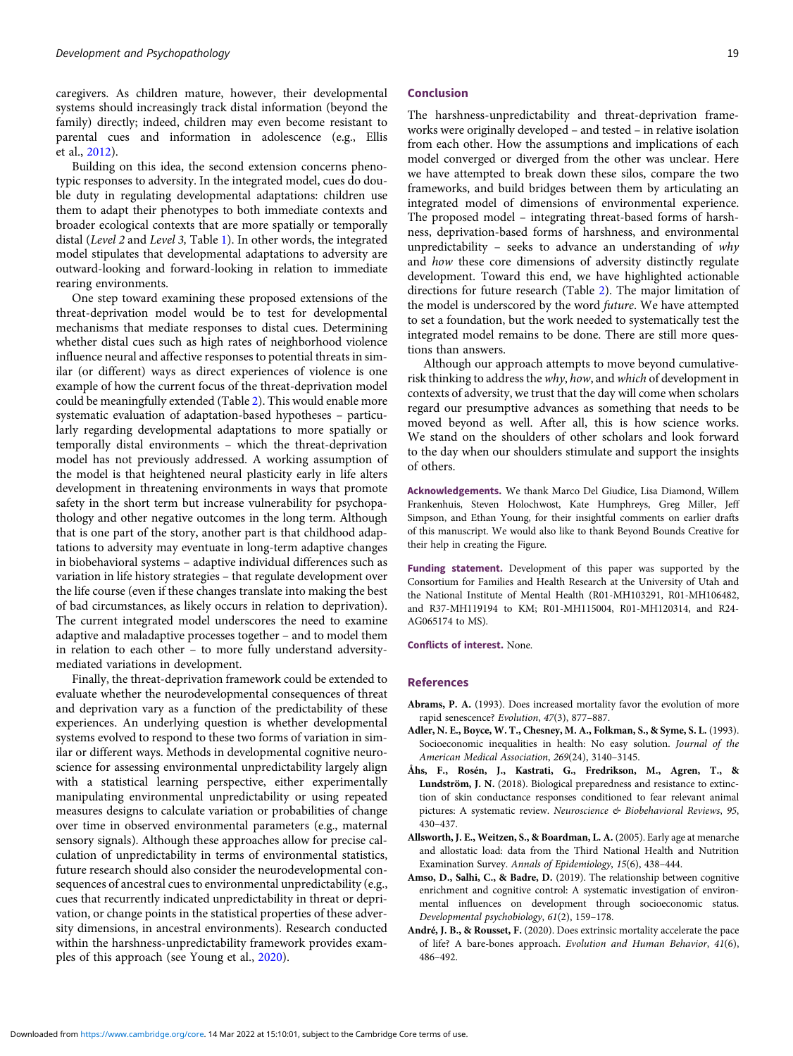caregivers. As children mature, however, their developmental systems should increasingly track distal information (beyond the family) directly; indeed, children may even become resistant to parental cues and information in adolescence (e.g., Ellis et al., 2012).

Building on this idea, the second extension concerns phenotypic responses to adversity. In the integrated model, cues do double duty in regulating developmental adaptations: children use them to adapt their phenotypes to both immediate contexts and broader ecological contexts that are more spatially or temporally distal (*Level 2* and *Level 3,* Table 1). In other words, the integrated model stipulates that developmental adaptations to adversity are outward-looking and forward-looking in relation to immediate rearing environments.

One step toward examining these proposed extensions of the threat-deprivation model would be to test for developmental mechanisms that mediate responses to distal cues. Determining whether distal cues such as high rates of neighborhood violence influence neural and affective responses to potential threats in similar (or different) ways as direct experiences of violence is one example of how the current focus of the threat-deprivation model could be meaningfully extended (Table 2). This would enable more systematic evaluation of adaptation-based hypotheses – particularly regarding developmental adaptations to more spatially or temporally distal environments – which the threat-deprivation model has not previously addressed. A working assumption of the model is that heightened neural plasticity early in life alters development in threatening environments in ways that promote safety in the short term but increase vulnerability for psychopathology and other negative outcomes in the long term. Although that is one part of the story, another part is that childhood adaptations to adversity may eventuate in long-term adaptive changes in biobehavioral systems – adaptive individual differences such as variation in life history strategies – that regulate development over the life course (even if these changes translate into making the best of bad circumstances, as likely occurs in relation to deprivation). The current integrated model underscores the need to examine adaptive and maladaptive processes together – and to model them in relation to each other – to more fully understand adversity-mediated variations in development.

Finally, the threat-deprivation framework could be extended to evaluate whether the neurodevelopmental consequences of threat and deprivation vary as a function of the predictability of these experiences. An underlying question is whether developmental systems evolved to respond to these two forms of variation in similar or different ways. Methods in developmental cognitive neuroscience for assessing environmental unpredictability largely align with a statistical learning perspective, either experimentally manipulating environmental unpredictability or using repeated measures designs to calculate variation or probabilities of change over time in observed environmental parameters (e.g., maternal sensory signals). Although these approaches allow for precise calculation of unpredictability in terms of environmental statistics, future research should also consider the neurodevelopmental consequences of ancestral cues to environmental unpredictability (e.g., cues that recurrently indicated unpredictability in threat or deprivation, or change points in the statistical properties of these adversity dimensions, in ancestral environments). Research conducted within the harshness-unpredictability framework provides examples of this approach (see Young et al., 2020).

## Conclusion

The harshness-unpredictability and threat-deprivation frameworks were originally developed – and tested – in relative isolation from each other. How the assumptions and implications of each model converged or diverged from the other was unclear. Here we have attempted to break down these silos, compare the two frameworks, and build bridges between them by articulating an integrated model of dimensions of environmental experience. The proposed model – integrating threat-based forms of harshness, deprivation-based forms of harshness, and environmental unpredictability – seeks to advance an understanding of *why* and *how* these core dimensions of adversity distinctly regulate development. Toward this end, we have highlighted actionable directions for future research (Table 2). The major limitation of the model is underscored by the word *future*. We have attempted to set a foundation, but the work needed to systematically test the integrated model remains to be done. There are still more questions than answers.

Although our approach attempts to move beyond cumulative-risk thinking to address the *why*, *how*, and *which* of development in contexts of adversity, we trust that the day will come when scholars regard our presumptive advances as something that needs to be moved beyond as well. After all, this is how science works. We stand on the shoulders of other scholars and look forward to the day when our shoulders stimulate and support the insights of others.

**Acknowledgements.** We thank Marco Del Giudice, Lisa Diamond, Willem Frankenhuis, Steven Holochwost, Kate Humphreys, Greg Miller, Jeff Simpson, and Ethan Young, for their insightful comments on earlier drafts of this manuscript. We would also like to thank Beyond Bounds Creative for their help in creating the Figure.

**Funding statement.** Development of this paper was supported by the Consortium for Families and Health Research at the University of Utah and the National Institute of Mental Health (R01-MH103291, R01-MH106482, and R37-MH119194 to KM; R01-MH115004, R01-MH120314, and R24-AG065174 to MS).

**Conflicts of interest.** None.

## References

**Abrams, P. A.** (1993). Does increased mortality favor the evolution of more rapid senescence? *Evolution*, *47*(3), 877–887.

**Adler, N. E., Boyce, W. T., Chesney, M. A., Folkman, S., & Syme, S. L.** (1993). Socioeconomic inequalities in health: No easy solution. *Journal of the American Medical Association*, *269*(24), 3140–3145.

**Åhs, F., Rosén, J., Kastrati, G., Fredrikson, M., Agren, T., & Lundström, J. N.** (2018). Biological preparedness and resistance to extinction of skin conductance responses conditioned to fear relevant animal pictures: A systematic review. *Neuroscience & Biobehavioral Reviews*, *95*, 430–437.

**Allsworth, J. E., Weitzen, S., & Boardman, L. A.** (2005). Early age at menarche and allostatic load: data from the Third National Health and Nutrition Examination Survey. *Annals of Epidemiology*, *15*(6), 438–444.

**Amso, D., Salhi, C., & Badre, D.** (2019). The relationship between cognitive enrichment and cognitive control: A systematic investigation of environmental influences on development through socioeconomic status. *Developmental psychobiology*, *61*(2), 159–178.

**André, J. B., & Rousset, F.** (2020). Does extrinsic mortality accelerate the pace of life? A bare-bones approach. *Evolution and Human Behavior*, *41*(6), 486–492.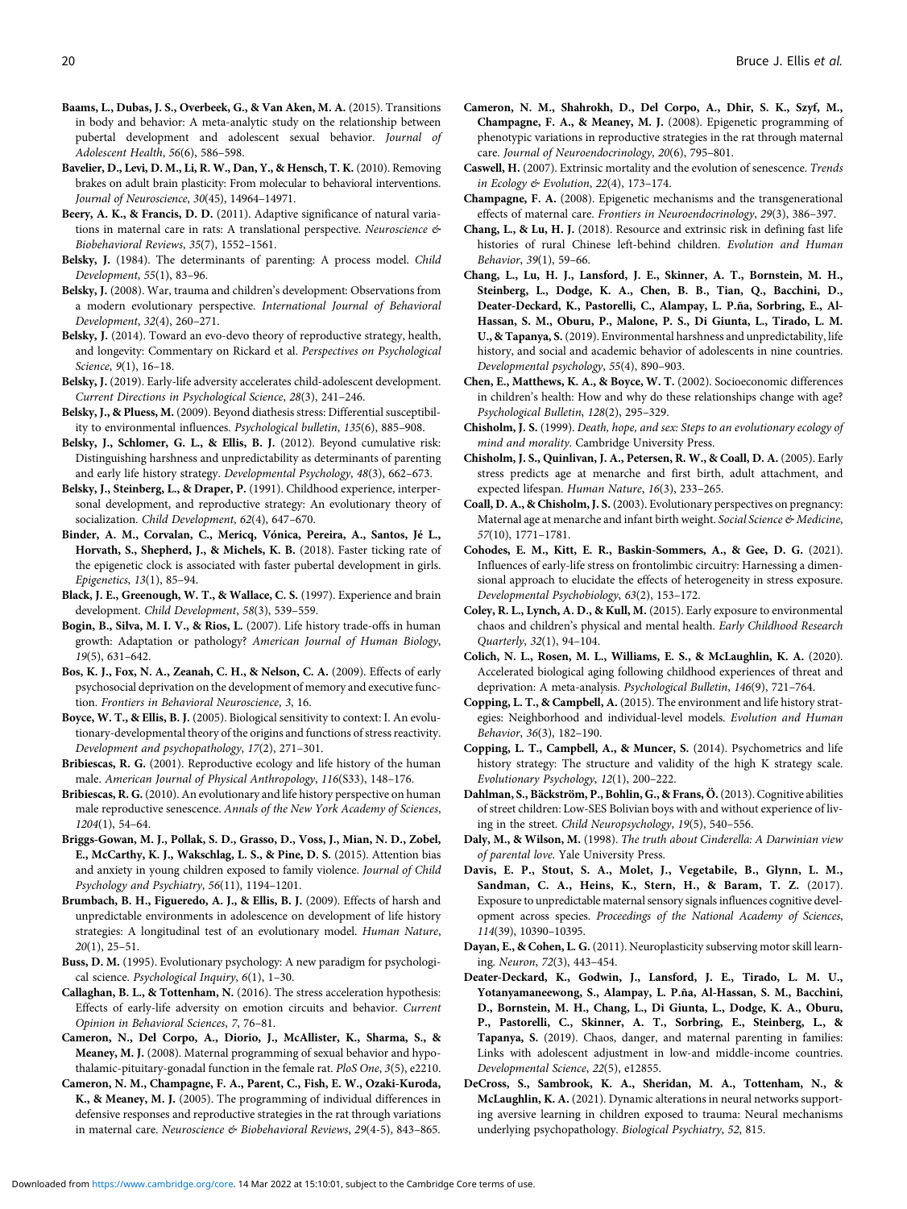**Baams, L., Dubas, J. S., Overbeek, G., & Van Aken, M. A.** (2015). Transitions in body and behavior: A meta-analytic study on the relationship between pubertal development and adolescent sexual behavior. *Journal of Adolescent Health*, *56*(6), 586–598.

**Bavelier, D., Levi, D. M., Li, R. W., Dan, Y., & Hensch, T. K.** (2010). Removing brakes on adult brain plasticity: From molecular to behavioral interventions. *Journal of Neuroscience*, *30*(45), 14964–14971.

**Beery, A. K., & Francis, D. D.** (2011). Adaptive significance of natural variations in maternal care in rats: A translational perspective. *Neuroscience & Biobehavioral Reviews*, *35*(7), 1552–1561.

**Belsky, J.** (1984). The determinants of parenting: A process model. *Child Development*, *55*(1), 83–96.

**Belsky, J.** (2008). War, trauma and children's development: Observations from a modern evolutionary perspective. *International Journal of Behavioral Development*, *32*(4), 260–271.

**Belsky, J.** (2014). Toward an evo-devo theory of reproductive strategy, health, and longevity: Commentary on Rickard et al. *Perspectives on Psychological Science*, *9*(1), 16–18.

**Belsky, J.** (2019). Early-life adversity accelerates child-adolescent development. *Current Directions in Psychological Science*, *28*(3), 241–246.

**Belsky, J., & Pluess, M.** (2009). Beyond diathesis stress: Differential susceptibility to environmental influences. *Psychological bulletin*, *135*(6), 885–908.

**Belsky, J., Schlomer, G. L., & Ellis, B. J.** (2012). Beyond cumulative risk: Distinguishing harshness and unpredictability as determinants of parenting and early life history strategy. *Developmental Psychology*, *48*(3), 662–673.

**Belsky, J., Steinberg, L., & Draper, P.** (1991). Childhood experience, interpersonal development, and reproductive strategy: An evolutionary theory of socialization. *Child Development*, *62*(4), 647–670.

**Binder, A. M., Corvalan, C., Mericq, Vónica, Pereira, A., Santos, Jé L., Horvath, S., Shepherd, J., & Michels, K. B.** (2018). Faster ticking rate of the epigenetic clock is associated with faster pubertal development in girls. *Epigenetics, 13*(1), 85–94.

**Black, J. E., Greenough, W. T., & Wallace, C. S.** (1997). Experience and brain development. *Child Development*, *58*(3), 539–559.

**Bogin, B., Silva, M. I. V., & Rios, L.** (2007). Life history trade-offs in human growth: Adaptation or pathology? *American Journal of Human Biology*, *19*(5), 631–642.

**Bos, K. J., Fox, N. A., Zeanah, C. H., & Nelson, C. A.** (2009). Effects of early psychosocial deprivation on the development of memory and executive function. *Frontiers in Behavioral Neuroscience*, *3*, 16.

**Boyce, W. T., & Ellis, B. J.** (2005). Biological sensitivity to context: I. An evolutionary-developmental theory of the origins and functions of stress reactivity. *Development and psychopathology*, *17*(2), 271–301.

**Bribiescas, R. G.** (2001). Reproductive ecology and life history of the human male. *American Journal of Physical Anthropology*, *116*(S33), 148–176.

**Bribiescas, R. G.** (2010). An evolutionary and life history perspective on human male reproductive senescence. *Annals of the New York Academy of Sciences*, *1204*(1), 54–64.

**Briggs-Gowan, M. J., Pollak, S. D., Grasso, D., Voss, J., Mian, N. D., Zobel, E., McCarthy, K. J., Wakschlag, L. S., & Pine, D. S.** (2015). Attention bias and anxiety in young children exposed to family violence. *Journal of Child Psychology and Psychiatry*, *56*(11), 1194–1201.

**Brumbach, B. H., Figueredo, A. J., & Ellis, B. J.** (2009). Effects of harsh and unpredictable environments in adolescence on development of life history strategies: A longitudinal test of an evolutionary model. *Human Nature*, *20*(1), 25–51.

**Buss, D. M.** (1995). Evolutionary psychology: A new paradigm for psychological science. *Psychological Inquiry*, *6*(1), 1–30.

**Callaghan, B. L., & Tottenham, N.** (2016). The stress acceleration hypothesis: Effects of early-life adversity on emotion circuits and behavior. *Current Opinion in Behavioral Sciences*, *7*, 76–81.

**Cameron, N., Del Corpo, A., Diorio, J., McAllister, K., Sharma, S., & Meaney, M. J.** (2008). Maternal programming of sexual behavior and hypothalamic-pituitary-gonadal function in the female rat. *PloS One*, *3*(5), e2210.

**Cameron, N. M., Champagne, F. A., Parent, C., Fish, E. W., Ozaki-Kuroda, K., & Meaney, M. J.** (2005). The programming of individual differences in defensive responses and reproductive strategies in the rat through variations in maternal care. *Neuroscience & Biobehavioral Reviews*, *29*(4-5), 843–865.

**Cameron, N. M., Shahrokh, D., Del Corpo, A., Dhir, S. K., Szyf, M., Champagne, F. A., & Meaney, M. J.** (2008). Epigenetic programming of phenotypic variations in reproductive strategies in the rat through maternal care. *Journal of Neuroendocrinology*, *20*(6), 795–801.

**Caswell, H.** (2007). Extrinsic mortality and the evolution of senescence. *Trends in Ecology & Evolution*, *22*(4), 173–174.

**Champagne, F. A.** (2008). Epigenetic mechanisms and the transgenerational effects of maternal care. *Frontiers in Neuroendocrinology*, *29*(3), 386–397.

**Chang, L., & Lu, H. J.** (2018). Resource and extrinsic risk in defining fast life histories of rural Chinese left-behind children. *Evolution and Human Behavior*, *39*(1), 59–66.

**Chang, L., Lu, H. J., Lansford, J. E., Skinner, A. T., Bornstein, M. H., Steinberg, L., Dodge, K. A., Chen, B. B., Tian, Q., Bacchini, D., Deater-Deckard, K., Pastorelli, C., Alampay, L. P.ña, Sorbring, E., Al-Hassan, S. M., Oburu, P., Malone, P. S., Di Giunta, L., Tirado, L. M. U., & Tapanya, S.** (2019). Environmental harshness and unpredictability, life history, and social and academic behavior of adolescents in nine countries. *Developmental psychology*, *55*(4), 890–903.

**Chen, E., Matthews, K. A., & Boyce, W. T.** (2002). Socioeconomic differences in children's health: How and why do these relationships change with age? *Psychological Bulletin*, *128*(2), 295–329.

**Chisholm, J. S.** (1999). *Death, hope, and sex: Steps to an evolutionary ecology of mind and morality*. Cambridge University Press.

**Chisholm, J. S., Quinlivan, J. A., Petersen, R. W., & Coall, D. A.** (2005). Early stress predicts age at menarche and first birth, adult attachment, and expected lifespan. *Human Nature*, *16*(3), 233–265.

**Coall, D. A., & Chisholm, J. S.** (2003). Evolutionary perspectives on pregnancy: Maternal age at menarche and infant birth weight. *Social Science & Medicine*, *57*(10), 1771–1781.

**Cohodes, E. M., Kitt, E. R., Baskin-Sommers, A., & Gee, D. G.** (2021). Influences of early-life stress on frontolimbic circuitry: Harnessing a dimensional approach to elucidate the effects of heterogeneity in stress exposure. *Developmental Psychobiology*, *63*(2), 153–172.

**Coley, R. L., Lynch, A. D., & Kull, M.** (2015). Early exposure to environmental chaos and children's physical and mental health. *Early Childhood Research Quarterly*, *32*(1), 94–104.

**Colich, N. L., Rosen, M. L., Williams, E. S., & McLaughlin, K. A.** (2020). Accelerated biological aging following childhood experiences of threat and deprivation: A meta-analysis. *Psychological Bulletin*, *146*(9), 721–764.

**Copping, L. T., & Campbell, A.** (2015). The environment and life history strategies: Neighborhood and individual-level models. *Evolution and Human Behavior*, *36*(3), 182–190.

**Copping, L. T., Campbell, A., & Muncer, S.** (2014). Psychometrics and life history strategy: The structure and validity of the high K strategy scale. *Evolutionary Psychology*, *12*(1), 200–222.

**Dahlman, S., Bäckström, P., Bohlin, G., & Frans, Ö.** (2013). Cognitive abilities of street children: Low-SES Bolivian boys with and without experience of living in the street. *Child Neuropsychology*, *19*(5), 540–556.

**Daly, M., & Wilson, M.** (1998). *The truth about Cinderella: A Darwinian view of parental love*. Yale University Press.

**Davis, E. P., Stout, S. A., Molet, J., Vegetabile, B., Glynn, L. M., Sandman, C. A., Heins, K., Stern, H., & Baram, T. Z.** (2017). Exposure to unpredictable maternal sensory signals influences cognitive development across species. *Proceedings of the National Academy of Sciences*, *114*(39), 10390–10395.

**Dayan, E., & Cohen, L. G.** (2011). Neuroplasticity subserving motor skill learning. *Neuron*, *72*(3), 443–454.

**Deater-Deckard, K., Godwin, J., Lansford, J. E., Tirado, L. M. U., Yotanyamaneewong, S., Alampay, L. P.ña, Al-Hassan, S. M., Bacchini, D., Bornstein, M. H., Chang, L., Di Giunta, L., Dodge, K. A., Oburu, P., Pastorelli, C., Skinner, A. T., Sorbring, E., Steinberg, L., & Tapanya, S.** (2019). Chaos, danger, and maternal parenting in families: Links with adolescent adjustment in low-and middle-income countries. *Developmental Science*, *22*(5), e12855.

**DeCross, S., Sambrook, K. A., Sheridan, M. A., Tottenham, N., & McLaughlin, K. A.** (2021). Dynamic alterations in neural networks supporting aversive learning in children exposed to trauma: Neural mechanisms underlying psychopathology. *Biological Psychiatry*, *52*, 815.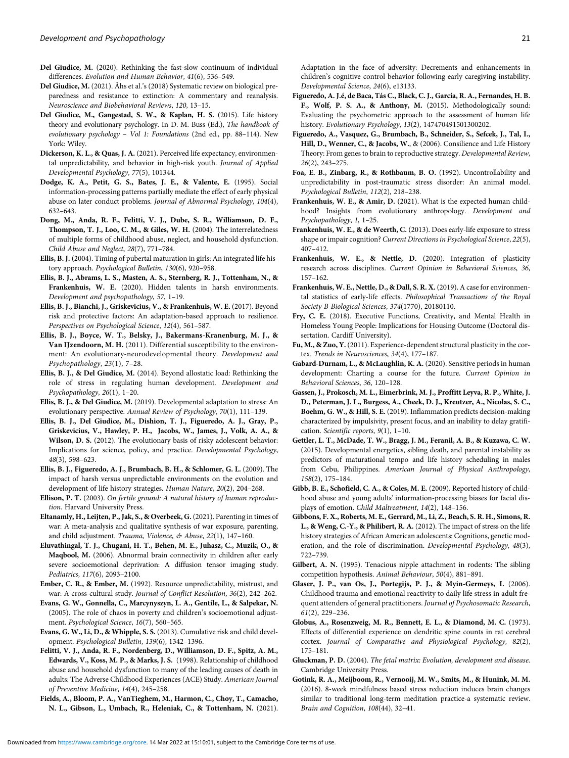**Del Giudice, M.** (2020). Rethinking the fast-slow continuum of individual differences. *Evolution and Human Behavior*, *41*(6), 536–549.

**Del Giudice, M.** (2021). Åhs et al.'s (2018) Systematic review on biological preparedness and resistance to extinction: A commentary and reanalysis. *Neuroscience and Biobehavioral Reviews*, *120*, 13–15.

**Del Giudice, M., Gangestad, S. W., & Kaplan, H. S.** (2015). Life history theory and evolutionary psychology. In D. M. Buss (Ed.), *The handbook of evolutionary psychology – Vol 1: Foundations* (2nd ed., pp. 88–114). New York: Wiley.

**Dickerson, K. L., & Quas, J. A.** (2021). Perceived life expectancy, environmental unpredictability, and behavior in high-risk youth. *Journal of Applied Developmental Psychology*, *77*(5), 101344.

**Dodge, K. A., Petit, G. S., Bates, J. E., & Valente, E.** (1995). Social information-processing patterns partially mediate the effect of early physical abuse on later conduct problems. *Journal of Abnormal Psychology*, *104*(4), 632–643.

**Dong, M., Anda, R. F., Felitti, V. J., Dube, S. R., Williamson, D. F., Thompson, T. J., Loo, C. M., & Giles, W. H.** (2004). The interrelatedness of multiple forms of childhood abuse, neglect, and household dysfunction. *Child Abuse and Neglect*, *28*(7), 771–784.

**Ellis, B. J.** (2004). Timing of pubertal maturation in girls: An integrated life history approach. *Psychological Bulletin*, *130*(6), 920–958.

**Ellis, B. J., Abrams, L. S., Masten, A. S., Sternberg, R. J., Tottenham, N., & Frankenhuis, W. E.** (2020). Hidden talents in harsh environments. *Development and psychopathology*, *57*, 1–19.

**Ellis, B. J., Bianchi, J., Griskevicius, V., & Frankenhuis, W. E.** (2017). Beyond risk and protective factors: An adaptation-based approach to resilience. *Perspectives on Psychological Science*, *12*(4), 561–587.

**Ellis, B. J., Boyce, W. T., Belsky, J., Bakermans-Kranenburg, M. J., & Van IJzendoorn, M. H.** (2011). Differential susceptibility to the environment: An evolutionary-neurodevelopmental theory. *Development and Psychopathology*, *23*(1), 7–28.

**Ellis, B. J., & Del Giudice, M.** (2014). Beyond allostatic load: Rethinking the role of stress in regulating human development. *Development and Psychopathology*, *26*(1), 1–20.

**Ellis, B. J., & Del Giudice, M.** (2019). Developmental adaptation to stress: An evolutionary perspective. *Annual Review of Psychology*, *70*(1), 111–139.

**Ellis, B. J., Del Giudice, M., Dishion, T. J., Figueredo, A. J., Gray, P., Griskevicius, V., Hawley, P. H., Jacobs, W., James, J., Volk, A. A., & Wilson, D. S.** (2012). The evolutionary basis of risky adolescent behavior: Implications for science, policy, and practice. *Developmental Psychology*, *48*(3), 598–623.

**Ellis, B. J., Figueredo, A. J., Brumbach, B. H., & Schlomer, G. L.** (2009). The impact of harsh versus unpredictable environments on the evolution and development of life history strategies. *Human Nature*, *20*(2), 204–268.

**Ellison, P. T.** (2003). *On fertile ground: A natural history of human reproduction*. Harvard University Press.

**Eltanamly, H., Leijten, P., Jak, S., & Overbeek, G.** (2021). Parenting in times of war: A meta-analysis and qualitative synthesis of war exposure, parenting, and child adjustment. *Trauma, Violence, & Abuse*, *22*(1), 147–160.

**Eluvathingal, T. J., Chugani, H. T., Behen, M. E., Juhasz, C., Muzik, O., & Maqbool, M.** (2006). Abnormal brain connectivity in children after early severe socioemotional deprivation: A diffusion tensor imaging study. *Pediatrics*, *117*(6), 2093–2100.

**Ember, C. R., & Ember, M.** (1992). Resource unpredictability, mistrust, and war: A cross-cultural study. *Journal of Conflict Resolution*, *36*(2), 242–262.

**Evans, G. W., Gonnella, C., Marcynyszyn, L. A., Gentile, L., & Salpekar, N.** (2005). The role of chaos in poverty and children's socioemotional adjustment. *Psychological Science*, *16*(7), 560–565.

**Evans, G. W., Li, D., & Whipple, S. S.** (2013). Cumulative risk and child development. *Psychological Bulletin*, *139*(6), 1342–1396.

**Felitti, V. J., Anda, R. F., Nordenberg, D., Williamson, D. F., Spitz, A. M., Edwards, V., Koss, M. P., & Marks, J. S.** (1998). Relationship of childhood abuse and household dysfunction to many of the leading causes of death in adults: The Adverse Childhood Experiences (ACE) Study. *American Journal of Preventive Medicine*, *14*(4), 245–258.

**Fields, A., Bloom, P. A., VanTieghem, M., Harmon, C., Choy, T., Camacho, N. L., Gibson, L., Umbach, R., Heleniak, C., & Tottenham, N.** (2021). Adaptation in the face of adversity: Decrements and enhancements in children's cognitive control behavior following early caregiving instability. *Developmental Science*, *24*(6), e13133.

**Figueredo, A. J.é, de Baca, Tás C., Black, C. J., García, R. A., Fernandes, H. B. F., Wolf, P. S. A., & Anthony, M.** (2015). Methodologically sound: Evaluating the psychometric approach to the assessment of human life history. *Evolutionary Psychology*, *13*(2), 147470491501300202.

**Figueredo, A., Vasquez, G., Brumbach, B., Schneider, S., Sefcek, J., Tal, I., Hill, D., Wenner, C., & Jacobs, W.**, & (2006). Consilience and Life History Theory: From genes to brain to reproductive strategy. *Developmental Review*, *26*(2), 243–275.

**Foa, E. B., Zinbarg, R., & Rothbaum, B. O.** (1992). Uncontrollability and unpredictability in post-traumatic stress disorder: An animal model. *Psychological Bulletin*, *112*(2), 218–238.

**Frankenhuis, W. E., & Amir, D.** (2021). What is the expected human childhood? Insights from evolutionary anthropology. *Development and Psychopathology*, *1*, 1–25.

**Frankenhuis, W. E., & de Weerth, C.** (2013). Does early-life exposure to stress shape or impair cognition? *Current Directions in Psychological Science*, *22*(5), 407–412.

**Frankenhuis, W. E., & Nettle, D.** (2020). Integration of plasticity research across disciplines. *Current Opinion in Behavioral Sciences*, *36*, 157–162.

**Frankenhuis, W. E., Nettle, D., & Dall, S. R. X.** (2019). A case for environmental statistics of early-life effects. *Philosophical Transactions of the Royal Society B-Biological Sciences*, *374*(1770), 20180110.

**Fry, C. E.** (2018). Executive Functions, Creativity, and Mental Health in Homeless Young People: Implications for Housing Outcome (Doctoral dissertation. Cardiff University).

**Fu, M., & Zuo, Y.** (2011). Experience-dependent structural plasticity in the cortex. *Trends in Neurosciences*, *34*(4), 177–187.

**Gabard-Durnam, L., & McLaughlin, K. A.** (2020). Sensitive periods in human development: Charting a course for the future. *Current Opinion in Behavioral Sciences*, *36*, 120–128.

**Gassen, J., Prokosch, M. L., Eimerbrink, M. J., Proffitt Leyva, R. P., White, J. D., Peterman, J. L., Burgess, A., Cheek, D. J., Kreutzer, A., Nicolas, S. C., Boehm, G. W., & Hill, S. E.** (2019). Inflammation predicts decision-making characterized by impulsivity, present focus, and an inability to delay gratification. *Scientific reports*, *9*(1), 1–10.

**Gettler, L. T., McDade, T. W., Bragg, J. M., Feranil, A. B., & Kuzawa, C. W.** (2015). Developmental energetics, sibling death, and parental instability as predictors of maturational tempo and life history scheduling in males from Cebu, Philippines. *American Journal of Physical Anthropology*, *158*(2), 175–184.

**Gibb, B. E., Schofield, C. A., & Coles, M. E.** (2009). Reported history of childhood abuse and young adults' information-processing biases for facial displays of emotion. *Child Maltreatment*, *14*(2), 148–156.

**Gibbons, F. X., Roberts, M. E., Gerrard, M., Li, Z., Beach, S. R. H., Simons, R. L., & Weng, C.-Y., & Philibert, R. A.** (2012). The impact of stress on the life history strategies of African American adolescents: Cognitions, genetic moderation, and the role of discrimination. *Developmental Psychology*, *48*(3), 722–739.

**Gilbert, A. N.** (1995). Tenacious nipple attachment in rodents: The sibling competition hypothesis. *Animal Behaviour*, *50*(4), 881–891.

**Glaser, J. P., van Os, J., Portegijs, P. J., & Myin-Germeys, I.** (2006). Childhood trauma and emotional reactivity to daily life stress in adult frequent attenders of general practitioners. *Journal of Psychosomatic Research*, *61*(2), 229–236.

**Globus, A., Rosenzweig, M. R., Bennett, E. L., & Diamond, M. C.** (1973). Effects of differential experience on dendritic spine counts in rat cerebral cortex. *Journal of Comparative and Physiological Psychology*, *82*(2), 175–181.

**Gluckman, P. D.** (2004). *The fetal matrix: Evolution, development and disease*. Cambridge University Press.

**Gotink, R. A., Meijboom, R., Vernooij, M. W., Smits, M., & Hunink, M. M.** (2016). 8-week mindfulness based stress reduction induces brain changes similar to traditional long-term meditation practice-a systematic review. *Brain and Cognition*, *108*(44), 32–41.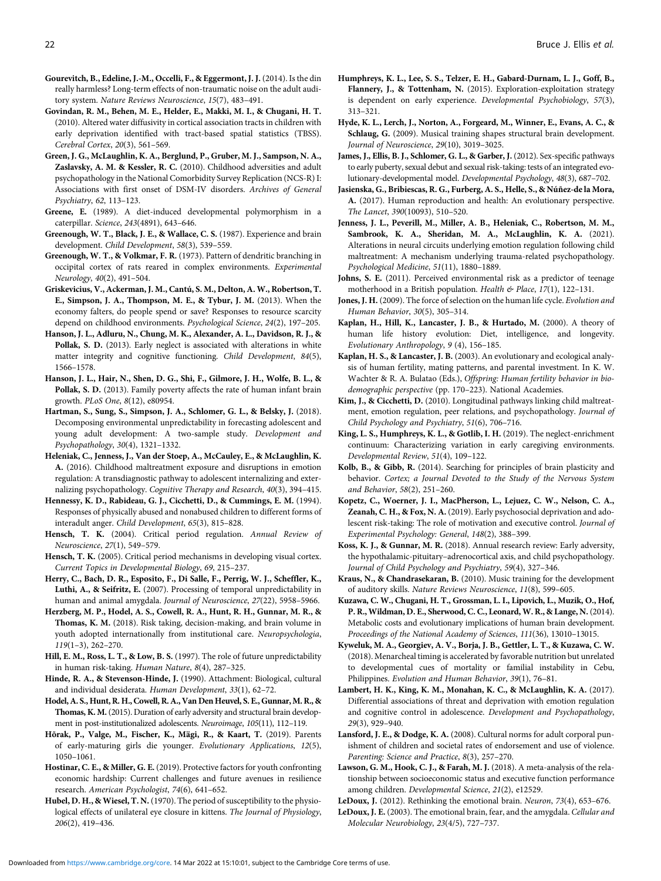**Gourevitch, B., Edeline, J.-M., Occelli, F., & Eggermont, J. J.** (2014). Is the din really harmless? Long-term effects of non-traumatic noise on the adult auditory system. *Nature Reviews Neuroscience*, *15*(7), 483–491.

**Govindan, R. M., Behen, M. E., Helder, E., Makki, M. I., & Chugani, H. T.** (2010). Altered water diffusivity in cortical association tracts in children with early deprivation identified with tract-based spatial statistics (TBSS). *Cerebral Cortex*, *20*(3), 561–569.

**Green, J. G., McLaughlin, K. A., Berglund, P., Gruber, M. J., Sampson, N. A., Zaslavsky, A. M. & Kessler, R. C.** (2010). Childhood adversities and adult psychopathology in the National Comorbidity Survey Replication (NCS-R) I: Associations with first onset of DSM-IV disorders. *Archives of General Psychiatry*, *62*, 113–123.

**Greene, E.** (1989). A diet-induced developmental polymorphism in a caterpillar. *Science*, *243*(4891), 643–646.

**Greenough, W. T., Black, J. E., & Wallace, C. S.** (1987). Experience and brain development. *Child Development*, *58*(3), 539–559.

**Greenough, W. T., & Volkmar, F. R.** (1973). Pattern of dendritic branching in occipital cortex of rats reared in complex environments. *Experimental Neurology*, *40*(2), 491–504.

**Griskevicius, V., Ackerman, J. M., Cantú, S. M., Delton, A. W., Robertson, T. E., Simpson, J. A., Thompson, M. E., & Tybur, J. M.** (2013). When the economy falters, do people spend or save? Responses to resource scarcity depend on childhood environments. *Psychological Science*, *24*(2), 197–205.

**Hanson, J. L., Adlururu, N., Chung, M. K., Alexander, A. L., Davidson, R. J., & Pollak, S. D.** (2013). Early neglect is associated with alterations in white matter integrity and cognitive functioning. *Child Development*, *84*(5), 1566–1578.

**Hanson, J. L., Hair, N., Shen, D. G., Shi, F., Gilmore, J. H., Wolfe, B. L., & Pollak, S. D.** (2013). Family poverty affects the rate of human infant brain growth. *PLoS One*, *8*(12), e80954.

**Hartman, S., Sung, S., Simpson, J. A., Schlomer, G. L., & Belsky, J.** (2018). Decomposing environmental unpredictability in forecasting adolescent and young adult development: A two-sample study. *Development and Psychopathology*, *30*(4), 1321–1332.

**Heleniak, C., Jenness, J., Van der Stoep, A., McCauley, E., & McLaughlin, K. A.** (2016). Childhood maltreatment exposure and disruptions in emotion regulation: A transdiagnostic pathway to adolescent internalizing and externalizing psychopathology. *Cognitive Therapy and Research*, *40*(3), 394–415.

**Hennessy, K. D., Rabideau, G. J., Cicchetti, D., & Cummings, E. M.** (1994). Responses of physically abused and nonabused children to different forms of interadult anger. *Child Development*, *65*(3), 815–828.

**Hensch, T. K.** (2004). Critical period regulation. *Annual Review of Neuroscience*, *27*(1), 549–579.

**Hensch, T. K.** (2005). Critical period mechanisms in developing visual cortex. *Current Topics in Developmental Biology*, *69*, 215–237.

**Herry, C., Bach, D. R., Esposito, F., Di Salle, F., Perrig, W. J., Scheffler, K., Luthi, A., & Seifritz, E.** (2007). Processing of temporal unpredictability in human and animal amygdala. *Journal of Neuroscience*, *27*(22), 5958–5966.

**Herzberg, M. P., Hodel, A. S., Cowell, R. A., Hunt, R. H., Gunnar, M. R., & Thomas, K. M.** (2018). Risk taking, decision-making, and brain volume in youth adopted internationally from institutional care. *Neuropsychologia*, *119*(1–3), 262–270.

**Hill, E. M., Ross, L. T., & Low, B. S.** (1997). The role of future unpredictability in human risk-taking. *Human Nature*, *8*(4), 287–325.

**Hinde, R. A., & Stevenson-Hinde, J.** (1990). Attachment: Biological, cultural and individual desiderata. *Human Development*, *33*(1), 62–72.

**Hodel, A. S., Hunt, R. H., Cowell, R. A., Van Den Heuvel, S. E., Gunnar, M. R., & Thomas, K. M.** (2015). Duration of early adversity and structural brain development in post-institutionalized adolescents. *Neuroimage*, *105*(11), 112–119.

**Hõrak, P., Valge, M., Fischer, K., Mägi, R., & Kaart, T.** (2019). Parents of early-maturing girls die younger. *Evolutionary Applications*, *12*(5), 1050–1061.

**Hostinar, C. E., & Miller, G. E.** (2019). Protective factors for youth confronting economic hardship: Current challenges and future avenues in resilience research. *American Psychologist*, *74*(6), 641–652.

**Hubel, D. H., & Wiesel, T. N.** (1970). The period of susceptibility to the physiological effects of unilateral eye closure in kittens. *The Journal of Physiology*, *206*(2), 419–436.

**Humphreys, K. L., Lee, S. S., Telzer, E. H., Gabard-Durnam, L. J., Goff, B., Flannery, J., & Tottenham, N.** (2015). Exploration-exploitation strategy is dependent on early experience. *Developmental Psychobiology*, *57*(3), 313–321.

**Hyde, K. L., Lerch, J., Norton, A., Forgeard, M., Winner, E., Evans, A. C., & Schlaug, G.** (2009). Musical training shapes structural brain development. *Journal of Neuroscience*, *29*(10), 3019–3025.

**James, J., Ellis, B. J., Schlomer, G. L., & Garber, J.** (2012). Sex-specific pathways to early puberty, sexual debut and sexual risk-taking: tests of an integrated evolutionary-developmental model. *Developmental Psychology*, *48*(3), 687–702.

**Jasienska, G., Bribiescas, R. G., Furberg, A. S., Helle, S., & Núñez-de la Mora, A.** (2017). Human reproduction and health: An evolutionary perspective. *The Lancet*, *390*(10093), 510–520.

**Jenness, J. L., Peverill, M., Miller, A. B., Heleniak, C., Robertson, M. M., Sambrook, K. A., Sheridan, M. A., McLaughlin, K. A.** (2021). Alterations in neural circuits underlying emotion regulation following child maltreatment: A mechanism underlying trauma-related psychopathology. *Psychological Medicine*, *51*(11), 1880–1889.

**Johns, S. E.** (2011). Perceived environmental risk as a predictor of teenage motherhood in a British population. *Health & Place*, *17*(1), 122–131.

**Jones, J. H.** (2009). The force of selection on the human life cycle. *Evolution and Human Behavior*, *30*(5), 305–314.

**Kaplan, H., Hill, K., Lancaster, J. B., & Hurtado, M.** (2000). A theory of human life history evolution: Diet, intelligence, and longevity. *Evolutionary Anthropology*, *9* (4), 156–185.

**Kaplan, H. S., & Lancaster, J. B.** (2003). An evolutionary and ecological analysis of human fertility, mating patterns, and parental investment. In K. W. Wachter & R. A. Bulatao (Eds.), *Offspring: Human fertility behavior in biodemographic perspective* (pp. 170–223). National Academies.

**Kim, J., & Cicchetti, D.** (2010). Longitudinal pathways linking child maltreatment, emotion regulation, peer relations, and psychopathology. *Journal of Child Psychology and Psychiatry*, *51*(6), 706–716.

**King, L. S., Humphreys, K. L., & Gotlib, I. H.** (2019). The neglect-enrichment continuum: Characterizing variation in early caregiving environments. *Developmental Review*, *51*(4), 109–122.

**Kolb, B., & Gibb, R.** (2014). Searching for principles of brain plasticity and behavior. *Cortex; a Journal Devoted to the Study of the Nervous System and Behavior*, *58*(2), 251–260.

**Kopetz, C., Woerner, J. I., MacPherson, L., Lejuez, C. W., Nelson, C. A., Zeanah, C. H., & Fox, N. A.** (2019). Early psychosocial deprivation and adolescent risk-taking: The role of motivation and executive control. *Journal of Experimental Psychology: General*, *148*(2), 388–399.

**Koss, K. J., & Gunnar, M. R.** (2018). Annual research review: Early adversity, the hypothalamic-pituitary–adrenocortical axis, and child psychopathology. *Journal of Child Psychology and Psychiatry*, *59*(4), 327–346.

**Kraus, N., & Chandrasekaran, B.** (2010). Music training for the development of auditory skills. *Nature Reviews Neuroscience*, *11*(8), 599–605.

**Kuzawa, C. W., Chugani, H. T., Grossman, L. I., Lipovich, L., Muzik, O., Hof, P. R., Wildman, D. E., Sherwood, C. C., Leonard, W. R., & Lange, N.** (2014). Metabolic costs and evolutionary implications of human brain development. *Proceedings of the National Academy of Sciences*, *111*(36), 13010–13015.

**Kyweluk, M. A., Georgiev, A. V., Borja, J. B., Gettler, L. T., & Kuzawa, C. W.** (2018). Menarcheal timing is accelerated by favorable nutrition but unrelated to developmental cues of mortality or familial instability in Cebu, Philippines. *Evolution and Human Behavior*, *39*(1), 76–81.

**Lambert, H. K., King, K. M., Monahan, K. C., & McLaughlin, K. A.** (2017). Differential associations of threat and deprivation with emotion regulation and cognitive control in adolescence. *Development and Psychopathology*, *29*(3), 929–940.

**Lansford, J. E., & Dodge, K. A.** (2008). Cultural norms for adult corporal punishment of children and societal rates of endorsement and use of violence. *Parenting: Science and Practice*, *8*(3), 257–270.

**Lawson, G. M., Hook, C. J., & Farah, M. J.** (2018). A meta-analysis of the relationship between socioeconomic status and executive function performance among children. *Developmental Science*, *21*(2), e12529.

**LeDoux, J.** (2012). Rethinking the emotional brain. *Neuron*, *73*(4), 653–676.

**LeDoux, J. E.** (2003). The emotional brain, fear, and the amygdala. *Cellular and Molecular Neurobiology*, *23*(4/5), 727–737.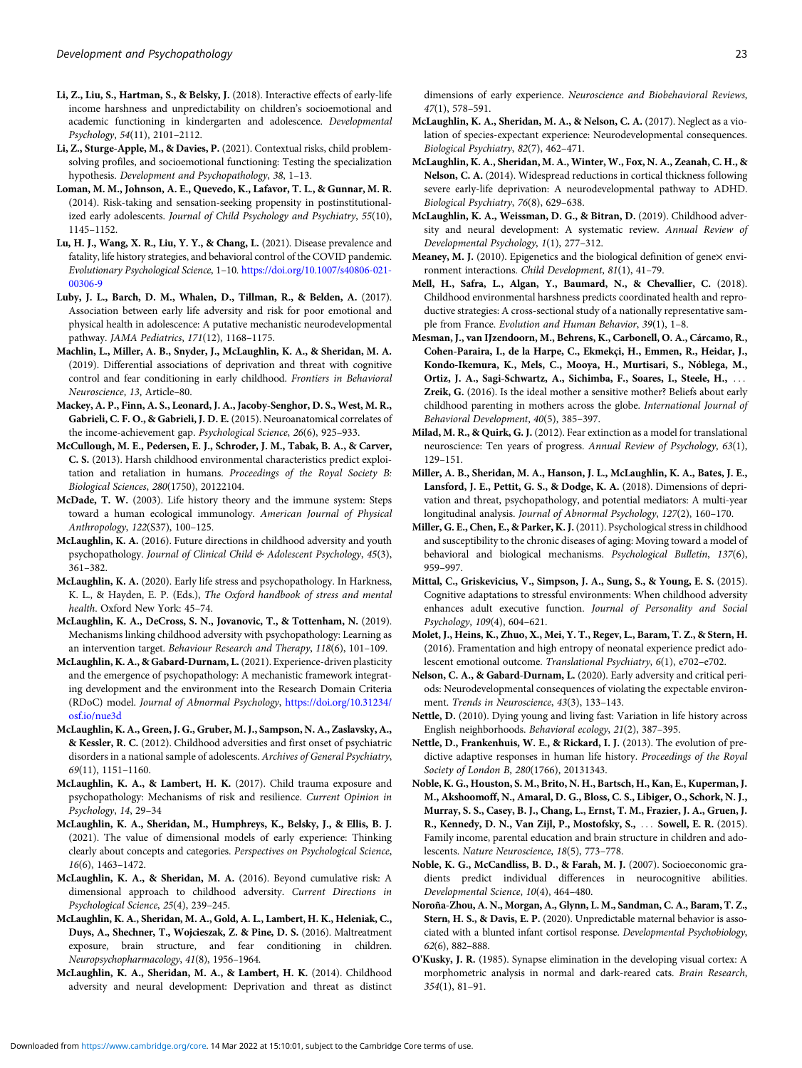**Li, Z., Liu, S., Hartman, S., & Belsky, J.** (2018). Interactive effects of early-life income harshness and unpredictability on children's socioemotional and academic functioning in kindergarten and adolescence. *Developmental Psychology*, *54*(11), 2101–2112.

**Li, Z., Sturge-Apple, M., & Davies, P.** (2021). Contextual risks, child problem-solving profiles, and socioemotional functioning: Testing the specialization hypothesis. *Development and Psychopathology*, *38*, 1–13.

**Loman, M. M., Johnson, A. E., Quevedo, K., Lafavor, T. L., & Gunnar, M. R.** (2014). Risk-taking and sensation-seeking propensity in postinstitutionalized early adolescents. *Journal of Child Psychology and Psychiatry*, *55*(10), 1145–1152.

**Lu, H. J., Wang, X. R., Liu, Y. Y., & Chang, L.** (2021). Disease prevalence and fatality, life history strategies, and behavioral control of the COVID pandemic. *Evolutionary Psychological Science*, 1–10. https://doi.org/10.1007/s40806-021-00306-9

**Luby, J. L., Barch, D. M., Whalen, D., Tillman, R., & Belden, A.** (2017). Association between early life adversity and risk for poor emotional and physical health in adolescence: A putative mechanistic neurodevelopmental pathway. *JAMA Pediatrics*, *171*(12), 1168–1175.

**Machlin, L., Miller, A. B., Snyder, J., McLaughlin, K. A., & Sheridan, M. A.** (2019). Differential associations of deprivation and threat with cognitive control and fear conditioning in early childhood. *Frontiers in Behavioral Neuroscience*, *13*, Article–80.

**Mackey, A. P., Finn, A. S., Leonard, J. A., Jacoby-Senghor, D. S., West, M. R., Gabrieli, C. F. O., & Gabrieli, J. D. E.** (2015). Neuroanatomical correlates of the income-achievement gap. *Psychological Science*, *26*(6), 925–933.

**McCullough, M. E., Pedersen, E. J., Schroder, J. M., Tabak, B. A., & Carver, C. S.** (2013). Harsh childhood environmental characteristics predict exploitation and retaliation in humans. *Proceedings of the Royal Society B: Biological Sciences*, *280*(1750), 20122104.

**McDade, T. W.** (2003). Life history theory and the immune system: Steps toward a human ecological immunology. *American Journal of Physical Anthropology*, *122*(S37), 100–125.

**McLaughlin, K. A.** (2016). Future directions in childhood adversity and youth psychopathology. *Journal of Clinical Child & Adolescent Psychology*, *45*(3), 361–382.

**McLaughlin, K. A.** (2020). Early life stress and psychopathology. In Harkness, K. L., & Hayden, E. P. (Eds.), *The Oxford handbook of stress and mental health*. Oxford New York: 45–74.

**McLaughlin, K. A., DeCross, S. N., Jovanovic, T., & Tottenham, N.** (2019). Mechanisms linking childhood adversity with psychopathology: Learning as an intervention target. *Behaviour Research and Therapy*, *118*(6), 101–109.

**McLaughlin, K. A., & Gabard-Durnam, L.** (2021). Experience-driven plasticity and the emergence of psychopathology: A mechanistic framework integrating development and the environment into the Research Domain Criteria (RDoC) model. *Journal of Abnormal Psychology*, https://doi.org/10.31234/osf.io/nue3d

**McLaughlin, K. A., Green, J. G., Gruber, M. J., Sampson, N. A., Zaslavsky, A., & Kessler, R. C.** (2012). Childhood adversities and first onset of psychiatric disorders in a national sample of adolescents. *Archives of General Psychiatry*, *69*(11), 1151–1160.

**McLaughlin, K. A., & Lambert, H. K.** (2017). Child trauma exposure and psychopathology: Mechanisms of risk and resilience. *Current Opinion in Psychology*, *14*, 29–34

**McLaughlin, K. A., Sheridan, M., Humphreys, K., Belsky, J., & Ellis, B. J.** (2021). The value of dimensional models of early experience: Thinking clearly about concepts and categories. *Perspectives on Psychological Science*, *16*(6), 1463–1472.

**McLaughlin, K. A., & Sheridan, M. A.** (2016). Beyond cumulative risk: A dimensional approach to childhood adversity. *Current Directions in Psychological Science*, *25*(4), 239–245.

**McLaughlin, K. A., Sheridan, M. A., Gold, A. L., Lambert, H. K., Heleniak, C., Duys, A., Shechner, T., Wojcieszak, Z. & Pine, D. S.** (2016). Maltreatment exposure, brain structure, and fear conditioning in children. *Neuropsychopharmacology*, *41*(8), 1956–1964.

**McLaughlin, K. A., Sheridan, M. A., & Lambert, H. K.** (2014). Childhood adversity and neural development: Deprivation and threat as distinct dimensions of early experience. *Neuroscience and Biobehavioral Reviews*, *47*(1), 578–591.

**McLaughlin, K. A., Sheridan, M. A., & Nelson, C. A.** (2017). Neglect as a violation of species-expectant experience: Neurodevelopmental consequences. *Biological Psychiatry*, *82*(7), 462–471.

**McLaughlin, K. A., Sheridan, M. A., Winter, W., Fox, N. A., Zeanah, C. H., & Nelson, C. A.** (2014). Widespread reductions in cortical thickness following severe early-life deprivation: A neurodevelopmental pathway to ADHD. *Biological Psychiatry*, *76*(8), 629–638.

**McLaughlin, K. A., Weissman, D. G., & Bitran, D.** (2019). Childhood adversity and neural development: A systematic review. *Annual Review of Developmental Psychology*, *1*(1), 277–312.

**Meaney, M. J.** (2010). Epigenetics and the biological definition of gene× environment interactions. *Child Development*, *81*(1), 41–79.

**Mell, H., Safra, L., Algan, Y., Baumard, N., & Chevallier, C.** (2018). Childhood environmental harshness predicts coordinated health and reproductive strategies: A cross-sectional study of a nationally representative sample from France. *Evolution and Human Behavior*, *39*(1), 1–8.

**Mesman, J., van IJzendoorn, M., Behrens, K., Carbonell, O. A., Cárcamo, R., Cohen-Paraira, I., de la Harpe, C., Ekmekçi, H., Emmen, R., Heidar, J., Kondo-Ikemura, K., Mels, C., Mooya, H., Murtisari, S., Nóblega, M., Ortiz, J. A., Sagi-Schwartz, A., Sichimba, F., Soares, I., Steele, H., … Zreik, G.** (2016). Is the ideal mother a sensitive mother? Beliefs about early childhood parenting in mothers across the globe. *International Journal of Behavioral Development*, *40*(5), 385–397.

**Milad, M. R., & Quirk, G. J.** (2012). Fear extinction as a model for translational neuroscience: Ten years of progress. *Annual Review of Psychology*, *63*(1), 129–151.

**Miller, A. B., Sheridan, M. A., Hanson, J. L., McLaughlin, K. A., Bates, J. E., Lansford, J. E., Pettit, G. S., & Dodge, K. A.** (2018). Dimensions of deprivation and threat, psychopathology, and potential mediators: A multi-year longitudinal analysis. *Journal of Abnormal Psychology*, *127*(2), 160–170.

**Miller, G. E., Chen, E., & Parker, K. J.** (2011). Psychological stress in childhood and susceptibility to the chronic diseases of aging: Moving toward a model of behavioral and biological mechanisms. *Psychological Bulletin*, *137*(6), 959–997.

**Mittal, C., Griskevicius, V., Simpson, J. A., Sung, S., & Young, E. S.** (2015). Cognitive adaptations to stressful environments: When childhood adversity enhances adult executive function. *Journal of Personality and Social Psychology*, *109*(4), 604–621.

**Molet, J., Heins, K., Zhuo, X., Mei, Y. T., Regev, L., Baram, T. Z., & Stern, H.** (2016). Framentation and high entropy of neonatal experience predict adolescent emotional outcome. *Translational Psychiatry*, *6*(1), e702–e702.

**Nelson, C. A., & Gabard-Durnam, L.** (2020). Early adversity and critical periods: Neurodevelopmental consequences of violating the expectable environment. *Trends in Neuroscience*, *43*(3), 133–143.

**Nettle, D.** (2010). Dying young and living fast: Variation in life history across English neighborhoods. *Behavioral ecology*, *21*(2), 387–395.

**Nettle, D., Frankenhuis, W. E., & Rickard, I. J.** (2013). The evolution of predictive adaptive responses in human life history. *Proceedings of the Royal Society of London B*, *280*(1766), 20131343.

**Noble, K. G., Houston, S. M., Brito, N. H., Bartsch, H., Kan, E., Kuperman, J. M., Akshoomoff, N., Amaral, D. G., Bloss, C. S., Libiger, O., Schork, N. J., Murray, S. S., Casey, B. J., Chang, L., Ernst, T. M., Frazier, J. A., Gruen, J. R., Kennedy, D. N., Van Zijl, P., Mostofsky, S., … Sowell, E. R.** (2015). Family income, parental education and brain structure in children and adolescents. *Nature Neuroscience*, *18*(5), 773–778.

**Noble, K. G., McCandliss, B. D., & Farah, M. J.** (2007). Socioeconomic gradients predict individual differences in neurocognitive abilities. *Developmental Science*, *10*(4), 464–480.

**Noroña-Zhou, A. N., Morgan, A., Glynn, L. M., Sandman, C. A., Baram, T. Z., Stern, H. S., & Davis, E. P.** (2020). Unpredictable maternal behavior is associated with a blunted infant cortisol response. *Developmental Psychobiology*, *62*(6), 882–888.

**O'Kusky, J. R.** (1985). Synapse elimination in the developing visual cortex: A morphometric analysis in normal and dark-reared cats. *Brain Research*, *354*(1), 81–91.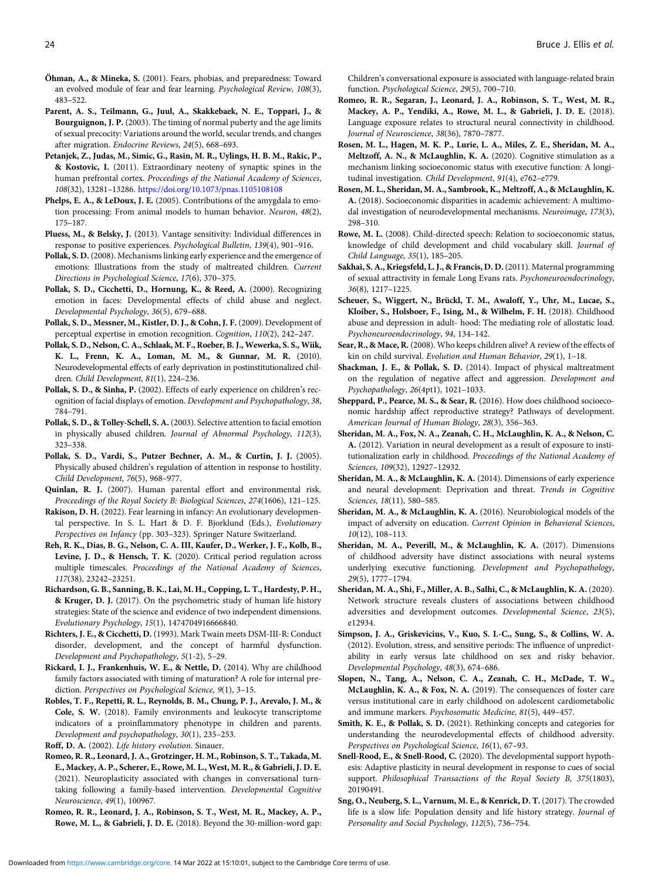**Öhman, A., & Mineka, S.** (2001). Fears, phobias, and preparedness: Toward an evolved module of fear and fear learning. *Psychological Review*, *108*(3), 483–522.

**Parent, A. S., Teilmann, G., Juul, A., Skakkebaek, N. E., Toppari, J., & Bourguignon, J. P.** (2003). The timing of normal puberty and the age limits of sexual precocity: Variations around the world, secular trends, and changes after migration. *Endocrine Reviews*, *24*(5), 668–693.

**Petanjek, Z., Judas, M., Simic, G., Rasin, M. R., Uylings, H. B. M., Rakic, P., & Kostovic, I.** (2011). Extraordinary neoteny of synaptic spines in the human prefrontal cortex. *Proceedings of the National Academy of Sciences*, *108*(32), 13281–13286. https://doi.org/10.1073/pnas.1105108108

**Phelps, E. A., & LeDoux, J. E.** (2005). Contributions of the amygdala to emotion processing: From animal models to human behavior. *Neuron*, *48*(2), 175–187.

**Pluess, M., & Belsky, J.** (2013). Vantage sensitivity: Individual differences in response to positive experiences. *Psychological Bulletin*, *139*(4), 901–916.

**Pollak, S. D.** (2008). Mechanisms linking early experience and the emergence of emotions: Illustrations from the study of maltreated children. *Current Directions in Psychological Science*, *17*(6), 370–375.

**Pollak, S. D., Cicchetti, D., Hornung, K., & Reed, A.** (2000). Recognizing emotion in faces: Developmental effects of child abuse and neglect. *Developmental Psychology*, *36*(5), 679–688.

**Pollak, S. D., Messner, M., Kistler, D. J., & Cohn, J. F.** (2009). Development of perceptual expertise in emotion recognition. *Cognition*, *110*(2), 242–247.

**Pollak, S. D., Nelson, C. A., Schlaak, M. F., Roeber, B. J., Wewerka, S. S., Wiik, K. L., Frenn, K. A., Loman, M. M., & Gunnar, M. R.** (2010). Neurodevelopmental effects of early deprivation in postinstitutionalized children. *Child Development*, *81*(1), 224–236.

**Pollak, S. D., & Sinha, P.** (2002). Effects of early experience on children's recognition of facial displays of emotion. *Development and Psychopathology*, *38*, 784–791.

**Pollak, S. D., & Tolley-Schell, S. A.** (2003). Selective attention to facial emotion in physically abused children. *Journal of Abnormal Psychology*, *112*(3), 323–338.

**Pollak, S. D., Vardi, S., Putzer Bechner, A. M., & Curtin, J. J.** (2005). Physically abused children's regulation of attention in response to hostility. *Child Development*, *76*(5), 968–977.

**Quinlan, R. J.** (2007). Human parental effort and environmental risk. *Proceedings of the Royal Society B: Biological Sciences*, *274*(1606), 121–125.

**Rakison, D. H.** (2022). Fear learning in infancy: An evolutionary developmental perspective. In S. L. Hart & D. F. Bjorklund (Eds.), *Evolutionary Perspectives on Infancy* (pp. 303–323). Springer Nature Switzerland.

**Reh, R. K., Dias, B. G., Nelson, C. A. III, Kaufer, D., Werker, J. F., Kolb, B., Levine, J. D., & Hensch, T. K.** (2020). Critical period regulation across multiple timescales. *Proceedings of the National Academy of Sciences*, *117*(38), 23242–23251.

**Richardson, G. B., Sanning, B. K., Lai, M. H., Copping, L. T., Hardesty, P. H., & Kruger, D. J.** (2017). On the psychometric study of human life history strategies: State of the science and evidence of two independent dimensions. *Evolutionary Psychology*, *15*(1), 1474704916666840.

**Richters, J. E., & Cicchetti, D.** (1993). Mark Twain meets DSM-III-R: Conduct disorder, development, and the concept of harmful dysfunction. *Development and Psychopathology*, *5*(1-2), 5–29.

**Rickard, I. J., Frankenhuis, W. E., & Nettle, D.** (2014). Why are childhood family factors associated with timing of maturation? A role for internal prediction. *Perspectives on Psychological Science*, *9*(1), 3–15.

**Robles, T. F., Repetti, R. L., Reynolds, B. M., Chung, P. J., Arevalo, J. M., & Cole, S. W.** (2018). Family environments and leukocyte transcriptome indicators of a proinflammatory phenotype in children and parents. *Development and psychopathology*, *30*(1), 235–253.

**Roff, D. A.** (2002). *Life history evolution*. Sinauer.

**Romeo, R. R., Leonard, J. A., Grotzinger, H. M., Robinson, S. T., Takada, M. E., Mackey, A. P., Scherer, E., Rowe, M. L., West, M. R., & Gabrieli, J. D. E.** (2021). Neuroplasticity associated with changes in conversational turn-taking following a family-based intervention. *Developmental Cognitive Neuroscience*, *49*(1), 100967.

**Romeo, R. R., Leonard, J. A., Robinson, S. T., West, M. R., Mackey, A. P., Rowe, M. L., & Gabrieli, J. D. E.** (2018). Beyond the 30-million-word gap: Children's conversational exposure is associated with language-related brain function. *Psychological Science*, *29*(5), 700–710.

**Romeo, R. R., Segaran, J., Leonard, J. A., Robinson, S. T., West, M. R., Mackey, A. P., Yendiki, A., Rowe, M. L., & Gabrieli, J. D. E.** (2018). Language exposure relates to structural neural connectivity in childhood. *Journal of Neuroscience*, *38*(36), 7870–7877.

**Rosen, M. L., Hagen, M. K. P., Lurie, L. A., Miles, Z. E., Sheridan, M. A., Meltzoff, A. N., & McLaughlin, K. A.** (2020). Cognitive stimulation as a mechanism linking socioeconomic status with executive function: A longitudinal investigation. *Child Development*, *91*(4), e762–e779.

**Rosen, M. L., Sheridan, M. A., Sambrook, K., Meltzoff, A., & McLaughlin, K. A.** (2018). Socioeconomic disparities in academic achievement: A multimodal investigation of neurodevelopmental mechanisms. *Neuroimage*, *173*(3), 298–310.

**Rowe, M. L.** (2008). Child-directed speech: Relation to socioeconomic status, knowledge of child development and child vocabulary skill. *Journal of Child Language*, *35*(1), 185–205.

**Sakhai, S. A., Kriegsfeld, L. J., & Francis, D. D.** (2011). Maternal programming of sexual attractivity in female Long Evans rats. *Psychoneuroendocrinology*, *36*(8), 1217–1225.

**Scheuer, S., Wiggert, N., Brückl, T. M., Awaloff, Y., Uhr, M., Lucae, S., Kloiber, S., Holsboer, F., Ising, M., & Wilhelm, F. H.** (2018). Childhood abuse and depression in adult- hood: The mediating role of allostatic load. *Psychoneuroendocrinology*, *94*, 134–142.

**Sear, R., & Mace, R.** (2008). Who keeps children alive? A review of the effects of kin on child survival. *Evolution and Human Behavior*, *29*(1), 1–18.

**Shackman, J. E., & Pollak, S. D.** (2014). Impact of physical maltreatment on the regulation of negative affect and aggression. *Development and Psychopathology*, *26*(4pt1), 1021–1033.

**Sheppard, P., Pearce, M. S., & Sear, R.** (2016). How does childhood socioeconomic hardship affect reproductive strategy? Pathways of development. *American Journal of Human Biology*, *28*(3), 356–363.

**Sheridan, M. A., Fox, N. A., Zeanah, C. H., McLaughlin, K. A., & Nelson, C. A.** (2012). Variation in neural development as a result of exposure to institutionalization early in childhood. *Proceedings of the National Academy of Sciences*, *109*(32), 12927–12932.

**Sheridan, M. A., & McLaughlin, K. A.** (2014). Dimensions of early experience and neural development: Deprivation and threat. *Trends in Cognitive Sciences*, *18*(11), 580–585.

**Sheridan, M. A., & McLaughlin, K. A.** (2016). Neurobiological models of the impact of adversity on education. *Current Opinion in Behavioral Sciences*, *10*(12), 108–113.

**Sheridan, M. A., Peverill, M., & McLaughlin, K. A.** (2017). Dimensions of childhood adversity have distinct associations with neural systems underlying executive functioning. *Development and Psychopathology*, *29*(5), 1777–1794.

**Sheridan, M. A., Shi, F., Miller, A. B., Salhi, C., & McLaughlin, K. A.** (2020). Network structure reveals clusters of associations between childhood adversities and development outcomes. *Developmental Science*, *23*(5), e12934.

**Simpson, J. A., Griskevicius, V., Kuo, S. I.-C., Sung, S., & Collins, W. A.** (2012). Evolution, stress, and sensitive periods: The influence of unpredictability in early versus late childhood on sex and risky behavior. *Developmental Psychology*, *48*(3), 674–686.

**Slopen, N., Tang, A., Nelson, C. A., Zeanah, C. H., McDade, T. W., McLaughlin, K. A., & Fox, N. A.** (2019). The consequences of foster care versus institutional care in early childhood on adolescent cardiometabolic and immune markers. *Psychosomatic Medicine*, *81*(5), 449–457.

**Smith, K. E., & Pollak, S. D.** (2021). Rethinking concepts and categories for understanding the neurodevelopmental effects of childhood adversity. *Perspectives on Psychological Science*, *16*(1), 67–93.

**Snell-Rood, E., & Snell-Rood, C.** (2020). The developmental support hypothesis: Adaptive plasticity in neural development in response to cues of social support. *Philosophical Transactions of the Royal Society B*, *375*(1803), 20190491.

**Sng, O., Neuberg, S. L., Varnum, M. E., & Kenrick, D. T.** (2017). The crowded life is a slow life: Population density and life history strategy. *Journal of Personality and Social Psychology*, *112*(5), 736–754.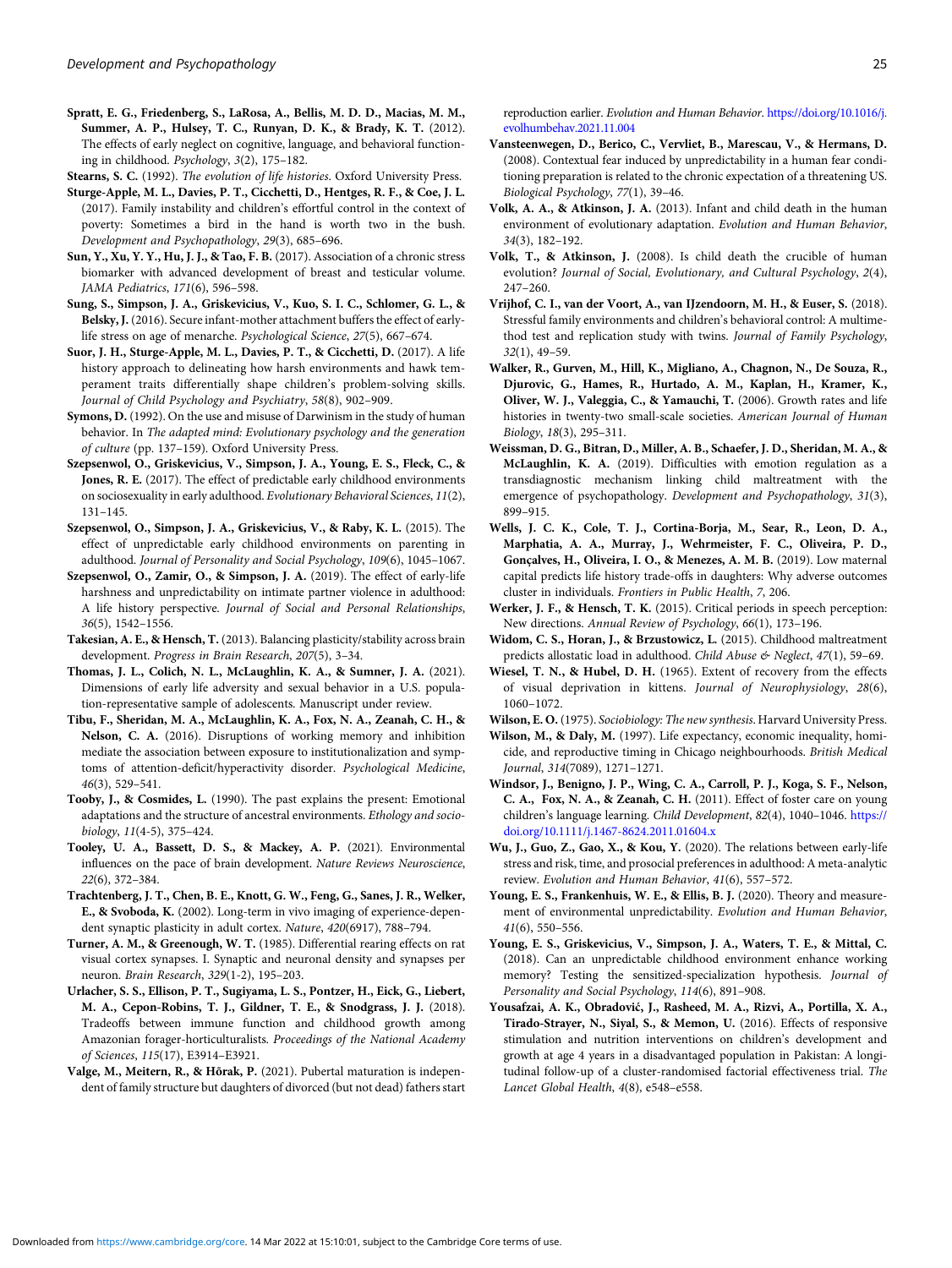**Spratt, E. G., Friedenberg, S., LaRosa, A., Bellis, M. D. D., Macias, M. M., Summer, A. P., Hulsey, T. C., Runyan, D. K., & Brady, K. T.** (2012). The effects of early neglect on cognitive, language, and behavioral functioning in childhood. *Psychology*, *3*(2), 175–182.

**Stearns, S. C.** (1992). *The evolution of life histories*. Oxford University Press.

**Sturge-Apple, M. L., Davies, P. T., Cicchetti, D., Hentges, R. F., & Coe, J. L.** (2017). Family instability and children's effortful control in the context of poverty: Sometimes a bird in the hand is worth two in the bush. *Development and Psychopathology*, *29*(3), 685–696.

**Sun, Y., Xu, Y. Y., Hu, J. J., & Tao, F. B.** (2017). Association of a chronic stress biomarker with advanced development of breast and testicular volume. *JAMA Pediatrics*, *171*(6), 596–598.

**Sung, S., Simpson, J. A., Griskevicius, V., Kuo, S. I. C., Schlomer, G. L., & Belsky, J.** (2016). Secure infant-mother attachment buffers the effect of early-life stress on age of menarche. *Psychological Science*, *27*(5), 667–674.

**Suor, J. H., Sturge-Apple, M. L., Davies, P. T., & Cicchetti, D.** (2017). A life history approach to delineating how harsh environments and hawk temperament traits differentially shape children's problem-solving skills. *Journal of Child Psychology and Psychiatry*, *58*(8), 902–909.

**Symons, D.** (1992). On the use and misuse of Darwinism in the study of human behavior. In *The adapted mind: Evolutionary psychology and the generation of culture* (pp. 137–159). Oxford University Press.

**Szepsenwol, O., Griskevicius, V., Simpson, J. A., Young, E. S., Fleck, C., & Jones, R. E.** (2017). The effect of predictable early childhood environments on sociosexuality in early adulthood. *Evolutionary Behavioral Sciences*, *11*(2), 131–145.

**Szepsenwol, O., Simpson, J. A., Griskevicius, V., & Raby, K. L.** (2015). The effect of unpredictable early childhood environments on parenting in adulthood. *Journal of Personality and Social Psychology*, *109*(6), 1045–1067.

**Szepsenwol, O., Zamir, O., & Simpson, J. A.** (2019). The effect of early-life harshness and unpredictability on intimate partner violence in adulthood: A life history perspective. *Journal of Social and Personal Relationships*, *36*(5), 1542–1556.

**Takesian, A. E., & Hensch, T.** (2013). Balancing plasticity/stability across brain development. *Progress in Brain Research*, *207*(5), 3–34.

**Thomas, J. L., Colich, N. L., McLaughlin, K. A., & Sumner, J. A.** (2021). Dimensions of early life adversity and sexual behavior in a U.S. population-representative sample of adolescents. Manuscript under review.

**Tibu, F., Sheridan, M. A., McLaughlin, K. A., Fox, N. A., Zeanah, C. H., & Nelson, C. A.** (2016). Disruptions of working memory and inhibition mediate the association between exposure to institutionalization and symptoms of attention-deficit/hyperactivity disorder. *Psychological Medicine*, *46*(3), 529–541.

**Tooby, J., & Cosmides, L.** (1990). The past explains the present: Emotional adaptations and the structure of ancestral environments. *Ethology and sociobiology*, *11*(4-5), 375–424.

**Tooley, U. A., Bassett, D. S., & Mackey, A. P.** (2021). Environmental influences on the pace of brain development. *Nature Reviews Neuroscience*, *22*(6), 372–384.

**Trachtenberg, J. T., Chen, B. E., Knott, G. W., Feng, G., Sanes, J. R., Welker, E., & Svoboda, K.** (2002). Long-term in vivo imaging of experience-dependent synaptic plasticity in adult cortex. *Nature*, *420*(6917), 788–794.

**Turner, A. M., & Greenough, W. T.** (1985). Differential rearing effects on rat visual cortex synapses. I. Synaptic and neuronal density and synapses per neuron. *Brain Research*, *329*(1-2), 195–203.

**Urlacher, S. S., Ellison, P. T., Sugiyama, L. S., Pontzer, H., Eick, G., Liebert, M. A., Cepon-Robins, T. J., Gildner, T. E., & Snodgrass, J. J.** (2018). Tradeoffs between immune function and childhood growth among Amazonian forager-horticulturalists. *Proceedings of the National Academy of Sciences*, *115*(17), E3914–E3921.

**Valge, M., Meitern, R., & Hõrak, P.** (2021). Pubertal maturation is independent of family structure but daughters of divorced (but not dead) fathers start reproduction earlier. *Evolution and Human Behavior*. https://doi.org/10.1016/j.evolhumbehav.2021.11.004

**Vansteenwegen, D., Berico, C., Vervliet, B., Marescau, V., & Hermans, D.** (2008). Contextual fear induced by unpredictability in a human fear conditioning preparation is related to the chronic expectation of a threatening US. *Biological Psychology*, *77*(1), 39–46.

**Volk, A. A., & Atkinson, J. A.** (2013). Infant and child death in the human environment of evolutionary adaptation. *Evolution and Human Behavior*, *34*(3), 182–192.

**Volk, T., & Atkinson, J.** (2008). Is child death the crucible of human evolution? *Journal of Social, Evolutionary, and Cultural Psychology*, *2*(4), 247–260.

**Vrijhof, C. I., van der Voort, A., van IJzendoorn, M. H., & Euser, S.** (2018). Stressful family environments and children's behavioral control: A multimethod test and replication study with twins. *Journal of Family Psychology*, *32*(1), 49–59.

**Walker, R., Gurven, M., Hill, K., Migliano, A., Chagnon, N., De Souza, R., Djurovic, G., Hames, R., Hurtado, A. M., Kaplan, H., Kramer, K., Oliver, W. J., Valeggia, C., & Yamauchi, T.** (2006). Growth rates and life histories in twenty-two small-scale societies. *American Journal of Human Biology*, *18*(3), 295–311.

**Weissman, D. G., Bitran, D., Miller, A. B., Schaefer, J. D., Sheridan, M. A., & McLaughlin, K. A.** (2019). Difficulties with emotion regulation as a transdiagnostic mechanism linking child maltreatment with the emergence of psychopathology. *Development and Psychopathology*, *31*(3), 899–915.

**Wells, J. C. K., Cole, T. J., Cortina-Borja, M., Sear, R., Leon, D. A., Marphatia, A. A., Murray, J., Wehrmeister, F. C., Oliveira, P. D., Gonçalves, H., Oliveira, I. O., & Menezes, A. M. B.** (2019). Low maternal capital predicts life history trade-offs in daughters: Why adverse outcomes cluster in individuals. *Frontiers in Public Health*, *7*, 206.

**Werker, J. F., & Hensch, T. K.** (2015). Critical periods in speech perception: New directions. *Annual Review of Psychology*, *66*(1), 173–196.

**Widom, C. S., Horan, J., & Brzustowicz, L.** (2015). Childhood maltreatment predicts allostatic load in adulthood. *Child Abuse & Neglect*, *47*(1), 59–69.

**Wiesel, T. N., & Hubel, D. H.** (1965). Extent of recovery from the effects of visual deprivation in kittens. *Journal of Neurophysiology*, *28*(6), 1060–1072.

**Wilson, E. O.** (1975). *Sociobiology: The new synthesis*. Harvard University Press.

**Wilson, M., & Daly, M.** (1997). Life expectancy, economic inequality, homicide, and reproductive timing in Chicago neighbourhoods. *British Medical Journal*, *314*(7089), 1271–1271.

**Windsor, J., Benigno, J. P., Wing, C. A., Carroll, P. J., Koga, S. F., Nelson, C. A., Fox, N. A., & Zeanah, C. H.** (2011). Effect of foster care on young children's language learning. *Child Development*, *82*(4), 1040–1046. https://doi.org/10.1111/j.1467-8624.2011.01604.x

**Wu, J., Guo, Z., Gao, X., & Kou, Y.** (2020). The relations between early-life stress and risk, time, and prosocial preferences in adulthood: A meta-analytic review. *Evolution and Human Behavior*, *41*(6), 557–572.

**Young, E. S., Frankenhuis, W. E., & Ellis, B. J.** (2020). Theory and measurement of environmental unpredictability. *Evolution and Human Behavior*, *41*(6), 550–556.

**Young, E. S., Griskevicius, V., Simpson, J. A., Waters, T. E., & Mittal, C.** (2018). Can an unpredictable childhood environment enhance working memory? Testing the sensitized-specialization hypothesis. *Journal of Personality and Social Psychology*, *114*(6), 891–908.

**Yousafzai, A. K., Obradović, J., Rasheed, M. A., Rizvi, A., Portilla, X. A., Tirado-Strayer, N., Siyal, S., & Memon, U.** (2016). Effects of responsive stimulation and nutrition interventions on children's development and growth at age 4 years in a disadvantaged population in Pakistan: A longitudinal follow-up of a cluster-randomised factorial effectiveness trial. *The Lancet Global Health*, *4*(8), e548–e558.